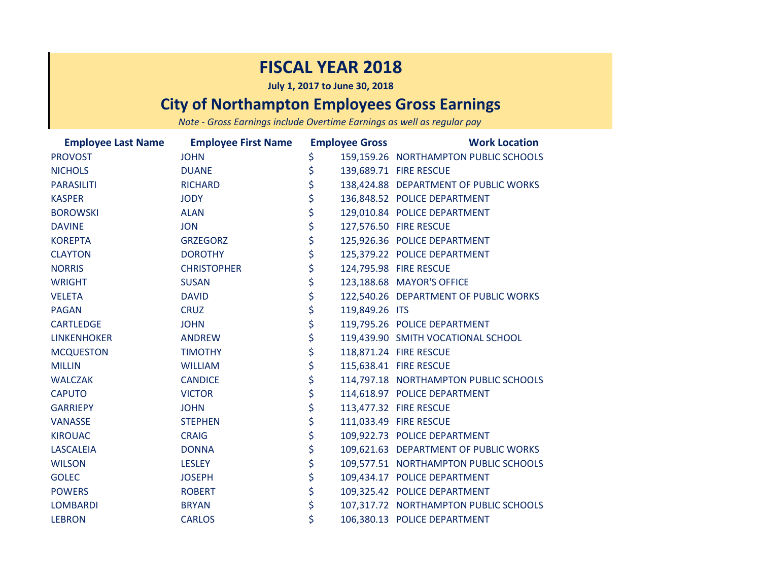# FISCAL YEAR 2018

**July 1, 2017 to June 30, 2018**

## City of Northampton Employees Gross Earnings

*Note - Gross Earnings include Overtime Earnings as well as regular pay*

| Employee Last Name | Employee First Name | Employee Gross | Work Location |
|---|---|---|---|
| PROVOST | JOHN | $ 159,159.26 | NORTHAMPTON PUBLIC SCHOOLS |
| NICHOLS | DUANE | $ 139,689.71 | FIRE RESCUE |
| PARASILITI | RICHARD | $ 138,424.88 | DEPARTMENT OF PUBLIC WORKS |
| KASPER | JODY | $ 136,848.52 | POLICE DEPARTMENT |
| BOROWSKI | ALAN | $ 129,010.84 | POLICE DEPARTMENT |
| DAVINE | JON | $ 127,576.50 | FIRE RESCUE |
| KOREPTA | GRZEGORZ | $ 125,926.36 | POLICE DEPARTMENT |
| CLAYTON | DOROTHY | $ 125,379.22 | POLICE DEPARTMENT |
| NORRIS | CHRISTOPHER | $ 124,795.98 | FIRE RESCUE |
| WRIGHT | SUSAN | $ 123,188.68 | MAYOR'S OFFICE |
| VELETA | DAVID | $ 122,540.26 | DEPARTMENT OF PUBLIC WORKS |
| PAGAN | CRUZ | $ 119,849.26 | ITS |
| CARTLEDGE | JOHN | $ 119,795.26 | POLICE DEPARTMENT |
| LINKENHOKER | ANDREW | $ 119,439.90 | SMITH VOCATIONAL SCHOOL |
| MCQUESTON | TIMOTHY | $ 118,871.24 | FIRE RESCUE |
| MILLIN | WILLIAM | $ 115,638.41 | FIRE RESCUE |
| WALCZAK | CANDICE | $ 114,797.18 | NORTHAMPTON PUBLIC SCHOOLS |
| CAPUTO | VICTOR | $ 114,618.97 | POLICE DEPARTMENT |
| GARRIEPY | JOHN | $ 113,477.32 | FIRE RESCUE |
| VANASSE | STEPHEN | $ 111,033.49 | FIRE RESCUE |
| KIROUAC | CRAIG | $ 109,922.73 | POLICE DEPARTMENT |
| LASCALEIA | DONNA | $ 109,621.63 | DEPARTMENT OF PUBLIC WORKS |
| WILSON | LESLEY | $ 109,577.51 | NORTHAMPTON PUBLIC SCHOOLS |
| GOLEC | JOSEPH | $ 109,434.17 | POLICE DEPARTMENT |
| POWERS | ROBERT | $ 109,325.42 | POLICE DEPARTMENT |
| LOMBARDI | BRYAN | $ 107,317.72 | NORTHAMPTON PUBLIC SCHOOLS |
| LEBRON | CARLOS | $ 106,380.13 | POLICE DEPARTMENT |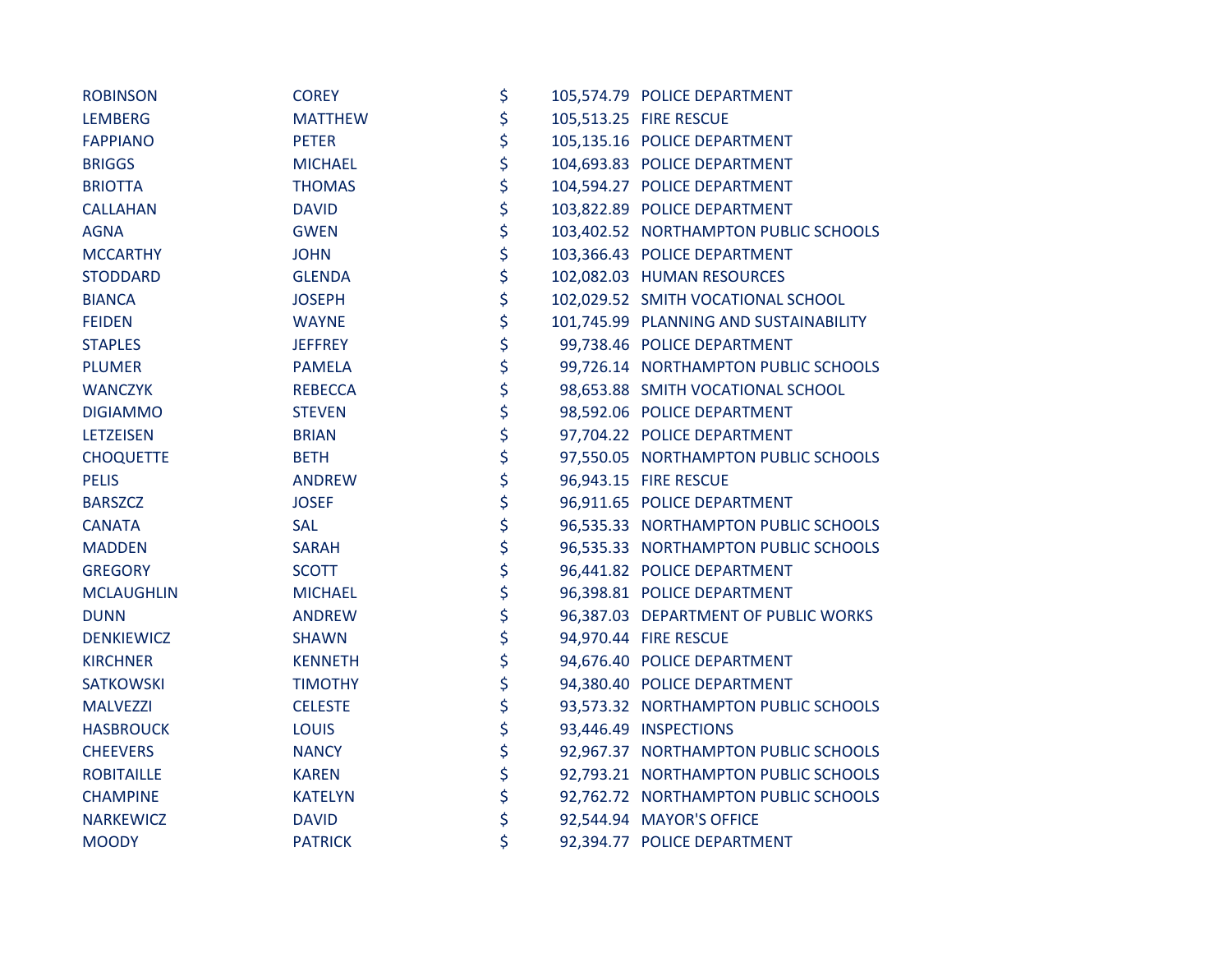| | | | | |
|---|---|---|---|---|
| ROBINSON | COREY | $ | 105,574.79 | POLICE DEPARTMENT |
| LEMBERG | MATTHEW | $ | 105,513.25 | FIRE RESCUE |
| FAPPIANO | PETER | $ | 105,135.16 | POLICE DEPARTMENT |
| BRIGGS | MICHAEL | $ | 104,693.83 | POLICE DEPARTMENT |
| BRIOTTA | THOMAS | $ | 104,594.27 | POLICE DEPARTMENT |
| CALLAHAN | DAVID | $ | 103,822.89 | POLICE DEPARTMENT |
| AGNA | GWEN | $ | 103,402.52 | NORTHAMPTON PUBLIC SCHOOLS |
| MCCARTHY | JOHN | $ | 103,366.43 | POLICE DEPARTMENT |
| STODDARD | GLENDA | $ | 102,082.03 | HUMAN RESOURCES |
| BIANCA | JOSEPH | $ | 102,029.52 | SMITH VOCATIONAL SCHOOL |
| FEIDEN | WAYNE | $ | 101,745.99 | PLANNING AND SUSTAINABILITY |
| STAPLES | JEFFREY | $ | 99,738.46 | POLICE DEPARTMENT |
| PLUMER | PAMELA | $ | 99,726.14 | NORTHAMPTON PUBLIC SCHOOLS |
| WANCZYK | REBECCA | $ | 98,653.88 | SMITH VOCATIONAL SCHOOL |
| DIGIAMMO | STEVEN | $ | 98,592.06 | POLICE DEPARTMENT |
| LETZEISEN | BRIAN | $ | 97,704.22 | POLICE DEPARTMENT |
| CHOQUETTE | BETH | $ | 97,550.05 | NORTHAMPTON PUBLIC SCHOOLS |
| PELIS | ANDREW | $ | 96,943.15 | FIRE RESCUE |
| BARSZCZ | JOSEF | $ | 96,911.65 | POLICE DEPARTMENT |
| CANATA | SAL | $ | 96,535.33 | NORTHAMPTON PUBLIC SCHOOLS |
| MADDEN | SARAH | $ | 96,535.33 | NORTHAMPTON PUBLIC SCHOOLS |
| GREGORY | SCOTT | $ | 96,441.82 | POLICE DEPARTMENT |
| MCLAUGHLIN | MICHAEL | $ | 96,398.81 | POLICE DEPARTMENT |
| DUNN | ANDREW | $ | 96,387.03 | DEPARTMENT OF PUBLIC WORKS |
| DENKIEWICZ | SHAWN | $ | 94,970.44 | FIRE RESCUE |
| KIRCHNER | KENNETH | $ | 94,676.40 | POLICE DEPARTMENT |
| SATKOWSKI | TIMOTHY | $ | 94,380.40 | POLICE DEPARTMENT |
| MALVEZZI | CELESTE | $ | 93,573.32 | NORTHAMPTON PUBLIC SCHOOLS |
| HASBROUCK | LOUIS | $ | 93,446.49 | INSPECTIONS |
| CHEEVERS | NANCY | $ | 92,967.37 | NORTHAMPTON PUBLIC SCHOOLS |
| ROBITAILLE | KAREN | $ | 92,793.21 | NORTHAMPTON PUBLIC SCHOOLS |
| CHAMPINE | KATELYN | $ | 92,762.72 | NORTHAMPTON PUBLIC SCHOOLS |
| NARKEWICZ | DAVID | $ | 92,544.94 | MAYOR'S OFFICE |
| MOODY | PATRICK | $ | 92,394.77 | POLICE DEPARTMENT |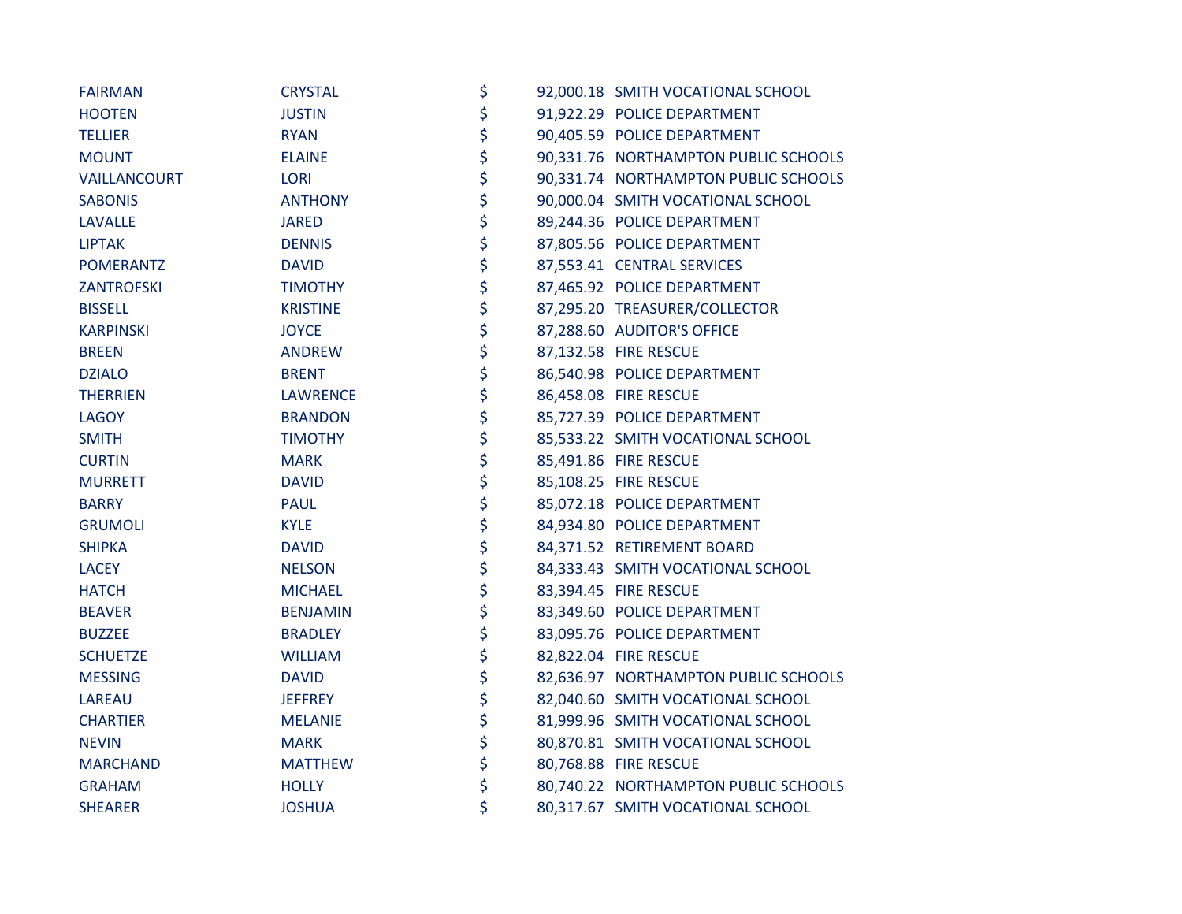| | | | | |
|---|---|---|---|---|
| FAIRMAN | CRYSTAL | $ | 92,000.18 | SMITH VOCATIONAL SCHOOL |
| HOOTEN | JUSTIN | $ | 91,922.29 | POLICE DEPARTMENT |
| TELLIER | RYAN | $ | 90,405.59 | POLICE DEPARTMENT |
| MOUNT | ELAINE | $ | 90,331.76 | NORTHAMPTON PUBLIC SCHOOLS |
| VAILLANCOURT | LORI | $ | 90,331.74 | NORTHAMPTON PUBLIC SCHOOLS |
| SABONIS | ANTHONY | $ | 90,000.04 | SMITH VOCATIONAL SCHOOL |
| LAVALLE | JARED | $ | 89,244.36 | POLICE DEPARTMENT |
| LIPTAK | DENNIS | $ | 87,805.56 | POLICE DEPARTMENT |
| POMERANTZ | DAVID | $ | 87,553.41 | CENTRAL SERVICES |
| ZANTROFSKI | TIMOTHY | $ | 87,465.92 | POLICE DEPARTMENT |
| BISSELL | KRISTINE | $ | 87,295.20 | TREASURER/COLLECTOR |
| KARPINSKI | JOYCE | $ | 87,288.60 | AUDITOR'S OFFICE |
| BREEN | ANDREW | $ | 87,132.58 | FIRE RESCUE |
| DZIALO | BRENT | $ | 86,540.98 | POLICE DEPARTMENT |
| THERRIEN | LAWRENCE | $ | 86,458.08 | FIRE RESCUE |
| LAGOY | BRANDON | $ | 85,727.39 | POLICE DEPARTMENT |
| SMITH | TIMOTHY | $ | 85,533.22 | SMITH VOCATIONAL SCHOOL |
| CURTIN | MARK | $ | 85,491.86 | FIRE RESCUE |
| MURRETT | DAVID | $ | 85,108.25 | FIRE RESCUE |
| BARRY | PAUL | $ | 85,072.18 | POLICE DEPARTMENT |
| GRUMOLI | KYLE | $ | 84,934.80 | POLICE DEPARTMENT |
| SHIPKA | DAVID | $ | 84,371.52 | RETIREMENT BOARD |
| LACEY | NELSON | $ | 84,333.43 | SMITH VOCATIONAL SCHOOL |
| HATCH | MICHAEL | $ | 83,394.45 | FIRE RESCUE |
| BEAVER | BENJAMIN | $ | 83,349.60 | POLICE DEPARTMENT |
| BUZZEE | BRADLEY | $ | 83,095.76 | POLICE DEPARTMENT |
| SCHUETZE | WILLIAM | $ | 82,822.04 | FIRE RESCUE |
| MESSING | DAVID | $ | 82,636.97 | NORTHAMPTON PUBLIC SCHOOLS |
| LAREAU | JEFFREY | $ | 82,040.60 | SMITH VOCATIONAL SCHOOL |
| CHARTIER | MELANIE | $ | 81,999.96 | SMITH VOCATIONAL SCHOOL |
| NEVIN | MARK | $ | 80,870.81 | SMITH VOCATIONAL SCHOOL |
| MARCHAND | MATTHEW | $ | 80,768.88 | FIRE RESCUE |
| GRAHAM | HOLLY | $ | 80,740.22 | NORTHAMPTON PUBLIC SCHOOLS |
| SHEARER | JOSHUA | $ | 80,317.67 | SMITH VOCATIONAL SCHOOL |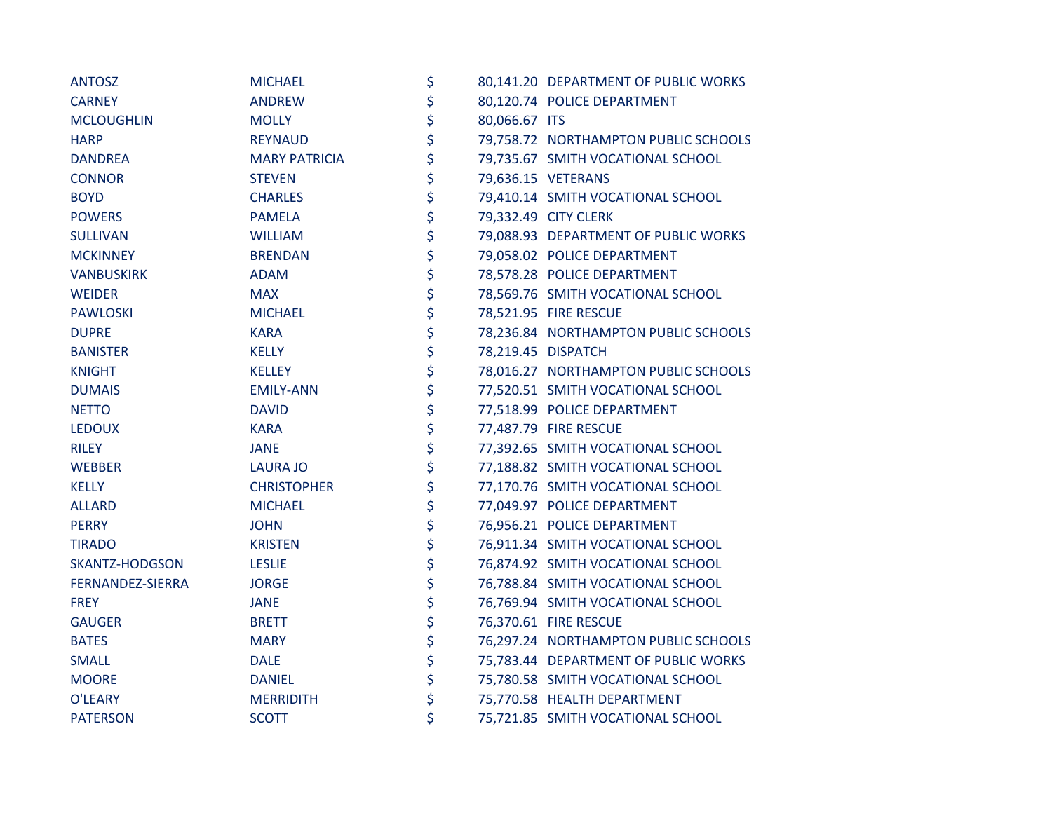| | | | | |
|---|---|---|---|---|
| ANTOSZ | MICHAEL | $ | 80,141.20 | DEPARTMENT OF PUBLIC WORKS |
| CARNEY | ANDREW | $ | 80,120.74 | POLICE DEPARTMENT |
| MCLOUGHLIN | MOLLY | $ | 80,066.67 | ITS |
| HARP | REYNAUD | $ | 79,758.72 | NORTHAMPTON PUBLIC SCHOOLS |
| DANDREA | MARY PATRICIA | $ | 79,735.67 | SMITH VOCATIONAL SCHOOL |
| CONNOR | STEVEN | $ | 79,636.15 | VETERANS |
| BOYD | CHARLES | $ | 79,410.14 | SMITH VOCATIONAL SCHOOL |
| POWERS | PAMELA | $ | 79,332.49 | CITY CLERK |
| SULLIVAN | WILLIAM | $ | 79,088.93 | DEPARTMENT OF PUBLIC WORKS |
| MCKINNEY | BRENDAN | $ | 79,058.02 | POLICE DEPARTMENT |
| VANBUSKIRK | ADAM | $ | 78,578.28 | POLICE DEPARTMENT |
| WEIDER | MAX | $ | 78,569.76 | SMITH VOCATIONAL SCHOOL |
| PAWLOSKI | MICHAEL | $ | 78,521.95 | FIRE RESCUE |
| DUPRE | KARA | $ | 78,236.84 | NORTHAMPTON PUBLIC SCHOOLS |
| BANISTER | KELLY | $ | 78,219.45 | DISPATCH |
| KNIGHT | KELLEY | $ | 78,016.27 | NORTHAMPTON PUBLIC SCHOOLS |
| DUMAIS | EMILY-ANN | $ | 77,520.51 | SMITH VOCATIONAL SCHOOL |
| NETTO | DAVID | $ | 77,518.99 | POLICE DEPARTMENT |
| LEDOUX | KARA | $ | 77,487.79 | FIRE RESCUE |
| RILEY | JANE | $ | 77,392.65 | SMITH VOCATIONAL SCHOOL |
| WEBBER | LAURA JO | $ | 77,188.82 | SMITH VOCATIONAL SCHOOL |
| KELLY | CHRISTOPHER | $ | 77,170.76 | SMITH VOCATIONAL SCHOOL |
| ALLARD | MICHAEL | $ | 77,049.97 | POLICE DEPARTMENT |
| PERRY | JOHN | $ | 76,956.21 | POLICE DEPARTMENT |
| TIRADO | KRISTEN | $ | 76,911.34 | SMITH VOCATIONAL SCHOOL |
| SKANTZ-HODGSON | LESLIE | $ | 76,874.92 | SMITH VOCATIONAL SCHOOL |
| FERNANDEZ-SIERRA | JORGE | $ | 76,788.84 | SMITH VOCATIONAL SCHOOL |
| FREY | JANE | $ | 76,769.94 | SMITH VOCATIONAL SCHOOL |
| GAUGER | BRETT | $ | 76,370.61 | FIRE RESCUE |
| BATES | MARY | $ | 76,297.24 | NORTHAMPTON PUBLIC SCHOOLS |
| SMALL | DALE | $ | 75,783.44 | DEPARTMENT OF PUBLIC WORKS |
| MOORE | DANIEL | $ | 75,780.58 | SMITH VOCATIONAL SCHOOL |
| O'LEARY | MERRIDITH | $ | 75,770.58 | HEALTH DEPARTMENT |
| PATERSON | SCOTT | $ | 75,721.85 | SMITH VOCATIONAL SCHOOL |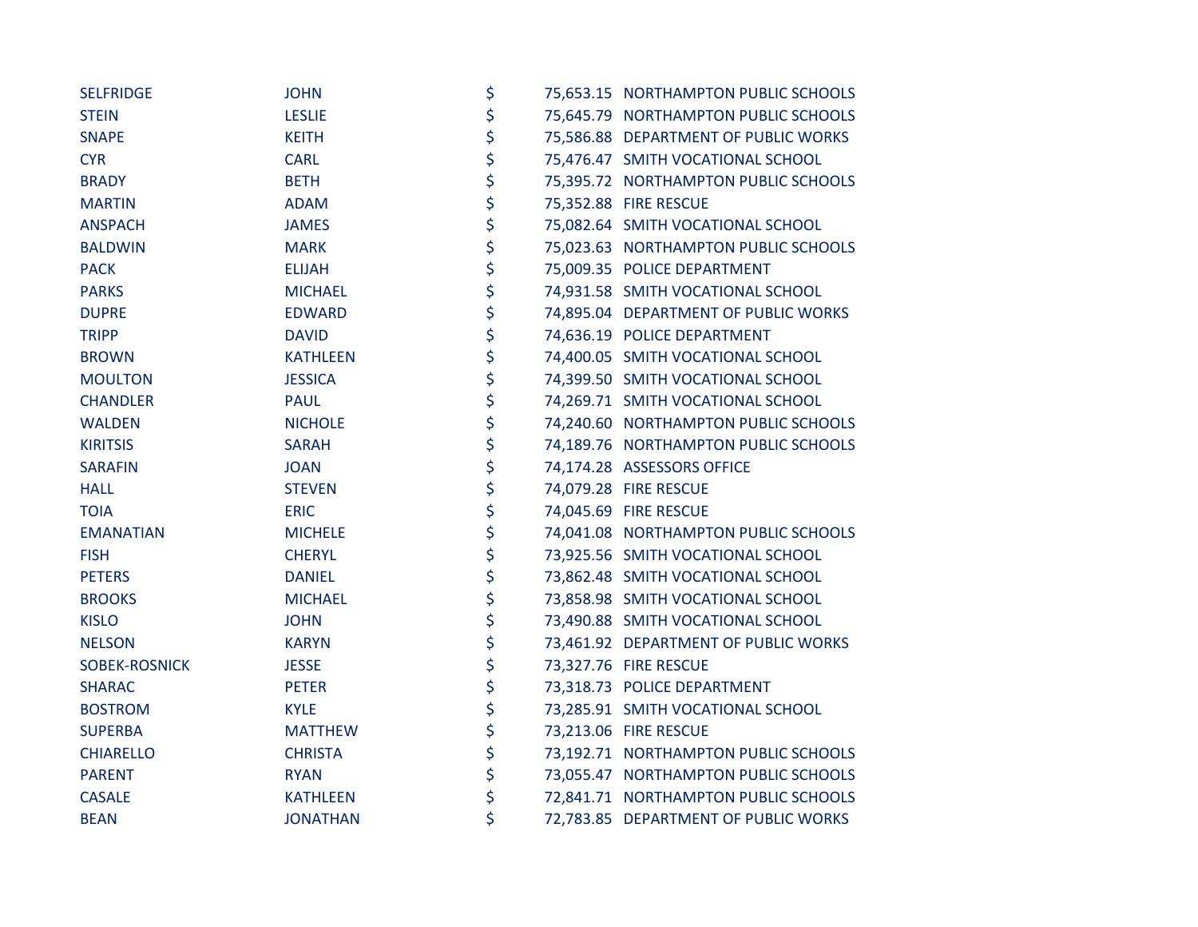| | | | | |
|---|---|---|---|---|
| SELFRIDGE | JOHN | $ | 75,653.15 | NORTHAMPTON PUBLIC SCHOOLS |
| STEIN | LESLIE | $ | 75,645.79 | NORTHAMPTON PUBLIC SCHOOLS |
| SNAPE | KEITH | $ | 75,586.88 | DEPARTMENT OF PUBLIC WORKS |
| CYR | CARL | $ | 75,476.47 | SMITH VOCATIONAL SCHOOL |
| BRADY | BETH | $ | 75,395.72 | NORTHAMPTON PUBLIC SCHOOLS |
| MARTIN | ADAM | $ | 75,352.88 | FIRE RESCUE |
| ANSPACH | JAMES | $ | 75,082.64 | SMITH VOCATIONAL SCHOOL |
| BALDWIN | MARK | $ | 75,023.63 | NORTHAMPTON PUBLIC SCHOOLS |
| PACK | ELIJAH | $ | 75,009.35 | POLICE DEPARTMENT |
| PARKS | MICHAEL | $ | 74,931.58 | SMITH VOCATIONAL SCHOOL |
| DUPRE | EDWARD | $ | 74,895.04 | DEPARTMENT OF PUBLIC WORKS |
| TRIPP | DAVID | $ | 74,636.19 | POLICE DEPARTMENT |
| BROWN | KATHLEEN | $ | 74,400.05 | SMITH VOCATIONAL SCHOOL |
| MOULTON | JESSICA | $ | 74,399.50 | SMITH VOCATIONAL SCHOOL |
| CHANDLER | PAUL | $ | 74,269.71 | SMITH VOCATIONAL SCHOOL |
| WALDEN | NICHOLE | $ | 74,240.60 | NORTHAMPTON PUBLIC SCHOOLS |
| KIRITSIS | SARAH | $ | 74,189.76 | NORTHAMPTON PUBLIC SCHOOLS |
| SARAFIN | JOAN | $ | 74,174.28 | ASSESSORS OFFICE |
| HALL | STEVEN | $ | 74,079.28 | FIRE RESCUE |
| TOIA | ERIC | $ | 74,045.69 | FIRE RESCUE |
| EMANATIAN | MICHELE | $ | 74,041.08 | NORTHAMPTON PUBLIC SCHOOLS |
| FISH | CHERYL | $ | 73,925.56 | SMITH VOCATIONAL SCHOOL |
| PETERS | DANIEL | $ | 73,862.48 | SMITH VOCATIONAL SCHOOL |
| BROOKS | MICHAEL | $ | 73,858.98 | SMITH VOCATIONAL SCHOOL |
| KISLO | JOHN | $ | 73,490.88 | SMITH VOCATIONAL SCHOOL |
| NELSON | KARYN | $ | 73,461.92 | DEPARTMENT OF PUBLIC WORKS |
| SOBEK-ROSNICK | JESSE | $ | 73,327.76 | FIRE RESCUE |
| SHARAC | PETER | $ | 73,318.73 | POLICE DEPARTMENT |
| BOSTROM | KYLE | $ | 73,285.91 | SMITH VOCATIONAL SCHOOL |
| SUPERBA | MATTHEW | $ | 73,213.06 | FIRE RESCUE |
| CHIARELLO | CHRISTA | $ | 73,192.71 | NORTHAMPTON PUBLIC SCHOOLS |
| PARENT | RYAN | $ | 73,055.47 | NORTHAMPTON PUBLIC SCHOOLS |
| CASALE | KATHLEEN | $ | 72,841.71 | NORTHAMPTON PUBLIC SCHOOLS |
| BEAN | JONATHAN | $ | 72,783.85 | DEPARTMENT OF PUBLIC WORKS |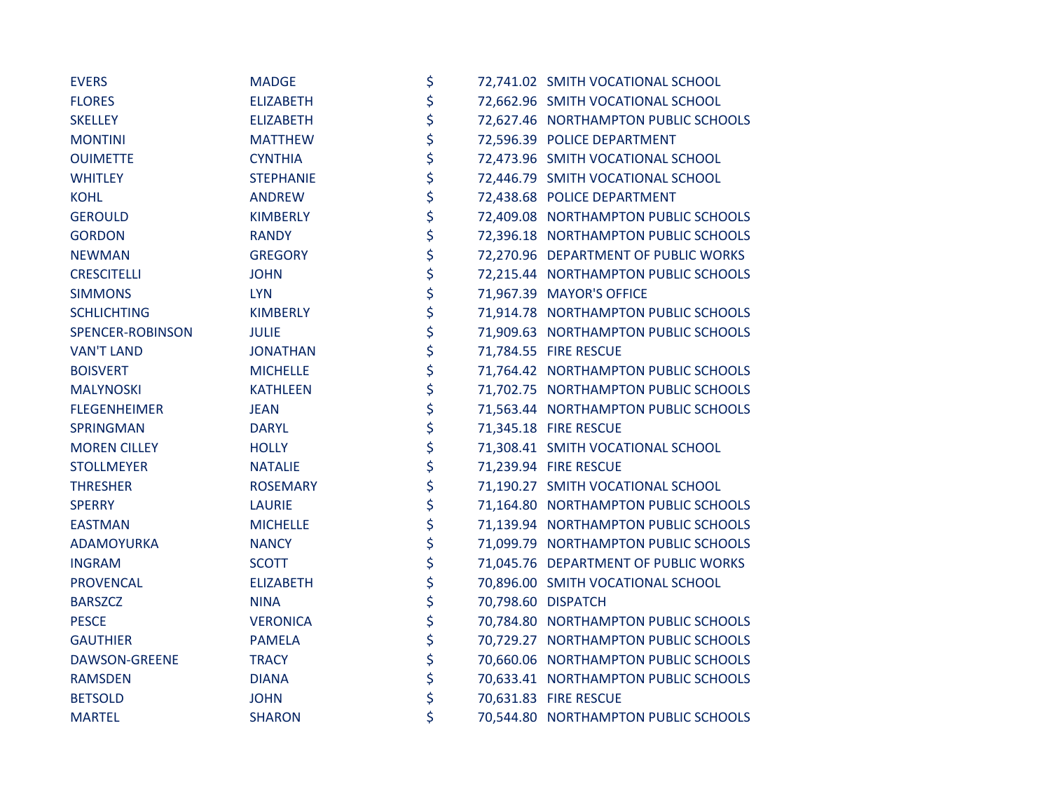| | | | | |
|---|---|---|---|---|
| EVERS | MADGE | $ | 72,741.02 | SMITH VOCATIONAL SCHOOL |
| FLORES | ELIZABETH | $ | 72,662.96 | SMITH VOCATIONAL SCHOOL |
| SKELLEY | ELIZABETH | $ | 72,627.46 | NORTHAMPTON PUBLIC SCHOOLS |
| MONTINI | MATTHEW | $ | 72,596.39 | POLICE DEPARTMENT |
| OUIMETTE | CYNTHIA | $ | 72,473.96 | SMITH VOCATIONAL SCHOOL |
| WHITLEY | STEPHANIE | $ | 72,446.79 | SMITH VOCATIONAL SCHOOL |
| KOHL | ANDREW | $ | 72,438.68 | POLICE DEPARTMENT |
| GEROULD | KIMBERLY | $ | 72,409.08 | NORTHAMPTON PUBLIC SCHOOLS |
| GORDON | RANDY | $ | 72,396.18 | NORTHAMPTON PUBLIC SCHOOLS |
| NEWMAN | GREGORY | $ | 72,270.96 | DEPARTMENT OF PUBLIC WORKS |
| CRESCITELLI | JOHN | $ | 72,215.44 | NORTHAMPTON PUBLIC SCHOOLS |
| SIMMONS | LYN | $ | 71,967.39 | MAYOR'S OFFICE |
| SCHLICHTING | KIMBERLY | $ | 71,914.78 | NORTHAMPTON PUBLIC SCHOOLS |
| SPENCER-ROBINSON | JULIE | $ | 71,909.63 | NORTHAMPTON PUBLIC SCHOOLS |
| VAN'T LAND | JONATHAN | $ | 71,784.55 | FIRE RESCUE |
| BOISVERT | MICHELLE | $ | 71,764.42 | NORTHAMPTON PUBLIC SCHOOLS |
| MALYNOSKI | KATHLEEN | $ | 71,702.75 | NORTHAMPTON PUBLIC SCHOOLS |
| FLEGENHEIMER | JEAN | $ | 71,563.44 | NORTHAMPTON PUBLIC SCHOOLS |
| SPRINGMAN | DARYL | $ | 71,345.18 | FIRE RESCUE |
| MOREN CILLEY | HOLLY | $ | 71,308.41 | SMITH VOCATIONAL SCHOOL |
| STOLLMEYER | NATALIE | $ | 71,239.94 | FIRE RESCUE |
| THRESHER | ROSEMARY | $ | 71,190.27 | SMITH VOCATIONAL SCHOOL |
| SPERRY | LAURIE | $ | 71,164.80 | NORTHAMPTON PUBLIC SCHOOLS |
| EASTMAN | MICHELLE | $ | 71,139.94 | NORTHAMPTON PUBLIC SCHOOLS |
| ADAMOYURKA | NANCY | $ | 71,099.79 | NORTHAMPTON PUBLIC SCHOOLS |
| INGRAM | SCOTT | $ | 71,045.76 | DEPARTMENT OF PUBLIC WORKS |
| PROVENCAL | ELIZABETH | $ | 70,896.00 | SMITH VOCATIONAL SCHOOL |
| BARSZCZ | NINA | $ | 70,798.60 | DISPATCH |
| PESCE | VERONICA | $ | 70,784.80 | NORTHAMPTON PUBLIC SCHOOLS |
| GAUTHIER | PAMELA | $ | 70,729.27 | NORTHAMPTON PUBLIC SCHOOLS |
| DAWSON-GREENE | TRACY | $ | 70,660.06 | NORTHAMPTON PUBLIC SCHOOLS |
| RAMSDEN | DIANA | $ | 70,633.41 | NORTHAMPTON PUBLIC SCHOOLS |
| BETSOLD | JOHN | $ | 70,631.83 | FIRE RESCUE |
| MARTEL | SHARON | $ | 70,544.80 | NORTHAMPTON PUBLIC SCHOOLS |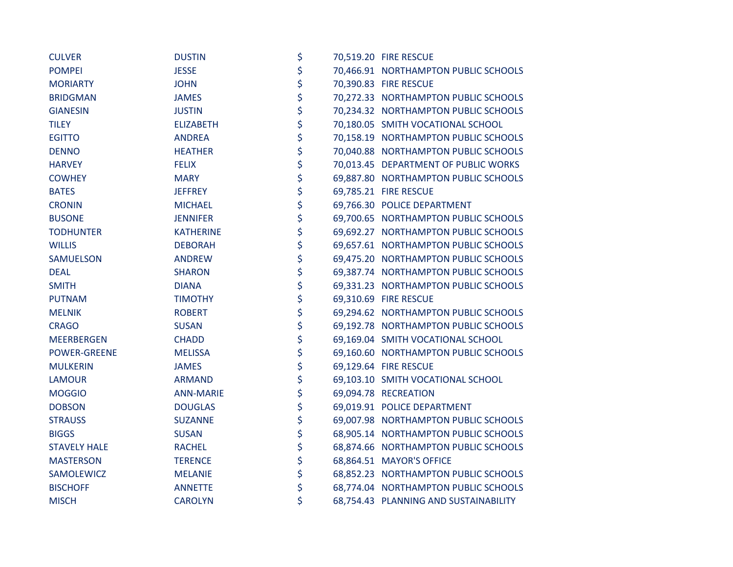| | | | | |
|---|---|---|---|---|
| CULVER | DUSTIN | $ | 70,519.20 | FIRE RESCUE |
| POMPEI | JESSE | $ | 70,466.91 | NORTHAMPTON PUBLIC SCHOOLS |
| MORIARTY | JOHN | $ | 70,390.83 | FIRE RESCUE |
| BRIDGMAN | JAMES | $ | 70,272.33 | NORTHAMPTON PUBLIC SCHOOLS |
| GIANESIN | JUSTIN | $ | 70,234.32 | NORTHAMPTON PUBLIC SCHOOLS |
| TILEY | ELIZABETH | $ | 70,180.05 | SMITH VOCATIONAL SCHOOL |
| EGITTO | ANDREA | $ | 70,158.19 | NORTHAMPTON PUBLIC SCHOOLS |
| DENNO | HEATHER | $ | 70,040.88 | NORTHAMPTON PUBLIC SCHOOLS |
| HARVEY | FELIX | $ | 70,013.45 | DEPARTMENT OF PUBLIC WORKS |
| COWHEY | MARY | $ | 69,887.80 | NORTHAMPTON PUBLIC SCHOOLS |
| BATES | JEFFREY | $ | 69,785.21 | FIRE RESCUE |
| CRONIN | MICHAEL | $ | 69,766.30 | POLICE DEPARTMENT |
| BUSONE | JENNIFER | $ | 69,700.65 | NORTHAMPTON PUBLIC SCHOOLS |
| TODHUNTER | KATHERINE | $ | 69,692.27 | NORTHAMPTON PUBLIC SCHOOLS |
| WILLIS | DEBORAH | $ | 69,657.61 | NORTHAMPTON PUBLIC SCHOOLS |
| SAMUELSON | ANDREW | $ | 69,475.20 | NORTHAMPTON PUBLIC SCHOOLS |
| DEAL | SHARON | $ | 69,387.74 | NORTHAMPTON PUBLIC SCHOOLS |
| SMITH | DIANA | $ | 69,331.23 | NORTHAMPTON PUBLIC SCHOOLS |
| PUTNAM | TIMOTHY | $ | 69,310.69 | FIRE RESCUE |
| MELNIK | ROBERT | $ | 69,294.62 | NORTHAMPTON PUBLIC SCHOOLS |
| CRAGO | SUSAN | $ | 69,192.78 | NORTHAMPTON PUBLIC SCHOOLS |
| MEERBERGEN | CHADD | $ | 69,169.04 | SMITH VOCATIONAL SCHOOL |
| POWER-GREENE | MELISSA | $ | 69,160.60 | NORTHAMPTON PUBLIC SCHOOLS |
| MULKERIN | JAMES | $ | 69,129.64 | FIRE RESCUE |
| LAMOUR | ARMAND | $ | 69,103.10 | SMITH VOCATIONAL SCHOOL |
| MOGGIO | ANN-MARIE | $ | 69,094.78 | RECREATION |
| DOBSON | DOUGLAS | $ | 69,019.91 | POLICE DEPARTMENT |
| STRAUSS | SUZANNE | $ | 69,007.98 | NORTHAMPTON PUBLIC SCHOOLS |
| BIGGS | SUSAN | $ | 68,905.14 | NORTHAMPTON PUBLIC SCHOOLS |
| STAVELY HALE | RACHEL | $ | 68,874.66 | NORTHAMPTON PUBLIC SCHOOLS |
| MASTERSON | TERENCE | $ | 68,864.51 | MAYOR'S OFFICE |
| SAMOLEWICZ | MELANIE | $ | 68,852.23 | NORTHAMPTON PUBLIC SCHOOLS |
| BISCHOFF | ANNETTE | $ | 68,774.04 | NORTHAMPTON PUBLIC SCHOOLS |
| MISCH | CAROLYN | $ | 68,754.43 | PLANNING AND SUSTAINABILITY |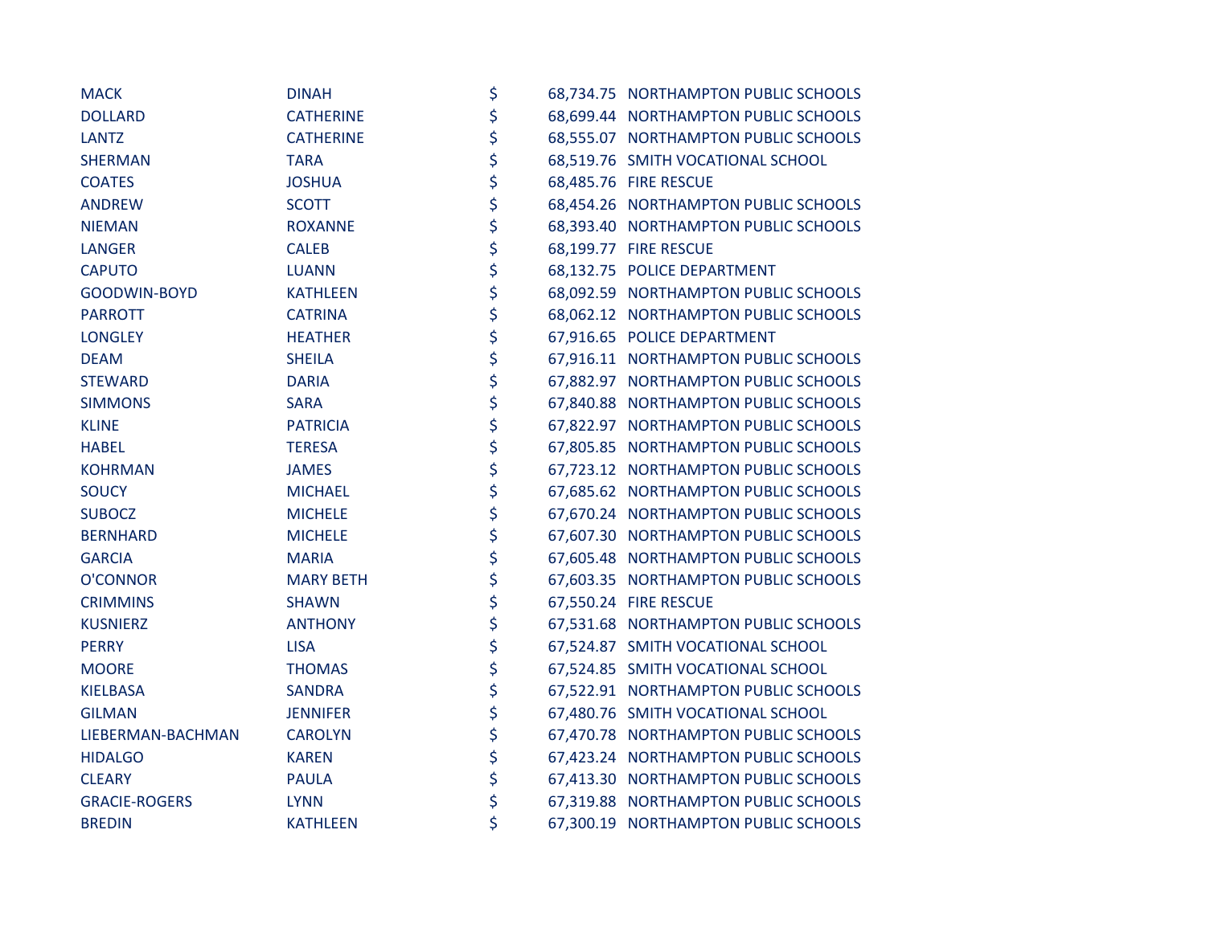| | | | | |
|---|---|---|---|---|
| MACK | DINAH | $ | 68,734.75 | NORTHAMPTON PUBLIC SCHOOLS |
| DOLLARD | CATHERINE | $ | 68,699.44 | NORTHAMPTON PUBLIC SCHOOLS |
| LANTZ | CATHERINE | $ | 68,555.07 | NORTHAMPTON PUBLIC SCHOOLS |
| SHERMAN | TARA | $ | 68,519.76 | SMITH VOCATIONAL SCHOOL |
| COATES | JOSHUA | $ | 68,485.76 | FIRE RESCUE |
| ANDREW | SCOTT | $ | 68,454.26 | NORTHAMPTON PUBLIC SCHOOLS |
| NIEMAN | ROXANNE | $ | 68,393.40 | NORTHAMPTON PUBLIC SCHOOLS |
| LANGER | CALEB | $ | 68,199.77 | FIRE RESCUE |
| CAPUTO | LUANN | $ | 68,132.75 | POLICE DEPARTMENT |
| GOODWIN-BOYD | KATHLEEN | $ | 68,092.59 | NORTHAMPTON PUBLIC SCHOOLS |
| PARROTT | CATRINA | $ | 68,062.12 | NORTHAMPTON PUBLIC SCHOOLS |
| LONGLEY | HEATHER | $ | 67,916.65 | POLICE DEPARTMENT |
| DEAM | SHEILA | $ | 67,916.11 | NORTHAMPTON PUBLIC SCHOOLS |
| STEWARD | DARIA | $ | 67,882.97 | NORTHAMPTON PUBLIC SCHOOLS |
| SIMMONS | SARA | $ | 67,840.88 | NORTHAMPTON PUBLIC SCHOOLS |
| KLINE | PATRICIA | $ | 67,822.97 | NORTHAMPTON PUBLIC SCHOOLS |
| HABEL | TERESA | $ | 67,805.85 | NORTHAMPTON PUBLIC SCHOOLS |
| KOHRMAN | JAMES | $ | 67,723.12 | NORTHAMPTON PUBLIC SCHOOLS |
| SOUCY | MICHAEL | $ | 67,685.62 | NORTHAMPTON PUBLIC SCHOOLS |
| SUBOCZ | MICHELE | $ | 67,670.24 | NORTHAMPTON PUBLIC SCHOOLS |
| BERNHARD | MICHELE | $ | 67,607.30 | NORTHAMPTON PUBLIC SCHOOLS |
| GARCIA | MARIA | $ | 67,605.48 | NORTHAMPTON PUBLIC SCHOOLS |
| O'CONNOR | MARY BETH | $ | 67,603.35 | NORTHAMPTON PUBLIC SCHOOLS |
| CRIMMINS | SHAWN | $ | 67,550.24 | FIRE RESCUE |
| KUSNIERZ | ANTHONY | $ | 67,531.68 | NORTHAMPTON PUBLIC SCHOOLS |
| PERRY | LISA | $ | 67,524.87 | SMITH VOCATIONAL SCHOOL |
| MOORE | THOMAS | $ | 67,524.85 | SMITH VOCATIONAL SCHOOL |
| KIELBASA | SANDRA | $ | 67,522.91 | NORTHAMPTON PUBLIC SCHOOLS |
| GILMAN | JENNIFER | $ | 67,480.76 | SMITH VOCATIONAL SCHOOL |
| LIEBERMAN-BACHMAN | CAROLYN | $ | 67,470.78 | NORTHAMPTON PUBLIC SCHOOLS |
| HIDALGO | KAREN | $ | 67,423.24 | NORTHAMPTON PUBLIC SCHOOLS |
| CLEARY | PAULA | $ | 67,413.30 | NORTHAMPTON PUBLIC SCHOOLS |
| GRACIE-ROGERS | LYNN | $ | 67,319.88 | NORTHAMPTON PUBLIC SCHOOLS |
| BREDIN | KATHLEEN | $ | 67,300.19 | NORTHAMPTON PUBLIC SCHOOLS |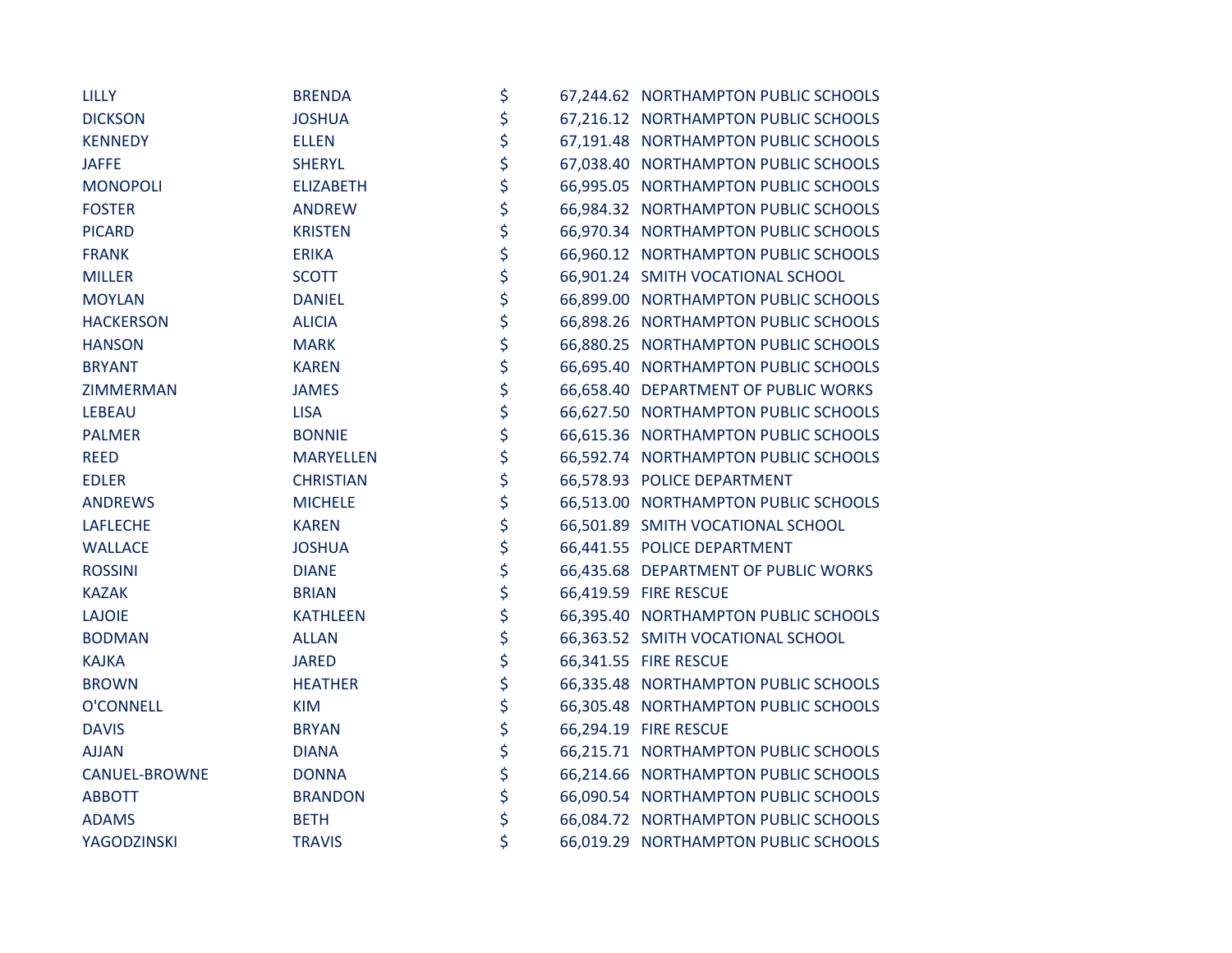| | | | | |
|---|---|---|---|---|
| LILLY | BRENDA | $ | 67,244.62 | NORTHAMPTON PUBLIC SCHOOLS |
| DICKSON | JOSHUA | $ | 67,216.12 | NORTHAMPTON PUBLIC SCHOOLS |
| KENNEDY | ELLEN | $ | 67,191.48 | NORTHAMPTON PUBLIC SCHOOLS |
| JAFFE | SHERYL | $ | 67,038.40 | NORTHAMPTON PUBLIC SCHOOLS |
| MONOPOLI | ELIZABETH | $ | 66,995.05 | NORTHAMPTON PUBLIC SCHOOLS |
| FOSTER | ANDREW | $ | 66,984.32 | NORTHAMPTON PUBLIC SCHOOLS |
| PICARD | KRISTEN | $ | 66,970.34 | NORTHAMPTON PUBLIC SCHOOLS |
| FRANK | ERIKA | $ | 66,960.12 | NORTHAMPTON PUBLIC SCHOOLS |
| MILLER | SCOTT | $ | 66,901.24 | SMITH VOCATIONAL SCHOOL |
| MOYLAN | DANIEL | $ | 66,899.00 | NORTHAMPTON PUBLIC SCHOOLS |
| HACKERSON | ALICIA | $ | 66,898.26 | NORTHAMPTON PUBLIC SCHOOLS |
| HANSON | MARK | $ | 66,880.25 | NORTHAMPTON PUBLIC SCHOOLS |
| BRYANT | KAREN | $ | 66,695.40 | NORTHAMPTON PUBLIC SCHOOLS |
| ZIMMERMAN | JAMES | $ | 66,658.40 | DEPARTMENT OF PUBLIC WORKS |
| LEBEAU | LISA | $ | 66,627.50 | NORTHAMPTON PUBLIC SCHOOLS |
| PALMER | BONNIE | $ | 66,615.36 | NORTHAMPTON PUBLIC SCHOOLS |
| REED | MARYELLEN | $ | 66,592.74 | NORTHAMPTON PUBLIC SCHOOLS |
| EDLER | CHRISTIAN | $ | 66,578.93 | POLICE DEPARTMENT |
| ANDREWS | MICHELE | $ | 66,513.00 | NORTHAMPTON PUBLIC SCHOOLS |
| LAFLECHE | KAREN | $ | 66,501.89 | SMITH VOCATIONAL SCHOOL |
| WALLACE | JOSHUA | $ | 66,441.55 | POLICE DEPARTMENT |
| ROSSINI | DIANE | $ | 66,435.68 | DEPARTMENT OF PUBLIC WORKS |
| KAZAK | BRIAN | $ | 66,419.59 | FIRE RESCUE |
| LAJOIE | KATHLEEN | $ | 66,395.40 | NORTHAMPTON PUBLIC SCHOOLS |
| BODMAN | ALLAN | $ | 66,363.52 | SMITH VOCATIONAL SCHOOL |
| KAJKA | JARED | $ | 66,341.55 | FIRE RESCUE |
| BROWN | HEATHER | $ | 66,335.48 | NORTHAMPTON PUBLIC SCHOOLS |
| O'CONNELL | KIM | $ | 66,305.48 | NORTHAMPTON PUBLIC SCHOOLS |
| DAVIS | BRYAN | $ | 66,294.19 | FIRE RESCUE |
| AJJAN | DIANA | $ | 66,215.71 | NORTHAMPTON PUBLIC SCHOOLS |
| CANUEL-BROWNE | DONNA | $ | 66,214.66 | NORTHAMPTON PUBLIC SCHOOLS |
| ABBOTT | BRANDON | $ | 66,090.54 | NORTHAMPTON PUBLIC SCHOOLS |
| ADAMS | BETH | $ | 66,084.72 | NORTHAMPTON PUBLIC SCHOOLS |
| YAGODZINSKI | TRAVIS | $ | 66,019.29 | NORTHAMPTON PUBLIC SCHOOLS |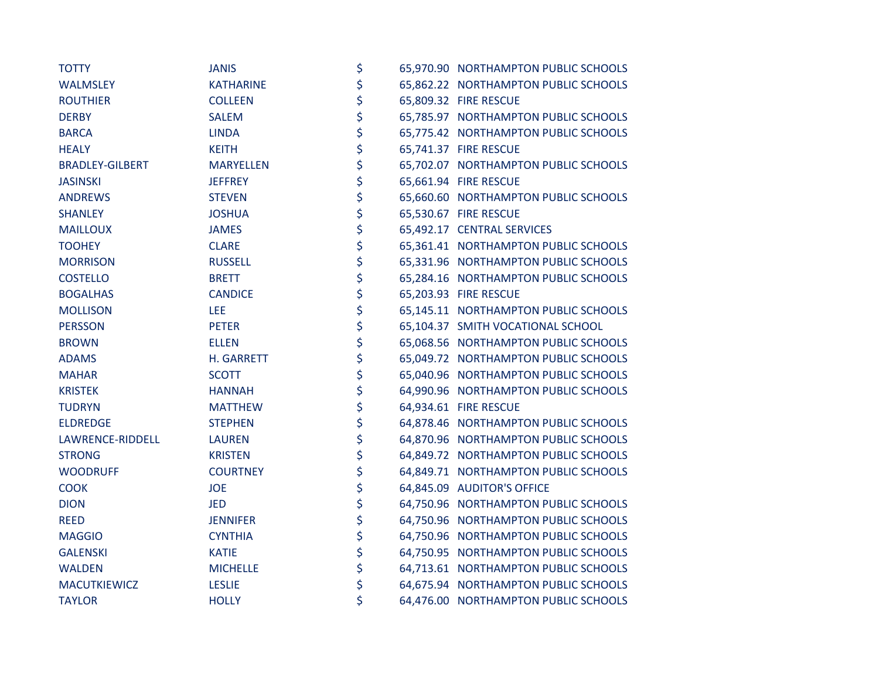| | | | | |
|---|---|---|---|---|
| TOTTY | JANIS | $ | 65,970.90 | NORTHAMPTON PUBLIC SCHOOLS |
| WALMSLEY | KATHARINE | $ | 65,862.22 | NORTHAMPTON PUBLIC SCHOOLS |
| ROUTHIER | COLLEEN | $ | 65,809.32 | FIRE RESCUE |
| DERBY | SALEM | $ | 65,785.97 | NORTHAMPTON PUBLIC SCHOOLS |
| BARCA | LINDA | $ | 65,775.42 | NORTHAMPTON PUBLIC SCHOOLS |
| HEALY | KEITH | $ | 65,741.37 | FIRE RESCUE |
| BRADLEY-GILBERT | MARYELLEN | $ | 65,702.07 | NORTHAMPTON PUBLIC SCHOOLS |
| JASINSKI | JEFFREY | $ | 65,661.94 | FIRE RESCUE |
| ANDREWS | STEVEN | $ | 65,660.60 | NORTHAMPTON PUBLIC SCHOOLS |
| SHANLEY | JOSHUA | $ | 65,530.67 | FIRE RESCUE |
| MAILLOUX | JAMES | $ | 65,492.17 | CENTRAL SERVICES |
| TOOHEY | CLARE | $ | 65,361.41 | NORTHAMPTON PUBLIC SCHOOLS |
| MORRISON | RUSSELL | $ | 65,331.96 | NORTHAMPTON PUBLIC SCHOOLS |
| COSTELLO | BRETT | $ | 65,284.16 | NORTHAMPTON PUBLIC SCHOOLS |
| BOGALHAS | CANDICE | $ | 65,203.93 | FIRE RESCUE |
| MOLLISON | LEE | $ | 65,145.11 | NORTHAMPTON PUBLIC SCHOOLS |
| PERSSON | PETER | $ | 65,104.37 | SMITH VOCATIONAL SCHOOL |
| BROWN | ELLEN | $ | 65,068.56 | NORTHAMPTON PUBLIC SCHOOLS |
| ADAMS | H. GARRETT | $ | 65,049.72 | NORTHAMPTON PUBLIC SCHOOLS |
| MAHAR | SCOTT | $ | 65,040.96 | NORTHAMPTON PUBLIC SCHOOLS |
| KRISTEK | HANNAH | $ | 64,990.96 | NORTHAMPTON PUBLIC SCHOOLS |
| TUDRYN | MATTHEW | $ | 64,934.61 | FIRE RESCUE |
| ELDREDGE | STEPHEN | $ | 64,878.46 | NORTHAMPTON PUBLIC SCHOOLS |
| LAWRENCE-RIDDELL | LAUREN | $ | 64,870.96 | NORTHAMPTON PUBLIC SCHOOLS |
| STRONG | KRISTEN | $ | 64,849.72 | NORTHAMPTON PUBLIC SCHOOLS |
| WOODRUFF | COURTNEY | $ | 64,849.71 | NORTHAMPTON PUBLIC SCHOOLS |
| COOK | JOE | $ | 64,845.09 | AUDITOR'S OFFICE |
| DION | JED | $ | 64,750.96 | NORTHAMPTON PUBLIC SCHOOLS |
| REED | JENNIFER | $ | 64,750.96 | NORTHAMPTON PUBLIC SCHOOLS |
| MAGGIO | CYNTHIA | $ | 64,750.96 | NORTHAMPTON PUBLIC SCHOOLS |
| GALENSKI | KATIE | $ | 64,750.95 | NORTHAMPTON PUBLIC SCHOOLS |
| WALDEN | MICHELLE | $ | 64,713.61 | NORTHAMPTON PUBLIC SCHOOLS |
| MACUTKIEWICZ | LESLIE | $ | 64,675.94 | NORTHAMPTON PUBLIC SCHOOLS |
| TAYLOR | HOLLY | $ | 64,476.00 | NORTHAMPTON PUBLIC SCHOOLS |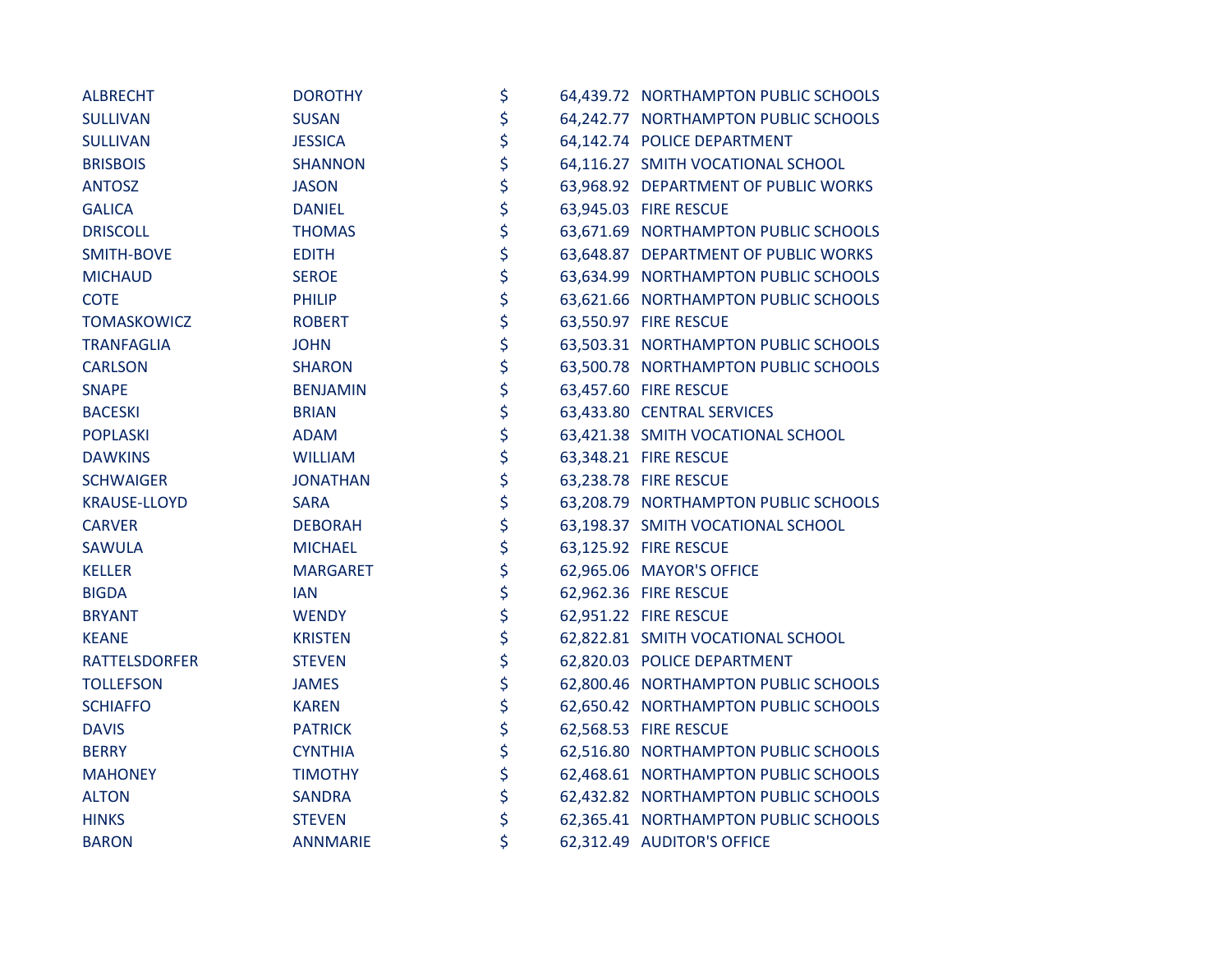| | | | | |
|---|---|---|---|---|
| ALBRECHT | DOROTHY | $ | 64,439.72 | NORTHAMPTON PUBLIC SCHOOLS |
| SULLIVAN | SUSAN | $ | 64,242.77 | NORTHAMPTON PUBLIC SCHOOLS |
| SULLIVAN | JESSICA | $ | 64,142.74 | POLICE DEPARTMENT |
| BRISBOIS | SHANNON | $ | 64,116.27 | SMITH VOCATIONAL SCHOOL |
| ANTOSZ | JASON | $ | 63,968.92 | DEPARTMENT OF PUBLIC WORKS |
| GALICA | DANIEL | $ | 63,945.03 | FIRE RESCUE |
| DRISCOLL | THOMAS | $ | 63,671.69 | NORTHAMPTON PUBLIC SCHOOLS |
| SMITH-BOVE | EDITH | $ | 63,648.87 | DEPARTMENT OF PUBLIC WORKS |
| MICHAUD | SEROE | $ | 63,634.99 | NORTHAMPTON PUBLIC SCHOOLS |
| COTE | PHILIP | $ | 63,621.66 | NORTHAMPTON PUBLIC SCHOOLS |
| TOMASKOWICZ | ROBERT | $ | 63,550.97 | FIRE RESCUE |
| TRANFAGLIA | JOHN | $ | 63,503.31 | NORTHAMPTON PUBLIC SCHOOLS |
| CARLSON | SHARON | $ | 63,500.78 | NORTHAMPTON PUBLIC SCHOOLS |
| SNAPE | BENJAMIN | $ | 63,457.60 | FIRE RESCUE |
| BACESKI | BRIAN | $ | 63,433.80 | CENTRAL SERVICES |
| POPLASKI | ADAM | $ | 63,421.38 | SMITH VOCATIONAL SCHOOL |
| DAWKINS | WILLIAM | $ | 63,348.21 | FIRE RESCUE |
| SCHWAIGER | JONATHAN | $ | 63,238.78 | FIRE RESCUE |
| KRAUSE-LLOYD | SARA | $ | 63,208.79 | NORTHAMPTON PUBLIC SCHOOLS |
| CARVER | DEBORAH | $ | 63,198.37 | SMITH VOCATIONAL SCHOOL |
| SAWULA | MICHAEL | $ | 63,125.92 | FIRE RESCUE |
| KELLER | MARGARET | $ | 62,965.06 | MAYOR'S OFFICE |
| BIGDA | IAN | $ | 62,962.36 | FIRE RESCUE |
| BRYANT | WENDY | $ | 62,951.22 | FIRE RESCUE |
| KEANE | KRISTEN | $ | 62,822.81 | SMITH VOCATIONAL SCHOOL |
| RATTELSDORFER | STEVEN | $ | 62,820.03 | POLICE DEPARTMENT |
| TOLLEFSON | JAMES | $ | 62,800.46 | NORTHAMPTON PUBLIC SCHOOLS |
| SCHIAFFO | KAREN | $ | 62,650.42 | NORTHAMPTON PUBLIC SCHOOLS |
| DAVIS | PATRICK | $ | 62,568.53 | FIRE RESCUE |
| BERRY | CYNTHIA | $ | 62,516.80 | NORTHAMPTON PUBLIC SCHOOLS |
| MAHONEY | TIMOTHY | $ | 62,468.61 | NORTHAMPTON PUBLIC SCHOOLS |
| ALTON | SANDRA | $ | 62,432.82 | NORTHAMPTON PUBLIC SCHOOLS |
| HINKS | STEVEN | $ | 62,365.41 | NORTHAMPTON PUBLIC SCHOOLS |
| BARON | ANNMARIE | $ | 62,312.49 | AUDITOR'S OFFICE |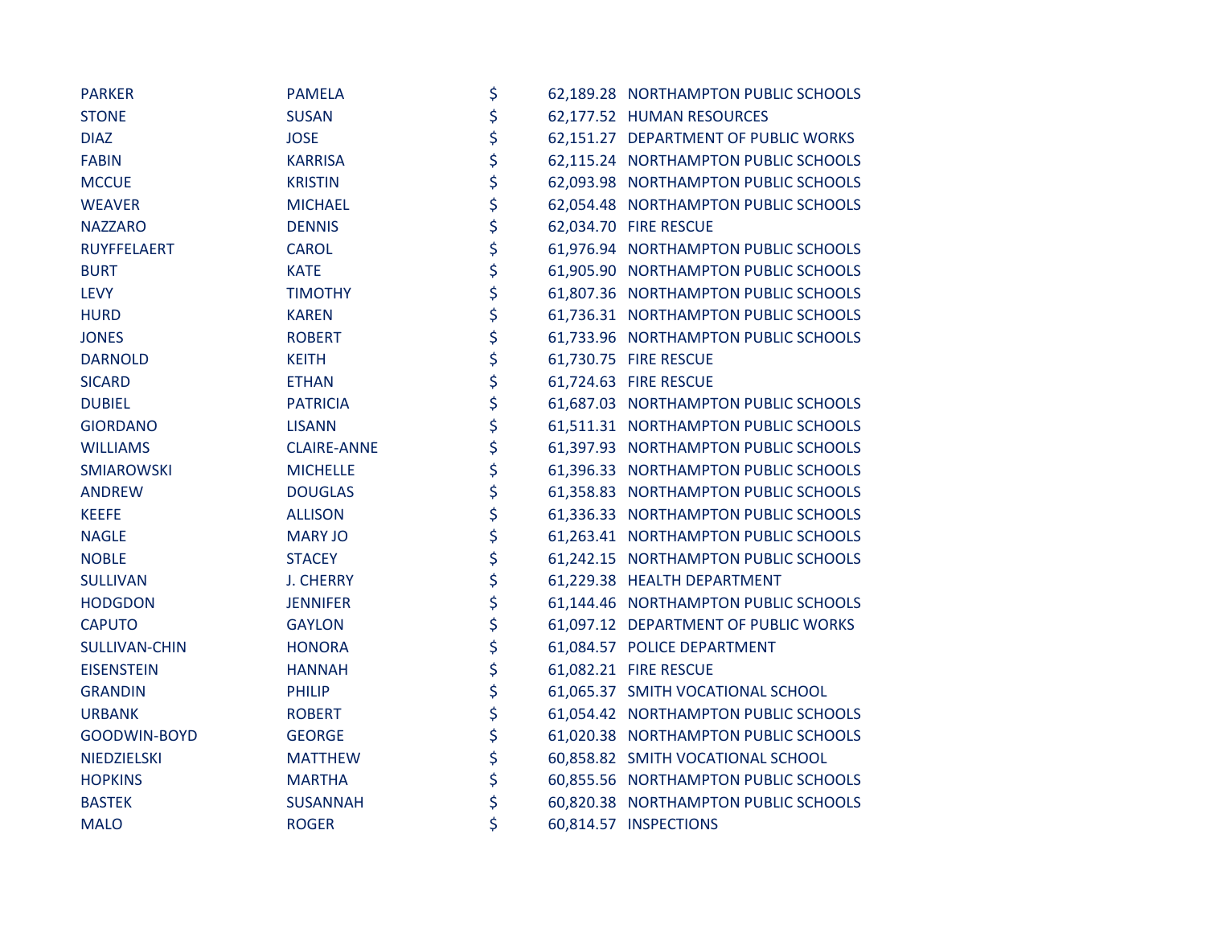| | | | | |
|---|---|---|---|---|
| PARKER | PAMELA | $ | 62,189.28 | NORTHAMPTON PUBLIC SCHOOLS |
| STONE | SUSAN | $ | 62,177.52 | HUMAN RESOURCES |
| DIAZ | JOSE | $ | 62,151.27 | DEPARTMENT OF PUBLIC WORKS |
| FABIN | KARRISA | $ | 62,115.24 | NORTHAMPTON PUBLIC SCHOOLS |
| MCCUE | KRISTIN | $ | 62,093.98 | NORTHAMPTON PUBLIC SCHOOLS |
| WEAVER | MICHAEL | $ | 62,054.48 | NORTHAMPTON PUBLIC SCHOOLS |
| NAZZARO | DENNIS | $ | 62,034.70 | FIRE RESCUE |
| RUYFFELAERT | CAROL | $ | 61,976.94 | NORTHAMPTON PUBLIC SCHOOLS |
| BURT | KATE | $ | 61,905.90 | NORTHAMPTON PUBLIC SCHOOLS |
| LEVY | TIMOTHY | $ | 61,807.36 | NORTHAMPTON PUBLIC SCHOOLS |
| HURD | KAREN | $ | 61,736.31 | NORTHAMPTON PUBLIC SCHOOLS |
| JONES | ROBERT | $ | 61,733.96 | NORTHAMPTON PUBLIC SCHOOLS |
| DARNOLD | KEITH | $ | 61,730.75 | FIRE RESCUE |
| SICARD | ETHAN | $ | 61,724.63 | FIRE RESCUE |
| DUBIEL | PATRICIA | $ | 61,687.03 | NORTHAMPTON PUBLIC SCHOOLS |
| GIORDANO | LISANN | $ | 61,511.31 | NORTHAMPTON PUBLIC SCHOOLS |
| WILLIAMS | CLAIRE-ANNE | $ | 61,397.93 | NORTHAMPTON PUBLIC SCHOOLS |
| SMIAROWSKI | MICHELLE | $ | 61,396.33 | NORTHAMPTON PUBLIC SCHOOLS |
| ANDREW | DOUGLAS | $ | 61,358.83 | NORTHAMPTON PUBLIC SCHOOLS |
| KEEFE | ALLISON | $ | 61,336.33 | NORTHAMPTON PUBLIC SCHOOLS |
| NAGLE | MARY JO | $ | 61,263.41 | NORTHAMPTON PUBLIC SCHOOLS |
| NOBLE | STACEY | $ | 61,242.15 | NORTHAMPTON PUBLIC SCHOOLS |
| SULLIVAN | J. CHERRY | $ | 61,229.38 | HEALTH DEPARTMENT |
| HODGDON | JENNIFER | $ | 61,144.46 | NORTHAMPTON PUBLIC SCHOOLS |
| CAPUTO | GAYLON | $ | 61,097.12 | DEPARTMENT OF PUBLIC WORKS |
| SULLIVAN-CHIN | HONORA | $ | 61,084.57 | POLICE DEPARTMENT |
| EISENSTEIN | HANNAH | $ | 61,082.21 | FIRE RESCUE |
| GRANDIN | PHILIP | $ | 61,065.37 | SMITH VOCATIONAL SCHOOL |
| URBANK | ROBERT | $ | 61,054.42 | NORTHAMPTON PUBLIC SCHOOLS |
| GOODWIN-BOYD | GEORGE | $ | 61,020.38 | NORTHAMPTON PUBLIC SCHOOLS |
| NIEDZIELSKI | MATTHEW | $ | 60,858.82 | SMITH VOCATIONAL SCHOOL |
| HOPKINS | MARTHA | $ | 60,855.56 | NORTHAMPTON PUBLIC SCHOOLS |
| BASTEK | SUSANNAH | $ | 60,820.38 | NORTHAMPTON PUBLIC SCHOOLS |
| MALO | ROGER | $ | 60,814.57 | INSPECTIONS |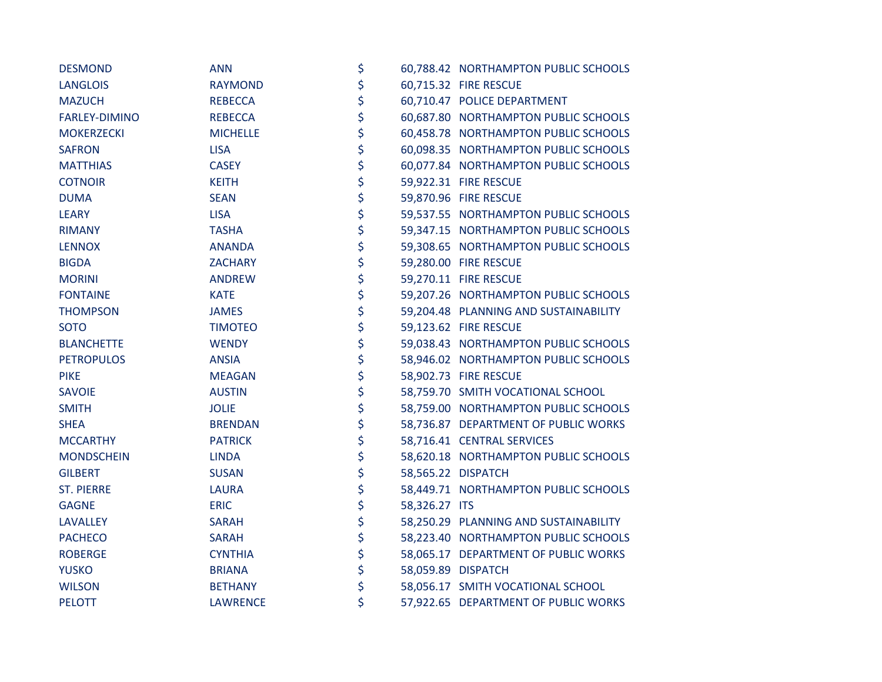| | | | | |
|---|---|---|---|---|
| DESMOND | ANN | $ | 60,788.42 | NORTHAMPTON PUBLIC SCHOOLS |
| LANGLOIS | RAYMOND | $ | 60,715.32 | FIRE RESCUE |
| MAZUCH | REBECCA | $ | 60,710.47 | POLICE DEPARTMENT |
| FARLEY-DIMINO | REBECCA | $ | 60,687.80 | NORTHAMPTON PUBLIC SCHOOLS |
| MOKERZECKI | MICHELLE | $ | 60,458.78 | NORTHAMPTON PUBLIC SCHOOLS |
| SAFRON | LISA | $ | 60,098.35 | NORTHAMPTON PUBLIC SCHOOLS |
| MATTHIAS | CASEY | $ | 60,077.84 | NORTHAMPTON PUBLIC SCHOOLS |
| COTNOIR | KEITH | $ | 59,922.31 | FIRE RESCUE |
| DUMA | SEAN | $ | 59,870.96 | FIRE RESCUE |
| LEARY | LISA | $ | 59,537.55 | NORTHAMPTON PUBLIC SCHOOLS |
| RIMANY | TASHA | $ | 59,347.15 | NORTHAMPTON PUBLIC SCHOOLS |
| LENNOX | ANANDA | $ | 59,308.65 | NORTHAMPTON PUBLIC SCHOOLS |
| BIGDA | ZACHARY | $ | 59,280.00 | FIRE RESCUE |
| MORINI | ANDREW | $ | 59,270.11 | FIRE RESCUE |
| FONTAINE | KATE | $ | 59,207.26 | NORTHAMPTON PUBLIC SCHOOLS |
| THOMPSON | JAMES | $ | 59,204.48 | PLANNING AND SUSTAINABILITY |
| SOTO | TIMOTEO | $ | 59,123.62 | FIRE RESCUE |
| BLANCHETTE | WENDY | $ | 59,038.43 | NORTHAMPTON PUBLIC SCHOOLS |
| PETROPULOS | ANSIA | $ | 58,946.02 | NORTHAMPTON PUBLIC SCHOOLS |
| PIKE | MEAGAN | $ | 58,902.73 | FIRE RESCUE |
| SAVOIE | AUSTIN | $ | 58,759.70 | SMITH VOCATIONAL SCHOOL |
| SMITH | JOLIE | $ | 58,759.00 | NORTHAMPTON PUBLIC SCHOOLS |
| SHEA | BRENDAN | $ | 58,736.87 | DEPARTMENT OF PUBLIC WORKS |
| MCCARTHY | PATRICK | $ | 58,716.41 | CENTRAL SERVICES |
| MONDSCHEIN | LINDA | $ | 58,620.18 | NORTHAMPTON PUBLIC SCHOOLS |
| GILBERT | SUSAN | $ | 58,565.22 | DISPATCH |
| ST. PIERRE | LAURA | $ | 58,449.71 | NORTHAMPTON PUBLIC SCHOOLS |
| GAGNE | ERIC | $ | 58,326.27 | ITS |
| LAVALLEY | SARAH | $ | 58,250.29 | PLANNING AND SUSTAINABILITY |
| PACHECO | SARAH | $ | 58,223.40 | NORTHAMPTON PUBLIC SCHOOLS |
| ROBERGE | CYNTHIA | $ | 58,065.17 | DEPARTMENT OF PUBLIC WORKS |
| YUSKO | BRIANA | $ | 58,059.89 | DISPATCH |
| WILSON | BETHANY | $ | 58,056.17 | SMITH VOCATIONAL SCHOOL |
| PELOTT | LAWRENCE | $ | 57,922.65 | DEPARTMENT OF PUBLIC WORKS |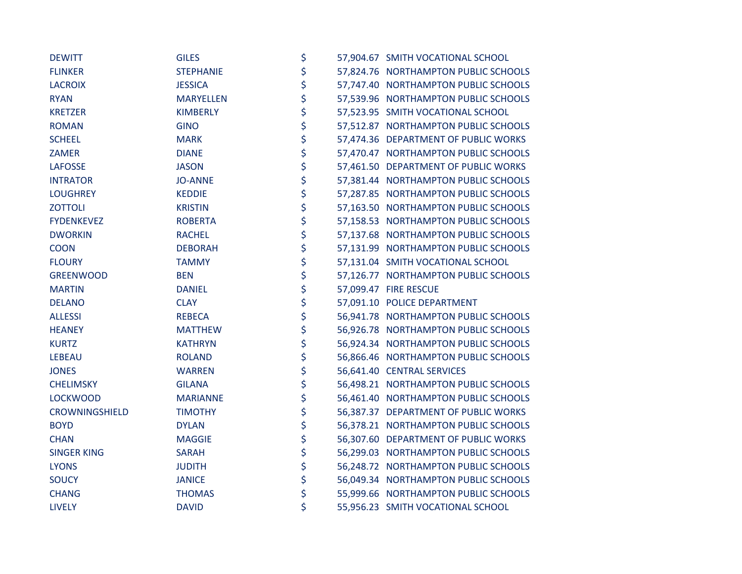| | | | | |
|---|---|---|---|---|
| DEWITT | GILES | $ | 57,904.67 | SMITH VOCATIONAL SCHOOL |
| FLINKER | STEPHANIE | $ | 57,824.76 | NORTHAMPTON PUBLIC SCHOOLS |
| LACROIX | JESSICA | $ | 57,747.40 | NORTHAMPTON PUBLIC SCHOOLS |
| RYAN | MARYELLEN | $ | 57,539.96 | NORTHAMPTON PUBLIC SCHOOLS |
| KRETZER | KIMBERLY | $ | 57,523.95 | SMITH VOCATIONAL SCHOOL |
| ROMAN | GINO | $ | 57,512.87 | NORTHAMPTON PUBLIC SCHOOLS |
| SCHEEL | MARK | $ | 57,474.36 | DEPARTMENT OF PUBLIC WORKS |
| ZAMER | DIANE | $ | 57,470.47 | NORTHAMPTON PUBLIC SCHOOLS |
| LAFOSSE | JASON | $ | 57,461.50 | DEPARTMENT OF PUBLIC WORKS |
| INTRATOR | JO-ANNE | $ | 57,381.44 | NORTHAMPTON PUBLIC SCHOOLS |
| LOUGHREY | KEDDIE | $ | 57,287.85 | NORTHAMPTON PUBLIC SCHOOLS |
| ZOTTOLI | KRISTIN | $ | 57,163.50 | NORTHAMPTON PUBLIC SCHOOLS |
| FYDENKEVEZ | ROBERTA | $ | 57,158.53 | NORTHAMPTON PUBLIC SCHOOLS |
| DWORKIN | RACHEL | $ | 57,137.68 | NORTHAMPTON PUBLIC SCHOOLS |
| COON | DEBORAH | $ | 57,131.99 | NORTHAMPTON PUBLIC SCHOOLS |
| FLOURY | TAMMY | $ | 57,131.04 | SMITH VOCATIONAL SCHOOL |
| GREENWOOD | BEN | $ | 57,126.77 | NORTHAMPTON PUBLIC SCHOOLS |
| MARTIN | DANIEL | $ | 57,099.47 | FIRE RESCUE |
| DELANO | CLAY | $ | 57,091.10 | POLICE DEPARTMENT |
| ALLESSI | REBECA | $ | 56,941.78 | NORTHAMPTON PUBLIC SCHOOLS |
| HEANEY | MATTHEW | $ | 56,926.78 | NORTHAMPTON PUBLIC SCHOOLS |
| KURTZ | KATHRYN | $ | 56,924.34 | NORTHAMPTON PUBLIC SCHOOLS |
| LEBEAU | ROLAND | $ | 56,866.46 | NORTHAMPTON PUBLIC SCHOOLS |
| JONES | WARREN | $ | 56,641.40 | CENTRAL SERVICES |
| CHELIMSKY | GILANA | $ | 56,498.21 | NORTHAMPTON PUBLIC SCHOOLS |
| LOCKWOOD | MARIANNE | $ | 56,461.40 | NORTHAMPTON PUBLIC SCHOOLS |
| CROWNINGSHIELD | TIMOTHY | $ | 56,387.37 | DEPARTMENT OF PUBLIC WORKS |
| BOYD | DYLAN | $ | 56,378.21 | NORTHAMPTON PUBLIC SCHOOLS |
| CHAN | MAGGIE | $ | 56,307.60 | DEPARTMENT OF PUBLIC WORKS |
| SINGER KING | SARAH | $ | 56,299.03 | NORTHAMPTON PUBLIC SCHOOLS |
| LYONS | JUDITH | $ | 56,248.72 | NORTHAMPTON PUBLIC SCHOOLS |
| SOUCY | JANICE | $ | 56,049.34 | NORTHAMPTON PUBLIC SCHOOLS |
| CHANG | THOMAS | $ | 55,999.66 | NORTHAMPTON PUBLIC SCHOOLS |
| LIVELY | DAVID | $ | 55,956.23 | SMITH VOCATIONAL SCHOOL |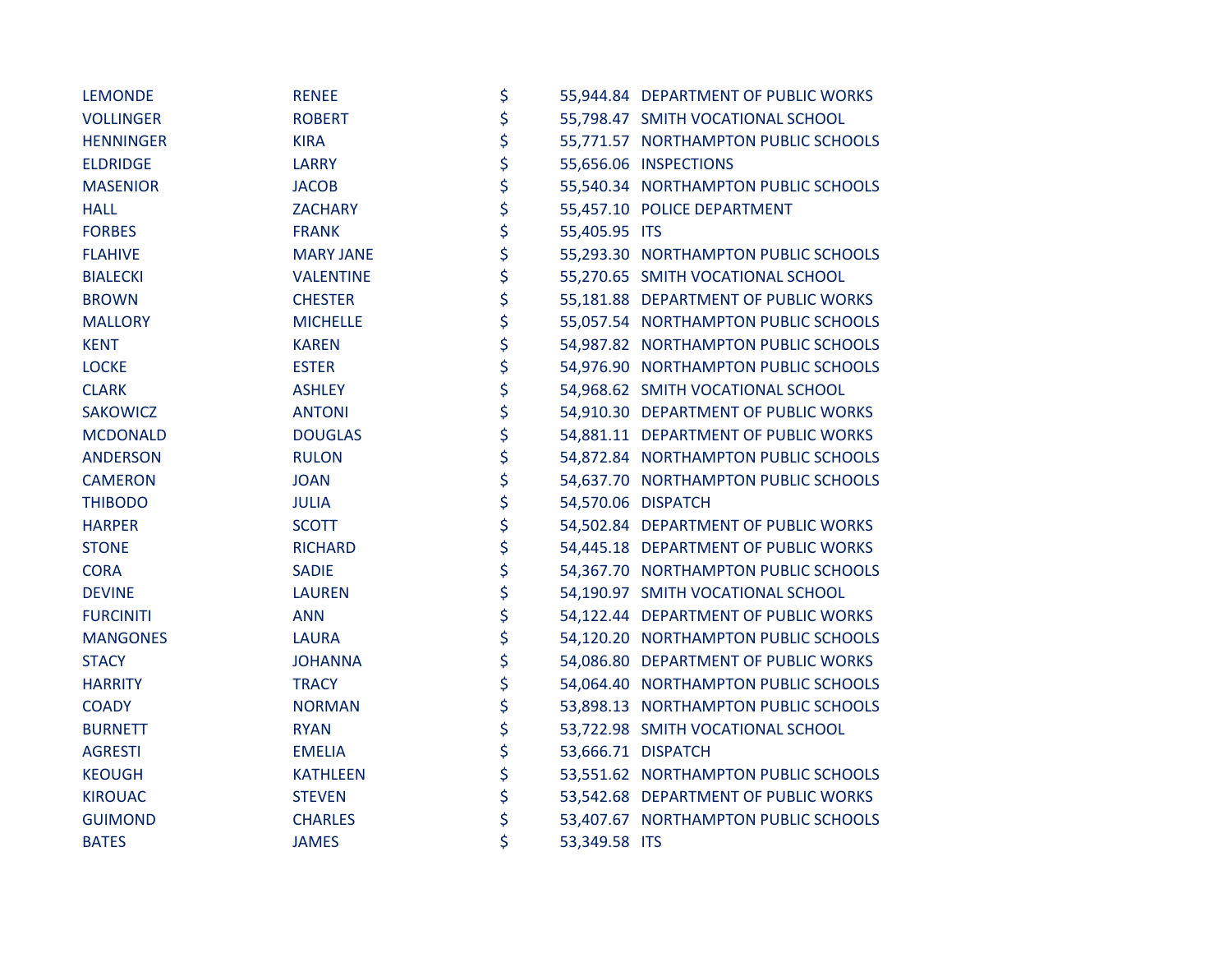| | | | | |
|---|---|---|---|---|
| LEMONDE | RENEE | $ | 55,944.84 | DEPARTMENT OF PUBLIC WORKS |
| VOLLINGER | ROBERT | $ | 55,798.47 | SMITH VOCATIONAL SCHOOL |
| HENNINGER | KIRA | $ | 55,771.57 | NORTHAMPTON PUBLIC SCHOOLS |
| ELDRIDGE | LARRY | $ | 55,656.06 | INSPECTIONS |
| MASENIOR | JACOB | $ | 55,540.34 | NORTHAMPTON PUBLIC SCHOOLS |
| HALL | ZACHARY | $ | 55,457.10 | POLICE DEPARTMENT |
| FORBES | FRANK | $ | 55,405.95 | ITS |
| FLAHIVE | MARY JANE | $ | 55,293.30 | NORTHAMPTON PUBLIC SCHOOLS |
| BIALECKI | VALENTINE | $ | 55,270.65 | SMITH VOCATIONAL SCHOOL |
| BROWN | CHESTER | $ | 55,181.88 | DEPARTMENT OF PUBLIC WORKS |
| MALLORY | MICHELLE | $ | 55,057.54 | NORTHAMPTON PUBLIC SCHOOLS |
| KENT | KAREN | $ | 54,987.82 | NORTHAMPTON PUBLIC SCHOOLS |
| LOCKE | ESTER | $ | 54,976.90 | NORTHAMPTON PUBLIC SCHOOLS |
| CLARK | ASHLEY | $ | 54,968.62 | SMITH VOCATIONAL SCHOOL |
| SAKOWICZ | ANTONI | $ | 54,910.30 | DEPARTMENT OF PUBLIC WORKS |
| MCDONALD | DOUGLAS | $ | 54,881.11 | DEPARTMENT OF PUBLIC WORKS |
| ANDERSON | RULON | $ | 54,872.84 | NORTHAMPTON PUBLIC SCHOOLS |
| CAMERON | JOAN | $ | 54,637.70 | NORTHAMPTON PUBLIC SCHOOLS |
| THIBODO | JULIA | $ | 54,570.06 | DISPATCH |
| HARPER | SCOTT | $ | 54,502.84 | DEPARTMENT OF PUBLIC WORKS |
| STONE | RICHARD | $ | 54,445.18 | DEPARTMENT OF PUBLIC WORKS |
| CORA | SADIE | $ | 54,367.70 | NORTHAMPTON PUBLIC SCHOOLS |
| DEVINE | LAUREN | $ | 54,190.97 | SMITH VOCATIONAL SCHOOL |
| FURCINITI | ANN | $ | 54,122.44 | DEPARTMENT OF PUBLIC WORKS |
| MANGONES | LAURA | $ | 54,120.20 | NORTHAMPTON PUBLIC SCHOOLS |
| STACY | JOHANNA | $ | 54,086.80 | DEPARTMENT OF PUBLIC WORKS |
| HARRITY | TRACY | $ | 54,064.40 | NORTHAMPTON PUBLIC SCHOOLS |
| COADY | NORMAN | $ | 53,898.13 | NORTHAMPTON PUBLIC SCHOOLS |
| BURNETT | RYAN | $ | 53,722.98 | SMITH VOCATIONAL SCHOOL |
| AGRESTI | EMELIA | $ | 53,666.71 | DISPATCH |
| KEOUGH | KATHLEEN | $ | 53,551.62 | NORTHAMPTON PUBLIC SCHOOLS |
| KIROUAC | STEVEN | $ | 53,542.68 | DEPARTMENT OF PUBLIC WORKS |
| GUIMOND | CHARLES | $ | 53,407.67 | NORTHAMPTON PUBLIC SCHOOLS |
| BATES | JAMES | $ | 53,349.58 | ITS |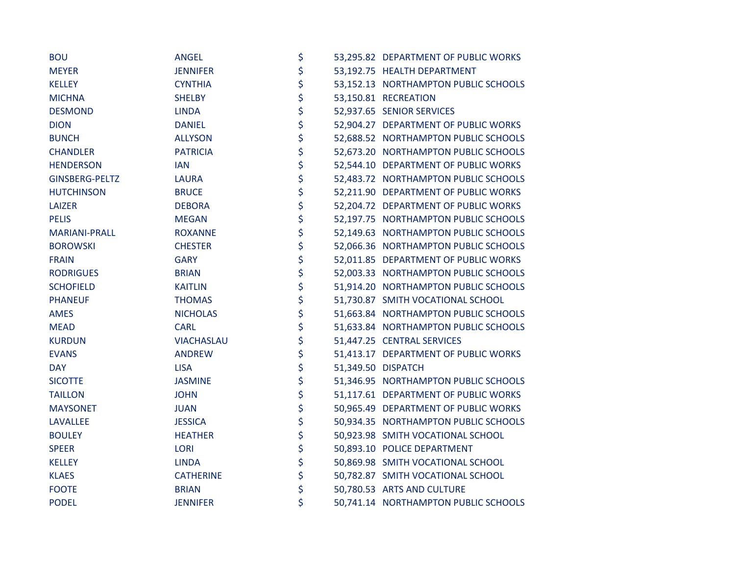| | | | | |
|---|---|---|---|---|
| BOU | ANGEL | $ | 53,295.82 | DEPARTMENT OF PUBLIC WORKS |
| MEYER | JENNIFER | $ | 53,192.75 | HEALTH DEPARTMENT |
| KELLEY | CYNTHIA | $ | 53,152.13 | NORTHAMPTON PUBLIC SCHOOLS |
| MICHNA | SHELBY | $ | 53,150.81 | RECREATION |
| DESMOND | LINDA | $ | 52,937.65 | SENIOR SERVICES |
| DION | DANIEL | $ | 52,904.27 | DEPARTMENT OF PUBLIC WORKS |
| BUNCH | ALLYSON | $ | 52,688.52 | NORTHAMPTON PUBLIC SCHOOLS |
| CHANDLER | PATRICIA | $ | 52,673.20 | NORTHAMPTON PUBLIC SCHOOLS |
| HENDERSON | IAN | $ | 52,544.10 | DEPARTMENT OF PUBLIC WORKS |
| GINSBERG-PELTZ | LAURA | $ | 52,483.72 | NORTHAMPTON PUBLIC SCHOOLS |
| HUTCHINSON | BRUCE | $ | 52,211.90 | DEPARTMENT OF PUBLIC WORKS |
| LAIZER | DEBORA | $ | 52,204.72 | DEPARTMENT OF PUBLIC WORKS |
| PELIS | MEGAN | $ | 52,197.75 | NORTHAMPTON PUBLIC SCHOOLS |
| MARIANI-PRALL | ROXANNE | $ | 52,149.63 | NORTHAMPTON PUBLIC SCHOOLS |
| BOROWSKI | CHESTER | $ | 52,066.36 | NORTHAMPTON PUBLIC SCHOOLS |
| FRAIN | GARY | $ | 52,011.85 | DEPARTMENT OF PUBLIC WORKS |
| RODRIGUES | BRIAN | $ | 52,003.33 | NORTHAMPTON PUBLIC SCHOOLS |
| SCHOFIELD | KAITLIN | $ | 51,914.20 | NORTHAMPTON PUBLIC SCHOOLS |
| PHANEUF | THOMAS | $ | 51,730.87 | SMITH VOCATIONAL SCHOOL |
| AMES | NICHOLAS | $ | 51,663.84 | NORTHAMPTON PUBLIC SCHOOLS |
| MEAD | CARL | $ | 51,633.84 | NORTHAMPTON PUBLIC SCHOOLS |
| KURDUN | VIACHASLAU | $ | 51,447.25 | CENTRAL SERVICES |
| EVANS | ANDREW | $ | 51,413.17 | DEPARTMENT OF PUBLIC WORKS |
| DAY | LISA | $ | 51,349.50 | DISPATCH |
| SICOTTE | JASMINE | $ | 51,346.95 | NORTHAMPTON PUBLIC SCHOOLS |
| TAILLON | JOHN | $ | 51,117.61 | DEPARTMENT OF PUBLIC WORKS |
| MAYSONET | JUAN | $ | 50,965.49 | DEPARTMENT OF PUBLIC WORKS |
| LAVALLEE | JESSICA | $ | 50,934.35 | NORTHAMPTON PUBLIC SCHOOLS |
| BOULEY | HEATHER | $ | 50,923.98 | SMITH VOCATIONAL SCHOOL |
| SPEER | LORI | $ | 50,893.10 | POLICE DEPARTMENT |
| KELLEY | LINDA | $ | 50,869.98 | SMITH VOCATIONAL SCHOOL |
| KLAES | CATHERINE | $ | 50,782.87 | SMITH VOCATIONAL SCHOOL |
| FOOTE | BRIAN | $ | 50,780.53 | ARTS AND CULTURE |
| PODEL | JENNIFER | $ | 50,741.14 | NORTHAMPTON PUBLIC SCHOOLS |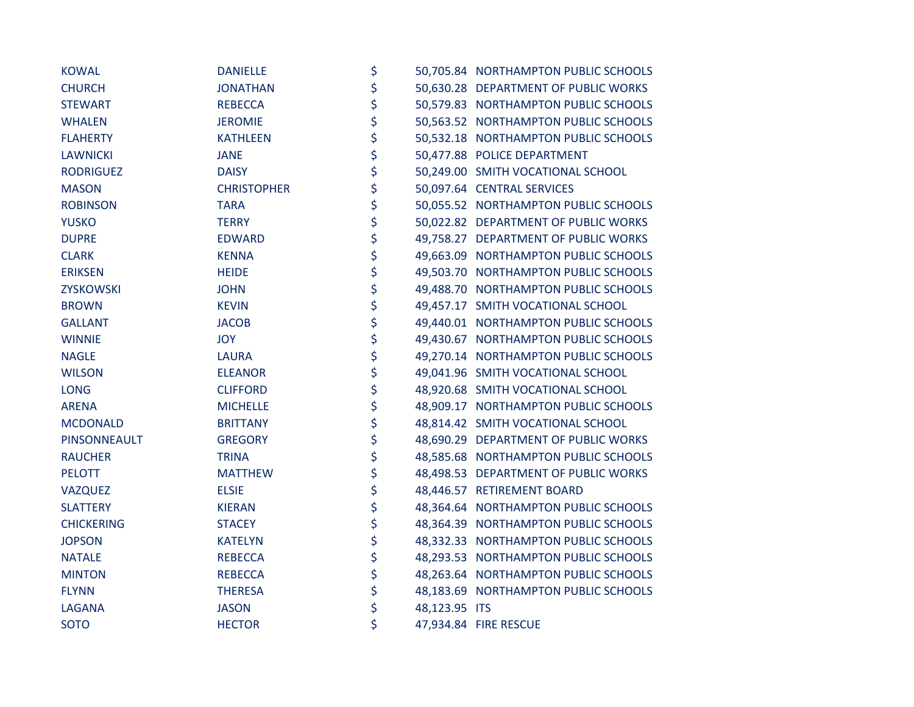| | | | | |
|---|---|---|---|---|
| KOWAL | DANIELLE | $ | 50,705.84 | NORTHAMPTON PUBLIC SCHOOLS |
| CHURCH | JONATHAN | $ | 50,630.28 | DEPARTMENT OF PUBLIC WORKS |
| STEWART | REBECCA | $ | 50,579.83 | NORTHAMPTON PUBLIC SCHOOLS |
| WHALEN | JEROMIE | $ | 50,563.52 | NORTHAMPTON PUBLIC SCHOOLS |
| FLAHERTY | KATHLEEN | $ | 50,532.18 | NORTHAMPTON PUBLIC SCHOOLS |
| LAWNICKI | JANE | $ | 50,477.88 | POLICE DEPARTMENT |
| RODRIGUEZ | DAISY | $ | 50,249.00 | SMITH VOCATIONAL SCHOOL |
| MASON | CHRISTOPHER | $ | 50,097.64 | CENTRAL SERVICES |
| ROBINSON | TARA | $ | 50,055.52 | NORTHAMPTON PUBLIC SCHOOLS |
| YUSKO | TERRY | $ | 50,022.82 | DEPARTMENT OF PUBLIC WORKS |
| DUPRE | EDWARD | $ | 49,758.27 | DEPARTMENT OF PUBLIC WORKS |
| CLARK | KENNA | $ | 49,663.09 | NORTHAMPTON PUBLIC SCHOOLS |
| ERIKSEN | HEIDE | $ | 49,503.70 | NORTHAMPTON PUBLIC SCHOOLS |
| ZYSKOWSKI | JOHN | $ | 49,488.70 | NORTHAMPTON PUBLIC SCHOOLS |
| BROWN | KEVIN | $ | 49,457.17 | SMITH VOCATIONAL SCHOOL |
| GALLANT | JACOB | $ | 49,440.01 | NORTHAMPTON PUBLIC SCHOOLS |
| WINNIE | JOY | $ | 49,430.67 | NORTHAMPTON PUBLIC SCHOOLS |
| NAGLE | LAURA | $ | 49,270.14 | NORTHAMPTON PUBLIC SCHOOLS |
| WILSON | ELEANOR | $ | 49,041.96 | SMITH VOCATIONAL SCHOOL |
| LONG | CLIFFORD | $ | 48,920.68 | SMITH VOCATIONAL SCHOOL |
| ARENA | MICHELLE | $ | 48,909.17 | NORTHAMPTON PUBLIC SCHOOLS |
| MCDONALD | BRITTANY | $ | 48,814.42 | SMITH VOCATIONAL SCHOOL |
| PINSONNEAULT | GREGORY | $ | 48,690.29 | DEPARTMENT OF PUBLIC WORKS |
| RAUCHER | TRINA | $ | 48,585.68 | NORTHAMPTON PUBLIC SCHOOLS |
| PELOTT | MATTHEW | $ | 48,498.53 | DEPARTMENT OF PUBLIC WORKS |
| VAZQUEZ | ELSIE | $ | 48,446.57 | RETIREMENT BOARD |
| SLATTERY | KIERAN | $ | 48,364.64 | NORTHAMPTON PUBLIC SCHOOLS |
| CHICKERING | STACEY | $ | 48,364.39 | NORTHAMPTON PUBLIC SCHOOLS |
| JOPSON | KATELYN | $ | 48,332.33 | NORTHAMPTON PUBLIC SCHOOLS |
| NATALE | REBECCA | $ | 48,293.53 | NORTHAMPTON PUBLIC SCHOOLS |
| MINTON | REBECCA | $ | 48,263.64 | NORTHAMPTON PUBLIC SCHOOLS |
| FLYNN | THERESA | $ | 48,183.69 | NORTHAMPTON PUBLIC SCHOOLS |
| LAGANA | JASON | $ | 48,123.95 | ITS |
| SOTO | HECTOR | $ | 47,934.84 | FIRE RESCUE |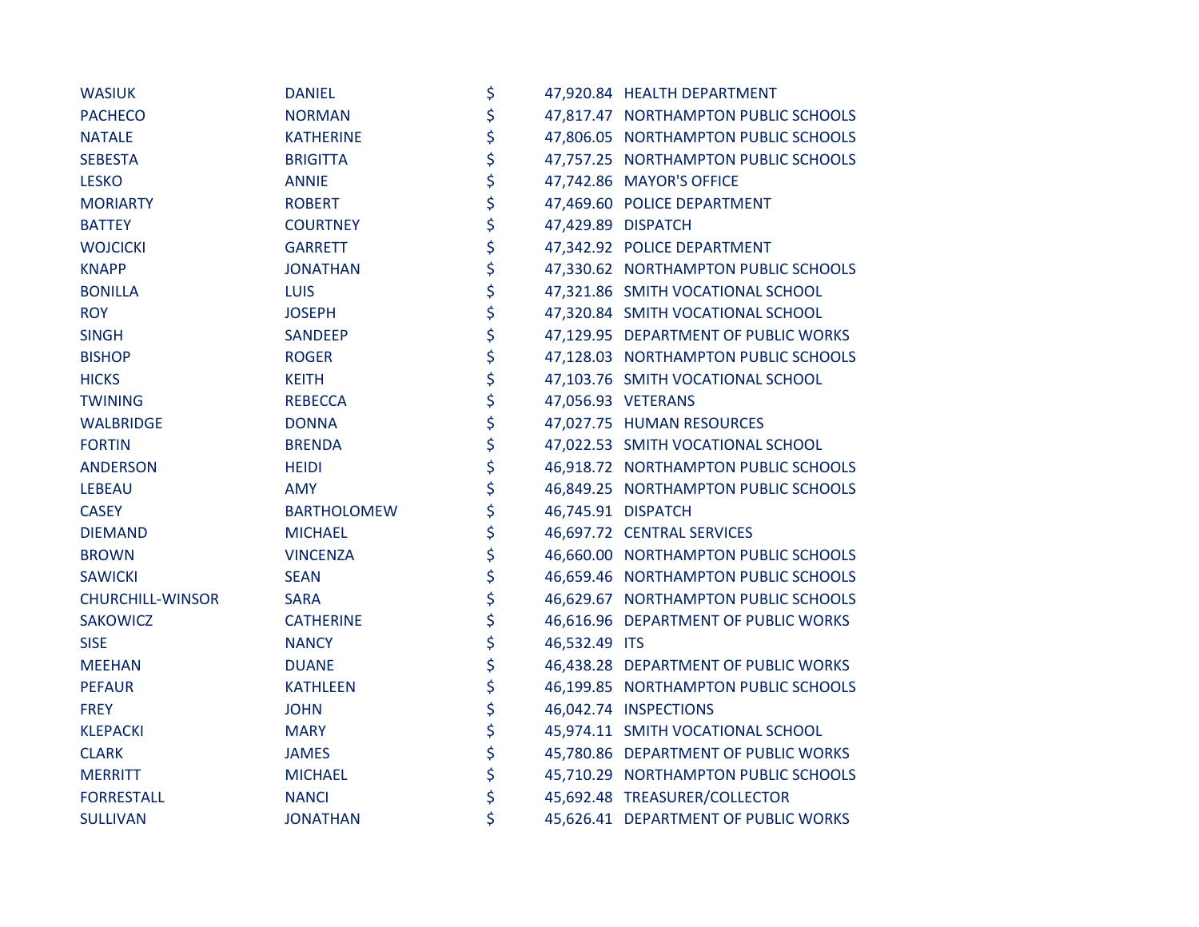| | | | | |
|---|---|---|---|---|
| WASIUK | DANIEL | $ | 47,920.84 | HEALTH DEPARTMENT |
| PACHECO | NORMAN | $ | 47,817.47 | NORTHAMPTON PUBLIC SCHOOLS |
| NATALE | KATHERINE | $ | 47,806.05 | NORTHAMPTON PUBLIC SCHOOLS |
| SEBESTA | BRIGITTA | $ | 47,757.25 | NORTHAMPTON PUBLIC SCHOOLS |
| LESKO | ANNIE | $ | 47,742.86 | MAYOR'S OFFICE |
| MORIARTY | ROBERT | $ | 47,469.60 | POLICE DEPARTMENT |
| BATTEY | COURTNEY | $ | 47,429.89 | DISPATCH |
| WOJCICKI | GARRETT | $ | 47,342.92 | POLICE DEPARTMENT |
| KNAPP | JONATHAN | $ | 47,330.62 | NORTHAMPTON PUBLIC SCHOOLS |
| BONILLA | LUIS | $ | 47,321.86 | SMITH VOCATIONAL SCHOOL |
| ROY | JOSEPH | $ | 47,320.84 | SMITH VOCATIONAL SCHOOL |
| SINGH | SANDEEP | $ | 47,129.95 | DEPARTMENT OF PUBLIC WORKS |
| BISHOP | ROGER | $ | 47,128.03 | NORTHAMPTON PUBLIC SCHOOLS |
| HICKS | KEITH | $ | 47,103.76 | SMITH VOCATIONAL SCHOOL |
| TWINING | REBECCA | $ | 47,056.93 | VETERANS |
| WALBRIDGE | DONNA | $ | 47,027.75 | HUMAN RESOURCES |
| FORTIN | BRENDA | $ | 47,022.53 | SMITH VOCATIONAL SCHOOL |
| ANDERSON | HEIDI | $ | 46,918.72 | NORTHAMPTON PUBLIC SCHOOLS |
| LEBEAU | AMY | $ | 46,849.25 | NORTHAMPTON PUBLIC SCHOOLS |
| CASEY | BARTHOLOMEW | $ | 46,745.91 | DISPATCH |
| DIEMAND | MICHAEL | $ | 46,697.72 | CENTRAL SERVICES |
| BROWN | VINCENZA | $ | 46,660.00 | NORTHAMPTON PUBLIC SCHOOLS |
| SAWICKI | SEAN | $ | 46,659.46 | NORTHAMPTON PUBLIC SCHOOLS |
| CHURCHILL-WINSOR | SARA | $ | 46,629.67 | NORTHAMPTON PUBLIC SCHOOLS |
| SAKOWICZ | CATHERINE | $ | 46,616.96 | DEPARTMENT OF PUBLIC WORKS |
| SISE | NANCY | $ | 46,532.49 | ITS |
| MEEHAN | DUANE | $ | 46,438.28 | DEPARTMENT OF PUBLIC WORKS |
| PEFAUR | KATHLEEN | $ | 46,199.85 | NORTHAMPTON PUBLIC SCHOOLS |
| FREY | JOHN | $ | 46,042.74 | INSPECTIONS |
| KLEPACKI | MARY | $ | 45,974.11 | SMITH VOCATIONAL SCHOOL |
| CLARK | JAMES | $ | 45,780.86 | DEPARTMENT OF PUBLIC WORKS |
| MERRITT | MICHAEL | $ | 45,710.29 | NORTHAMPTON PUBLIC SCHOOLS |
| FORRESTALL | NANCI | $ | 45,692.48 | TREASURER/COLLECTOR |
| SULLIVAN | JONATHAN | $ | 45,626.41 | DEPARTMENT OF PUBLIC WORKS |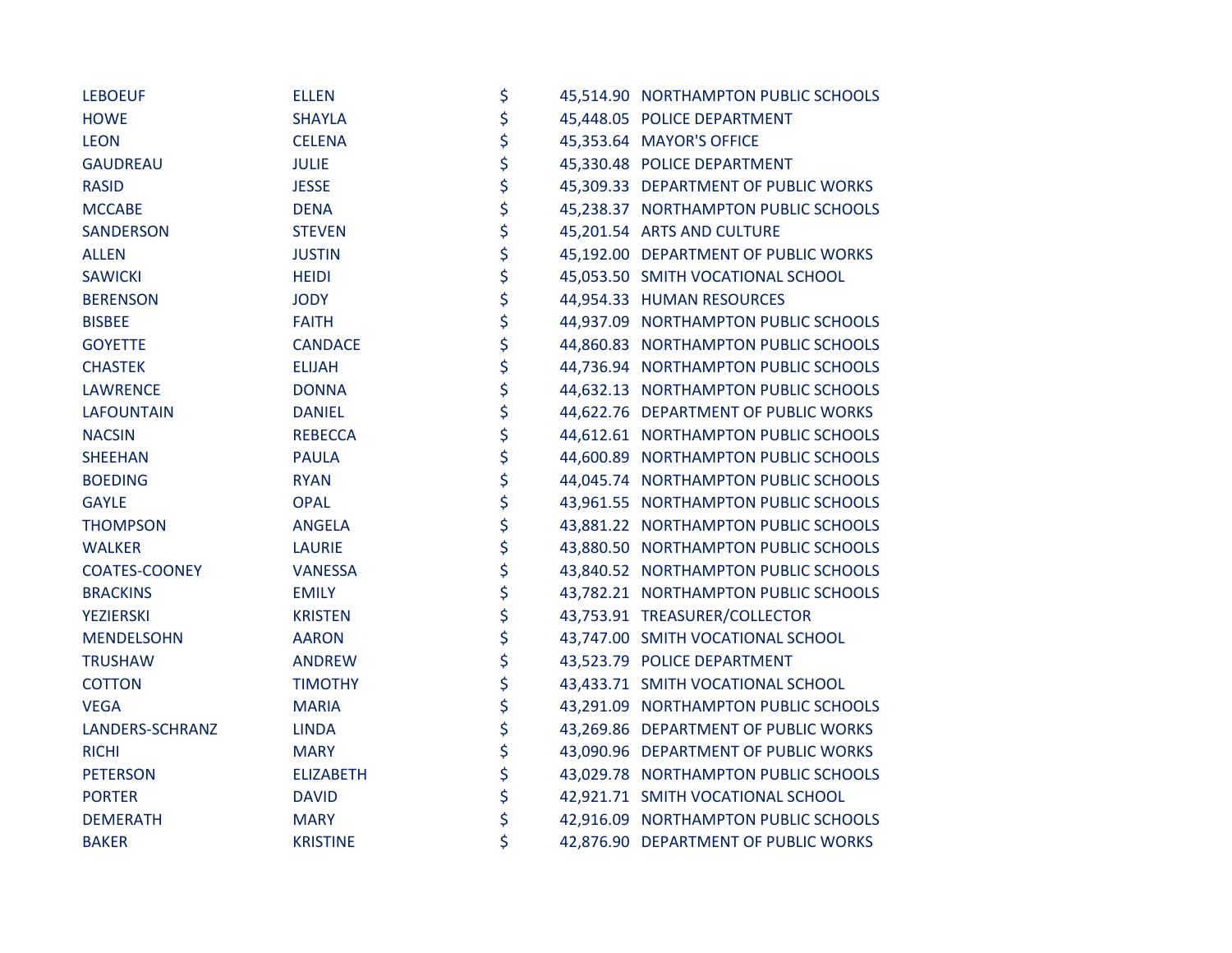| | | | | |
|---|---|---|---|---|
| LEBOEUF | ELLEN | $ | 45,514.90 | NORTHAMPTON PUBLIC SCHOOLS |
| HOWE | SHAYLA | $ | 45,448.05 | POLICE DEPARTMENT |
| LEON | CELENA | $ | 45,353.64 | MAYOR'S OFFICE |
| GAUDREAU | JULIE | $ | 45,330.48 | POLICE DEPARTMENT |
| RASID | JESSE | $ | 45,309.33 | DEPARTMENT OF PUBLIC WORKS |
| MCCABE | DENA | $ | 45,238.37 | NORTHAMPTON PUBLIC SCHOOLS |
| SANDERSON | STEVEN | $ | 45,201.54 | ARTS AND CULTURE |
| ALLEN | JUSTIN | $ | 45,192.00 | DEPARTMENT OF PUBLIC WORKS |
| SAWICKI | HEIDI | $ | 45,053.50 | SMITH VOCATIONAL SCHOOL |
| BERENSON | JODY | $ | 44,954.33 | HUMAN RESOURCES |
| BISBEE | FAITH | $ | 44,937.09 | NORTHAMPTON PUBLIC SCHOOLS |
| GOYETTE | CANDACE | $ | 44,860.83 | NORTHAMPTON PUBLIC SCHOOLS |
| CHASTEK | ELIJAH | $ | 44,736.94 | NORTHAMPTON PUBLIC SCHOOLS |
| LAWRENCE | DONNA | $ | 44,632.13 | NORTHAMPTON PUBLIC SCHOOLS |
| LAFOUNTAIN | DANIEL | $ | 44,622.76 | DEPARTMENT OF PUBLIC WORKS |
| NACSIN | REBECCA | $ | 44,612.61 | NORTHAMPTON PUBLIC SCHOOLS |
| SHEEHAN | PAULA | $ | 44,600.89 | NORTHAMPTON PUBLIC SCHOOLS |
| BOEDING | RYAN | $ | 44,045.74 | NORTHAMPTON PUBLIC SCHOOLS |
| GAYLE | OPAL | $ | 43,961.55 | NORTHAMPTON PUBLIC SCHOOLS |
| THOMPSON | ANGELA | $ | 43,881.22 | NORTHAMPTON PUBLIC SCHOOLS |
| WALKER | LAURIE | $ | 43,880.50 | NORTHAMPTON PUBLIC SCHOOLS |
| COATES-COONEY | VANESSA | $ | 43,840.52 | NORTHAMPTON PUBLIC SCHOOLS |
| BRACKINS | EMILY | $ | 43,782.21 | NORTHAMPTON PUBLIC SCHOOLS |
| YEZIERSKI | KRISTEN | $ | 43,753.91 | TREASURER/COLLECTOR |
| MENDELSOHN | AARON | $ | 43,747.00 | SMITH VOCATIONAL SCHOOL |
| TRUSHAW | ANDREW | $ | 43,523.79 | POLICE DEPARTMENT |
| COTTON | TIMOTHY | $ | 43,433.71 | SMITH VOCATIONAL SCHOOL |
| VEGA | MARIA | $ | 43,291.09 | NORTHAMPTON PUBLIC SCHOOLS |
| LANDERS-SCHRANZ | LINDA | $ | 43,269.86 | DEPARTMENT OF PUBLIC WORKS |
| RICHI | MARY | $ | 43,090.96 | DEPARTMENT OF PUBLIC WORKS |
| PETERSON | ELIZABETH | $ | 43,029.78 | NORTHAMPTON PUBLIC SCHOOLS |
| PORTER | DAVID | $ | 42,921.71 | SMITH VOCATIONAL SCHOOL |
| DEMERATH | MARY | $ | 42,916.09 | NORTHAMPTON PUBLIC SCHOOLS |
| BAKER | KRISTINE | $ | 42,876.90 | DEPARTMENT OF PUBLIC WORKS |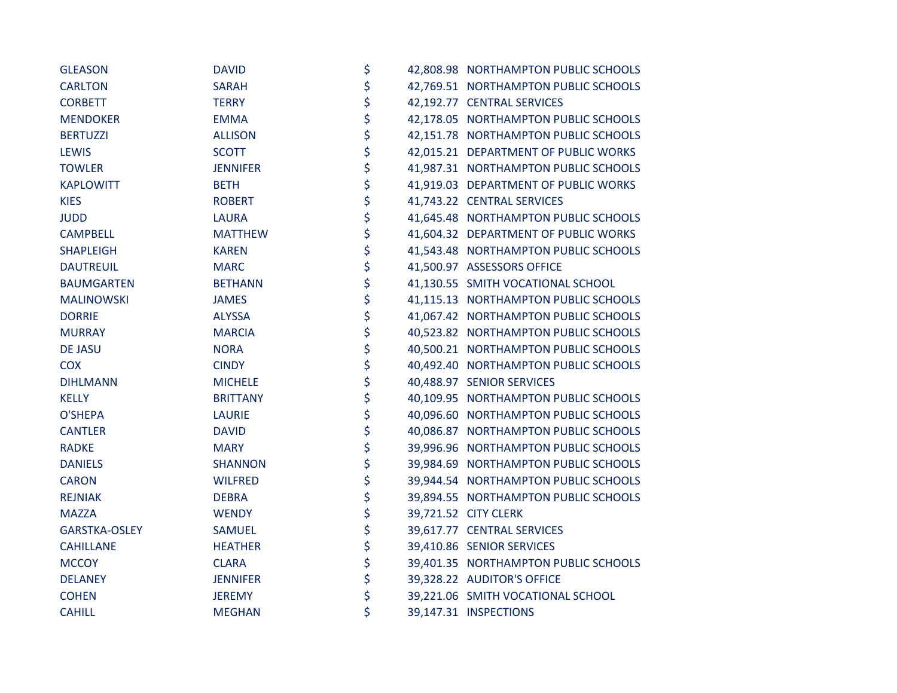| | | | | |
|---|---|---|---|---|
| GLEASON | DAVID | $ | 42,808.98 | NORTHAMPTON PUBLIC SCHOOLS |
| CARLTON | SARAH | $ | 42,769.51 | NORTHAMPTON PUBLIC SCHOOLS |
| CORBETT | TERRY | $ | 42,192.77 | CENTRAL SERVICES |
| MENDOKER | EMMA | $ | 42,178.05 | NORTHAMPTON PUBLIC SCHOOLS |
| BERTUZZI | ALLISON | $ | 42,151.78 | NORTHAMPTON PUBLIC SCHOOLS |
| LEWIS | SCOTT | $ | 42,015.21 | DEPARTMENT OF PUBLIC WORKS |
| TOWLER | JENNIFER | $ | 41,987.31 | NORTHAMPTON PUBLIC SCHOOLS |
| KAPLOWITT | BETH | $ | 41,919.03 | DEPARTMENT OF PUBLIC WORKS |
| KIES | ROBERT | $ | 41,743.22 | CENTRAL SERVICES |
| JUDD | LAURA | $ | 41,645.48 | NORTHAMPTON PUBLIC SCHOOLS |
| CAMPBELL | MATTHEW | $ | 41,604.32 | DEPARTMENT OF PUBLIC WORKS |
| SHAPLEIGH | KAREN | $ | 41,543.48 | NORTHAMPTON PUBLIC SCHOOLS |
| DAUTREUIL | MARC | $ | 41,500.97 | ASSESSORS OFFICE |
| BAUMGARTEN | BETHANN | $ | 41,130.55 | SMITH VOCATIONAL SCHOOL |
| MALINOWSKI | JAMES | $ | 41,115.13 | NORTHAMPTON PUBLIC SCHOOLS |
| DORRIE | ALYSSA | $ | 41,067.42 | NORTHAMPTON PUBLIC SCHOOLS |
| MURRAY | MARCIA | $ | 40,523.82 | NORTHAMPTON PUBLIC SCHOOLS |
| DE JASU | NORA | $ | 40,500.21 | NORTHAMPTON PUBLIC SCHOOLS |
| COX | CINDY | $ | 40,492.40 | NORTHAMPTON PUBLIC SCHOOLS |
| DIHLMANN | MICHELE | $ | 40,488.97 | SENIOR SERVICES |
| KELLY | BRITTANY | $ | 40,109.95 | NORTHAMPTON PUBLIC SCHOOLS |
| O'SHEPA | LAURIE | $ | 40,096.60 | NORTHAMPTON PUBLIC SCHOOLS |
| CANTLER | DAVID | $ | 40,086.87 | NORTHAMPTON PUBLIC SCHOOLS |
| RADKE | MARY | $ | 39,996.96 | NORTHAMPTON PUBLIC SCHOOLS |
| DANIELS | SHANNON | $ | 39,984.69 | NORTHAMPTON PUBLIC SCHOOLS |
| CARON | WILFRED | $ | 39,944.54 | NORTHAMPTON PUBLIC SCHOOLS |
| REJNIAK | DEBRA | $ | 39,894.55 | NORTHAMPTON PUBLIC SCHOOLS |
| MAZZA | WENDY | $ | 39,721.52 | CITY CLERK |
| GARSTKA-OSLEY | SAMUEL | $ | 39,617.77 | CENTRAL SERVICES |
| CAHILLANE | HEATHER | $ | 39,410.86 | SENIOR SERVICES |
| MCCOY | CLARA | $ | 39,401.35 | NORTHAMPTON PUBLIC SCHOOLS |
| DELANEY | JENNIFER | $ | 39,328.22 | AUDITOR'S OFFICE |
| COHEN | JEREMY | $ | 39,221.06 | SMITH VOCATIONAL SCHOOL |
| CAHILL | MEGHAN | $ | 39,147.31 | INSPECTIONS |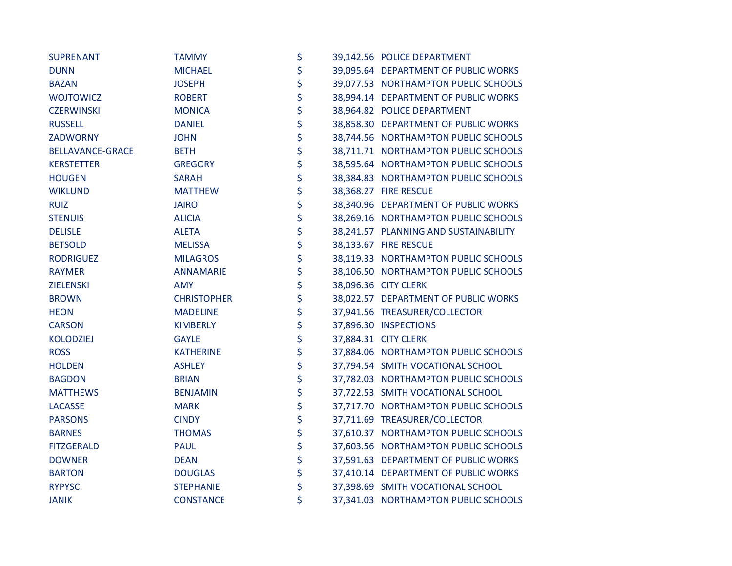| | | | | |
|---|---|---|---|---|
| SUPRENANT | TAMMY | $ | 39,142.56 | POLICE DEPARTMENT |
| DUNN | MICHAEL | $ | 39,095.64 | DEPARTMENT OF PUBLIC WORKS |
| BAZAN | JOSEPH | $ | 39,077.53 | NORTHAMPTON PUBLIC SCHOOLS |
| WOJTOWICZ | ROBERT | $ | 38,994.14 | DEPARTMENT OF PUBLIC WORKS |
| CZERWINSKI | MONICA | $ | 38,964.82 | POLICE DEPARTMENT |
| RUSSELL | DANIEL | $ | 38,858.30 | DEPARTMENT OF PUBLIC WORKS |
| ZADWORNY | JOHN | $ | 38,744.56 | NORTHAMPTON PUBLIC SCHOOLS |
| BELLAVANCE-GRACE | BETH | $ | 38,711.71 | NORTHAMPTON PUBLIC SCHOOLS |
| KERSTETTER | GREGORY | $ | 38,595.64 | NORTHAMPTON PUBLIC SCHOOLS |
| HOUGEN | SARAH | $ | 38,384.83 | NORTHAMPTON PUBLIC SCHOOLS |
| WIKLUND | MATTHEW | $ | 38,368.27 | FIRE RESCUE |
| RUIZ | JAIRO | $ | 38,340.96 | DEPARTMENT OF PUBLIC WORKS |
| STENUIS | ALICIA | $ | 38,269.16 | NORTHAMPTON PUBLIC SCHOOLS |
| DELISLE | ALETA | $ | 38,241.57 | PLANNING AND SUSTAINABILITY |
| BETSOLD | MELISSA | $ | 38,133.67 | FIRE RESCUE |
| RODRIGUEZ | MILAGROS | $ | 38,119.33 | NORTHAMPTON PUBLIC SCHOOLS |
| RAYMER | ANNAMARIE | $ | 38,106.50 | NORTHAMPTON PUBLIC SCHOOLS |
| ZIELENSKI | AMY | $ | 38,096.36 | CITY CLERK |
| BROWN | CHRISTOPHER | $ | 38,022.57 | DEPARTMENT OF PUBLIC WORKS |
| HEON | MADELINE | $ | 37,941.56 | TREASURER/COLLECTOR |
| CARSON | KIMBERLY | $ | 37,896.30 | INSPECTIONS |
| KOLODZIEJ | GAYLE | $ | 37,884.31 | CITY CLERK |
| ROSS | KATHERINE | $ | 37,884.06 | NORTHAMPTON PUBLIC SCHOOLS |
| HOLDEN | ASHLEY | $ | 37,794.54 | SMITH VOCATIONAL SCHOOL |
| BAGDON | BRIAN | $ | 37,782.03 | NORTHAMPTON PUBLIC SCHOOLS |
| MATTHEWS | BENJAMIN | $ | 37,722.53 | SMITH VOCATIONAL SCHOOL |
| LACASSE | MARK | $ | 37,717.70 | NORTHAMPTON PUBLIC SCHOOLS |
| PARSONS | CINDY | $ | 37,711.69 | TREASURER/COLLECTOR |
| BARNES | THOMAS | $ | 37,610.37 | NORTHAMPTON PUBLIC SCHOOLS |
| FITZGERALD | PAUL | $ | 37,603.56 | NORTHAMPTON PUBLIC SCHOOLS |
| DOWNER | DEAN | $ | 37,591.63 | DEPARTMENT OF PUBLIC WORKS |
| BARTON | DOUGLAS | $ | 37,410.14 | DEPARTMENT OF PUBLIC WORKS |
| RYPYSC | STEPHANIE | $ | 37,398.69 | SMITH VOCATIONAL SCHOOL |
| JANIK | CONSTANCE | $ | 37,341.03 | NORTHAMPTON PUBLIC SCHOOLS |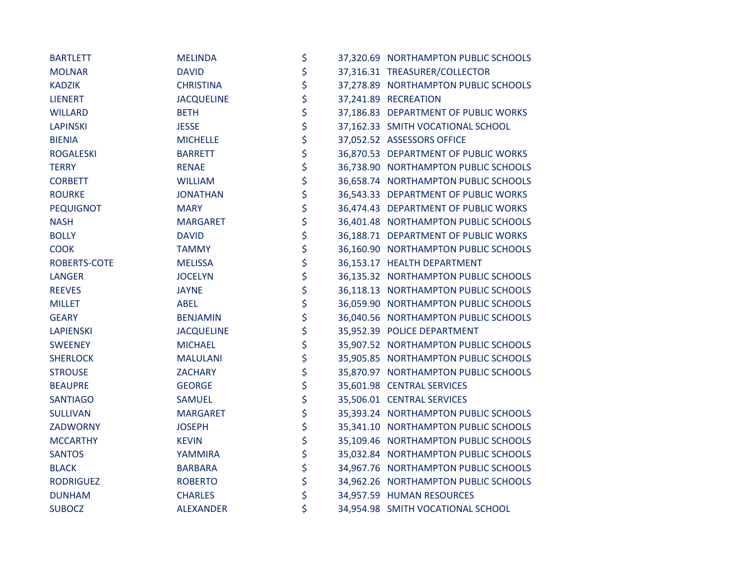| | | | | |
|---|---|---|---|---|
| BARTLETT | MELINDA | $ | 37,320.69 | NORTHAMPTON PUBLIC SCHOOLS |
| MOLNAR | DAVID | $ | 37,316.31 | TREASURER/COLLECTOR |
| KADZIK | CHRISTINA | $ | 37,278.89 | NORTHAMPTON PUBLIC SCHOOLS |
| LIENERT | JACQUELINE | $ | 37,241.89 | RECREATION |
| WILLARD | BETH | $ | 37,186.83 | DEPARTMENT OF PUBLIC WORKS |
| LAPINSKI | JESSE | $ | 37,162.33 | SMITH VOCATIONAL SCHOOL |
| BIENIA | MICHELLE | $ | 37,052.52 | ASSESSORS OFFICE |
| ROGALESKI | BARRETT | $ | 36,870.53 | DEPARTMENT OF PUBLIC WORKS |
| TERRY | RENAE | $ | 36,738.90 | NORTHAMPTON PUBLIC SCHOOLS |
| CORBETT | WILLIAM | $ | 36,658.74 | NORTHAMPTON PUBLIC SCHOOLS |
| ROURKE | JONATHAN | $ | 36,543.33 | DEPARTMENT OF PUBLIC WORKS |
| PEQUIGNOT | MARY | $ | 36,474.43 | DEPARTMENT OF PUBLIC WORKS |
| NASH | MARGARET | $ | 36,401.48 | NORTHAMPTON PUBLIC SCHOOLS |
| BOLLY | DAVID | $ | 36,188.71 | DEPARTMENT OF PUBLIC WORKS |
| COOK | TAMMY | $ | 36,160.90 | NORTHAMPTON PUBLIC SCHOOLS |
| ROBERTS-COTE | MELISSA | $ | 36,153.17 | HEALTH DEPARTMENT |
| LANGER | JOCELYN | $ | 36,135.32 | NORTHAMPTON PUBLIC SCHOOLS |
| REEVES | JAYNE | $ | 36,118.13 | NORTHAMPTON PUBLIC SCHOOLS |
| MILLET | ABEL | $ | 36,059.90 | NORTHAMPTON PUBLIC SCHOOLS |
| GEARY | BENJAMIN | $ | 36,040.56 | NORTHAMPTON PUBLIC SCHOOLS |
| LAPIENSKI | JACQUELINE | $ | 35,952.39 | POLICE DEPARTMENT |
| SWEENEY | MICHAEL | $ | 35,907.52 | NORTHAMPTON PUBLIC SCHOOLS |
| SHERLOCK | MALULANI | $ | 35,905.85 | NORTHAMPTON PUBLIC SCHOOLS |
| STROUSE | ZACHARY | $ | 35,870.97 | NORTHAMPTON PUBLIC SCHOOLS |
| BEAUPRE | GEORGE | $ | 35,601.98 | CENTRAL SERVICES |
| SANTIAGO | SAMUEL | $ | 35,506.01 | CENTRAL SERVICES |
| SULLIVAN | MARGARET | $ | 35,393.24 | NORTHAMPTON PUBLIC SCHOOLS |
| ZADWORNY | JOSEPH | $ | 35,341.10 | NORTHAMPTON PUBLIC SCHOOLS |
| MCCARTHY | KEVIN | $ | 35,109.46 | NORTHAMPTON PUBLIC SCHOOLS |
| SANTOS | YAMMIRA | $ | 35,032.84 | NORTHAMPTON PUBLIC SCHOOLS |
| BLACK | BARBARA | $ | 34,967.76 | NORTHAMPTON PUBLIC SCHOOLS |
| RODRIGUEZ | ROBERTO | $ | 34,962.26 | NORTHAMPTON PUBLIC SCHOOLS |
| DUNHAM | CHARLES | $ | 34,957.59 | HUMAN RESOURCES |
| SUBOCZ | ALEXANDER | $ | 34,954.98 | SMITH VOCATIONAL SCHOOL |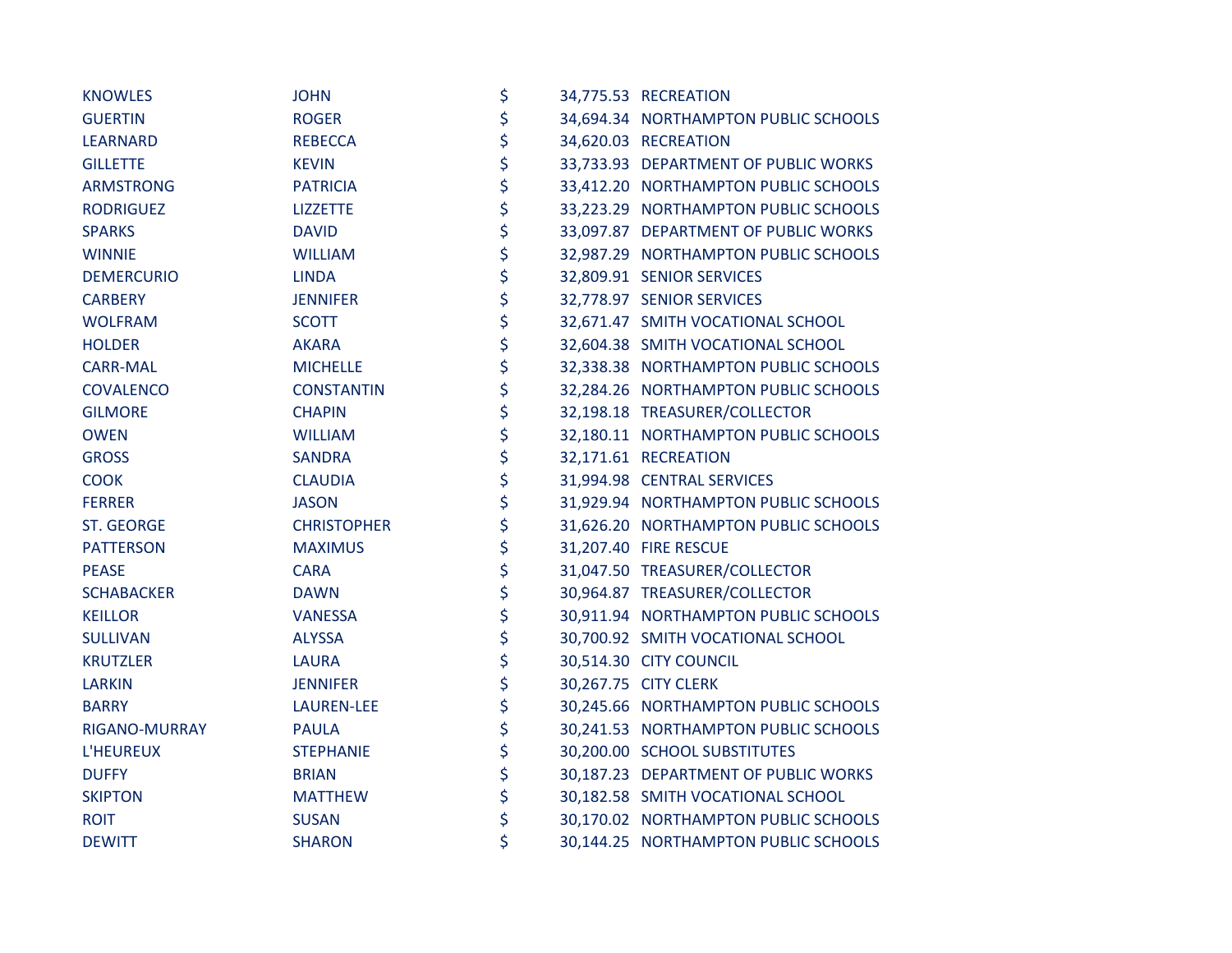| | | | | |
|---|---|---|---|---|
| KNOWLES | JOHN | $ | 34,775.53 | RECREATION |
| GUERTIN | ROGER | $ | 34,694.34 | NORTHAMPTON PUBLIC SCHOOLS |
| LEARNARD | REBECCA | $ | 34,620.03 | RECREATION |
| GILLETTE | KEVIN | $ | 33,733.93 | DEPARTMENT OF PUBLIC WORKS |
| ARMSTRONG | PATRICIA | $ | 33,412.20 | NORTHAMPTON PUBLIC SCHOOLS |
| RODRIGUEZ | LIZZETTE | $ | 33,223.29 | NORTHAMPTON PUBLIC SCHOOLS |
| SPARKS | DAVID | $ | 33,097.87 | DEPARTMENT OF PUBLIC WORKS |
| WINNIE | WILLIAM | $ | 32,987.29 | NORTHAMPTON PUBLIC SCHOOLS |
| DEMERCURIO | LINDA | $ | 32,809.91 | SENIOR SERVICES |
| CARBERY | JENNIFER | $ | 32,778.97 | SENIOR SERVICES |
| WOLFRAM | SCOTT | $ | 32,671.47 | SMITH VOCATIONAL SCHOOL |
| HOLDER | AKARA | $ | 32,604.38 | SMITH VOCATIONAL SCHOOL |
| CARR-MAL | MICHELLE | $ | 32,338.38 | NORTHAMPTON PUBLIC SCHOOLS |
| COVALENCO | CONSTANTIN | $ | 32,284.26 | NORTHAMPTON PUBLIC SCHOOLS |
| GILMORE | CHAPIN | $ | 32,198.18 | TREASURER/COLLECTOR |
| OWEN | WILLIAM | $ | 32,180.11 | NORTHAMPTON PUBLIC SCHOOLS |
| GROSS | SANDRA | $ | 32,171.61 | RECREATION |
| COOK | CLAUDIA | $ | 31,994.98 | CENTRAL SERVICES |
| FERRER | JASON | $ | 31,929.94 | NORTHAMPTON PUBLIC SCHOOLS |
| ST. GEORGE | CHRISTOPHER | $ | 31,626.20 | NORTHAMPTON PUBLIC SCHOOLS |
| PATTERSON | MAXIMUS | $ | 31,207.40 | FIRE RESCUE |
| PEASE | CARA | $ | 31,047.50 | TREASURER/COLLECTOR |
| SCHABACKER | DAWN | $ | 30,964.87 | TREASURER/COLLECTOR |
| KEILLOR | VANESSA | $ | 30,911.94 | NORTHAMPTON PUBLIC SCHOOLS |
| SULLIVAN | ALYSSA | $ | 30,700.92 | SMITH VOCATIONAL SCHOOL |
| KRUTZLER | LAURA | $ | 30,514.30 | CITY COUNCIL |
| LARKIN | JENNIFER | $ | 30,267.75 | CITY CLERK |
| BARRY | LAUREN-LEE | $ | 30,245.66 | NORTHAMPTON PUBLIC SCHOOLS |
| RIGANO-MURRAY | PAULA | $ | 30,241.53 | NORTHAMPTON PUBLIC SCHOOLS |
| L'HEUREUX | STEPHANIE | $ | 30,200.00 | SCHOOL SUBSTITUTES |
| DUFFY | BRIAN | $ | 30,187.23 | DEPARTMENT OF PUBLIC WORKS |
| SKIPTON | MATTHEW | $ | 30,182.58 | SMITH VOCATIONAL SCHOOL |
| ROIT | SUSAN | $ | 30,170.02 | NORTHAMPTON PUBLIC SCHOOLS |
| DEWITT | SHARON | $ | 30,144.25 | NORTHAMPTON PUBLIC SCHOOLS |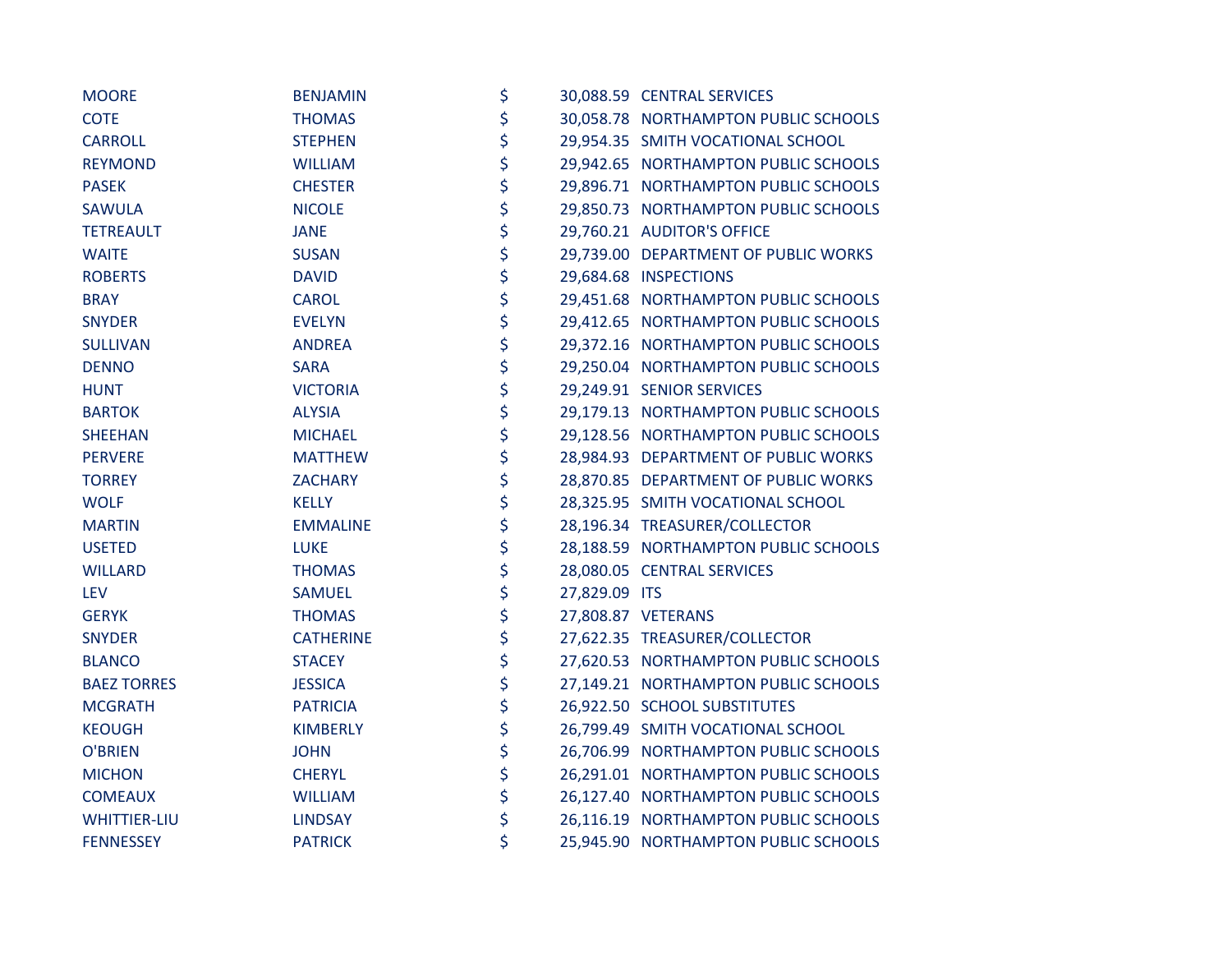| | | | | |
|---|---|---|---|---|
| MOORE | BENJAMIN | $ | 30,088.59 | CENTRAL SERVICES |
| COTE | THOMAS | $ | 30,058.78 | NORTHAMPTON PUBLIC SCHOOLS |
| CARROLL | STEPHEN | $ | 29,954.35 | SMITH VOCATIONAL SCHOOL |
| REYMOND | WILLIAM | $ | 29,942.65 | NORTHAMPTON PUBLIC SCHOOLS |
| PASEK | CHESTER | $ | 29,896.71 | NORTHAMPTON PUBLIC SCHOOLS |
| SAWULA | NICOLE | $ | 29,850.73 | NORTHAMPTON PUBLIC SCHOOLS |
| TETREAULT | JANE | $ | 29,760.21 | AUDITOR'S OFFICE |
| WAITE | SUSAN | $ | 29,739.00 | DEPARTMENT OF PUBLIC WORKS |
| ROBERTS | DAVID | $ | 29,684.68 | INSPECTIONS |
| BRAY | CAROL | $ | 29,451.68 | NORTHAMPTON PUBLIC SCHOOLS |
| SNYDER | EVELYN | $ | 29,412.65 | NORTHAMPTON PUBLIC SCHOOLS |
| SULLIVAN | ANDREA | $ | 29,372.16 | NORTHAMPTON PUBLIC SCHOOLS |
| DENNO | SARA | $ | 29,250.04 | NORTHAMPTON PUBLIC SCHOOLS |
| HUNT | VICTORIA | $ | 29,249.91 | SENIOR SERVICES |
| BARTOK | ALYSIA | $ | 29,179.13 | NORTHAMPTON PUBLIC SCHOOLS |
| SHEEHAN | MICHAEL | $ | 29,128.56 | NORTHAMPTON PUBLIC SCHOOLS |
| PERVERE | MATTHEW | $ | 28,984.93 | DEPARTMENT OF PUBLIC WORKS |
| TORREY | ZACHARY | $ | 28,870.85 | DEPARTMENT OF PUBLIC WORKS |
| WOLF | KELLY | $ | 28,325.95 | SMITH VOCATIONAL SCHOOL |
| MARTIN | EMMALINE | $ | 28,196.34 | TREASURER/COLLECTOR |
| USETED | LUKE | $ | 28,188.59 | NORTHAMPTON PUBLIC SCHOOLS |
| WILLARD | THOMAS | $ | 28,080.05 | CENTRAL SERVICES |
| LEV | SAMUEL | $ | 27,829.09 | ITS |
| GERYK | THOMAS | $ | 27,808.87 | VETERANS |
| SNYDER | CATHERINE | $ | 27,622.35 | TREASURER/COLLECTOR |
| BLANCO | STACEY | $ | 27,620.53 | NORTHAMPTON PUBLIC SCHOOLS |
| BAEZ TORRES | JESSICA | $ | 27,149.21 | NORTHAMPTON PUBLIC SCHOOLS |
| MCGRATH | PATRICIA | $ | 26,922.50 | SCHOOL SUBSTITUTES |
| KEOUGH | KIMBERLY | $ | 26,799.49 | SMITH VOCATIONAL SCHOOL |
| O'BRIEN | JOHN | $ | 26,706.99 | NORTHAMPTON PUBLIC SCHOOLS |
| MICHON | CHERYL | $ | 26,291.01 | NORTHAMPTON PUBLIC SCHOOLS |
| COMEAUX | WILLIAM | $ | 26,127.40 | NORTHAMPTON PUBLIC SCHOOLS |
| WHITTIER-LIU | LINDSAY | $ | 26,116.19 | NORTHAMPTON PUBLIC SCHOOLS |
| FENNESSEY | PATRICK | $ | 25,945.90 | NORTHAMPTON PUBLIC SCHOOLS |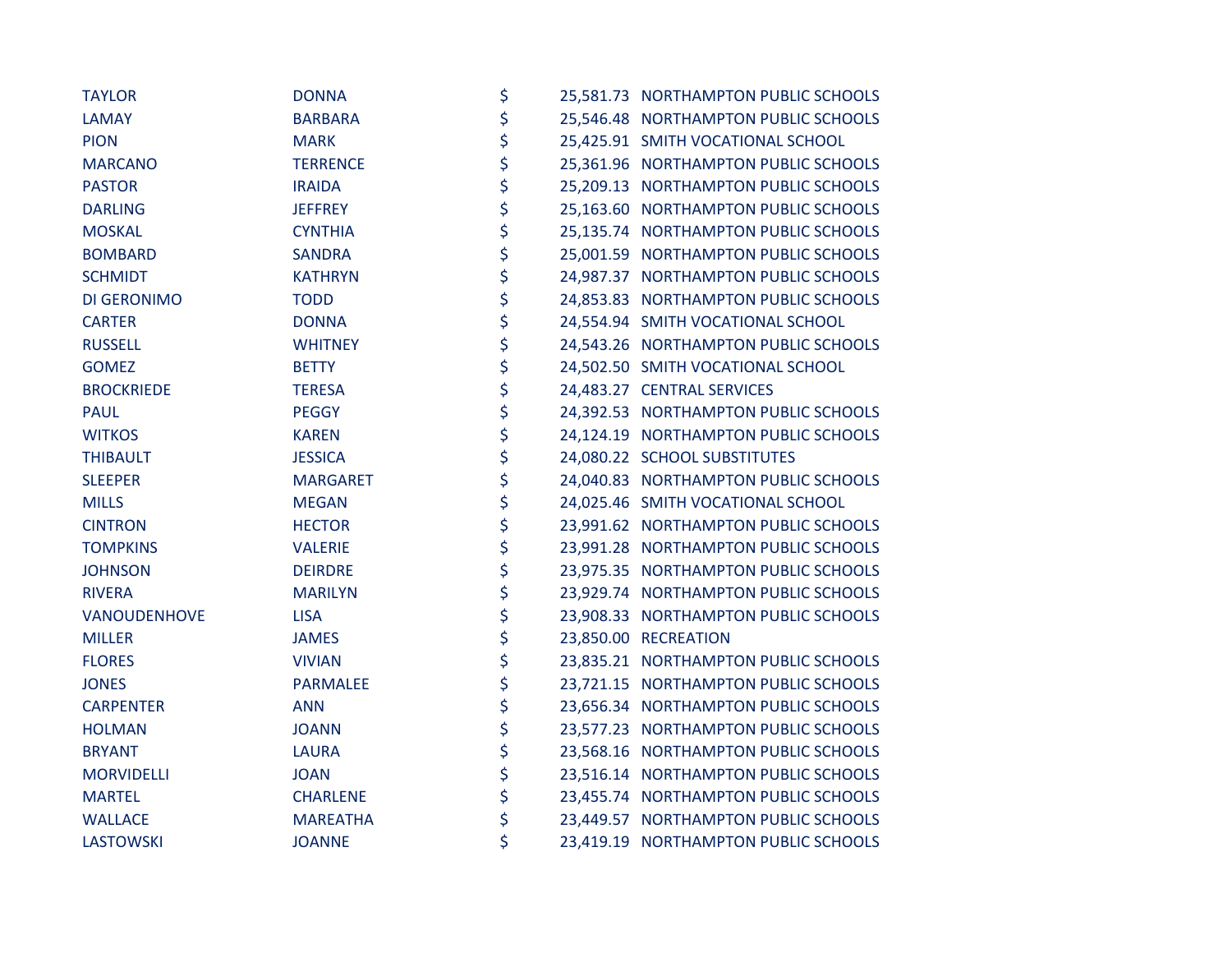| | | | | |
|---|---|---|---|---|
| TAYLOR | DONNA | $ | 25,581.73 | NORTHAMPTON PUBLIC SCHOOLS |
| LAMAY | BARBARA | $ | 25,546.48 | NORTHAMPTON PUBLIC SCHOOLS |
| PION | MARK | $ | 25,425.91 | SMITH VOCATIONAL SCHOOL |
| MARCANO | TERRENCE | $ | 25,361.96 | NORTHAMPTON PUBLIC SCHOOLS |
| PASTOR | IRAIDA | $ | 25,209.13 | NORTHAMPTON PUBLIC SCHOOLS |
| DARLING | JEFFREY | $ | 25,163.60 | NORTHAMPTON PUBLIC SCHOOLS |
| MOSKAL | CYNTHIA | $ | 25,135.74 | NORTHAMPTON PUBLIC SCHOOLS |
| BOMBARD | SANDRA | $ | 25,001.59 | NORTHAMPTON PUBLIC SCHOOLS |
| SCHMIDT | KATHRYN | $ | 24,987.37 | NORTHAMPTON PUBLIC SCHOOLS |
| DI GERONIMO | TODD | $ | 24,853.83 | NORTHAMPTON PUBLIC SCHOOLS |
| CARTER | DONNA | $ | 24,554.94 | SMITH VOCATIONAL SCHOOL |
| RUSSELL | WHITNEY | $ | 24,543.26 | NORTHAMPTON PUBLIC SCHOOLS |
| GOMEZ | BETTY | $ | 24,502.50 | SMITH VOCATIONAL SCHOOL |
| BROCKRIEDE | TERESA | $ | 24,483.27 | CENTRAL SERVICES |
| PAUL | PEGGY | $ | 24,392.53 | NORTHAMPTON PUBLIC SCHOOLS |
| WITKOS | KAREN | $ | 24,124.19 | NORTHAMPTON PUBLIC SCHOOLS |
| THIBAULT | JESSICA | $ | 24,080.22 | SCHOOL SUBSTITUTES |
| SLEEPER | MARGARET | $ | 24,040.83 | NORTHAMPTON PUBLIC SCHOOLS |
| MILLS | MEGAN | $ | 24,025.46 | SMITH VOCATIONAL SCHOOL |
| CINTRON | HECTOR | $ | 23,991.62 | NORTHAMPTON PUBLIC SCHOOLS |
| TOMPKINS | VALERIE | $ | 23,991.28 | NORTHAMPTON PUBLIC SCHOOLS |
| JOHNSON | DEIRDRE | $ | 23,975.35 | NORTHAMPTON PUBLIC SCHOOLS |
| RIVERA | MARILYN | $ | 23,929.74 | NORTHAMPTON PUBLIC SCHOOLS |
| VANOUDENHOVE | LISA | $ | 23,908.33 | NORTHAMPTON PUBLIC SCHOOLS |
| MILLER | JAMES | $ | 23,850.00 | RECREATION |
| FLORES | VIVIAN | $ | 23,835.21 | NORTHAMPTON PUBLIC SCHOOLS |
| JONES | PARMALEE | $ | 23,721.15 | NORTHAMPTON PUBLIC SCHOOLS |
| CARPENTER | ANN | $ | 23,656.34 | NORTHAMPTON PUBLIC SCHOOLS |
| HOLMAN | JOANN | $ | 23,577.23 | NORTHAMPTON PUBLIC SCHOOLS |
| BRYANT | LAURA | $ | 23,568.16 | NORTHAMPTON PUBLIC SCHOOLS |
| MORVIDELLI | JOAN | $ | 23,516.14 | NORTHAMPTON PUBLIC SCHOOLS |
| MARTEL | CHARLENE | $ | 23,455.74 | NORTHAMPTON PUBLIC SCHOOLS |
| WALLACE | MAREATHA | $ | 23,449.57 | NORTHAMPTON PUBLIC SCHOOLS |
| LASTOWSKI | JOANNE | $ | 23,419.19 | NORTHAMPTON PUBLIC SCHOOLS |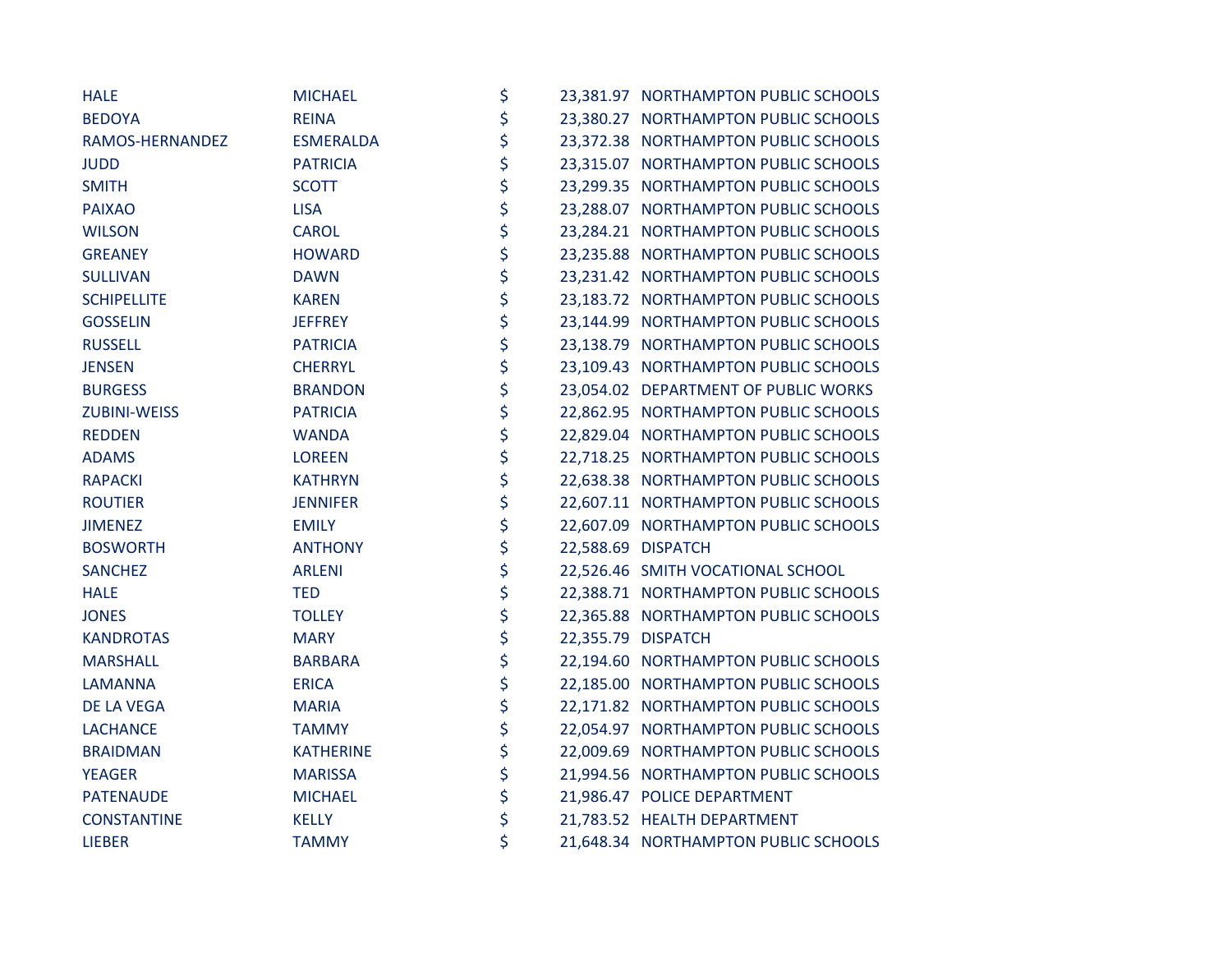| | | | | |
|---|---|---|---|---|
| HALE | MICHAEL | $ | 23,381.97 | NORTHAMPTON PUBLIC SCHOOLS |
| BEDOYA | REINA | $ | 23,380.27 | NORTHAMPTON PUBLIC SCHOOLS |
| RAMOS-HERNANDEZ | ESMERALDA | $ | 23,372.38 | NORTHAMPTON PUBLIC SCHOOLS |
| JUDD | PATRICIA | $ | 23,315.07 | NORTHAMPTON PUBLIC SCHOOLS |
| SMITH | SCOTT | $ | 23,299.35 | NORTHAMPTON PUBLIC SCHOOLS |
| PAIXAO | LISA | $ | 23,288.07 | NORTHAMPTON PUBLIC SCHOOLS |
| WILSON | CAROL | $ | 23,284.21 | NORTHAMPTON PUBLIC SCHOOLS |
| GREANEY | HOWARD | $ | 23,235.88 | NORTHAMPTON PUBLIC SCHOOLS |
| SULLIVAN | DAWN | $ | 23,231.42 | NORTHAMPTON PUBLIC SCHOOLS |
| SCHIPELLITE | KAREN | $ | 23,183.72 | NORTHAMPTON PUBLIC SCHOOLS |
| GOSSELIN | JEFFREY | $ | 23,144.99 | NORTHAMPTON PUBLIC SCHOOLS |
| RUSSELL | PATRICIA | $ | 23,138.79 | NORTHAMPTON PUBLIC SCHOOLS |
| JENSEN | CHERRYL | $ | 23,109.43 | NORTHAMPTON PUBLIC SCHOOLS |
| BURGESS | BRANDON | $ | 23,054.02 | DEPARTMENT OF PUBLIC WORKS |
| ZUBINI-WEISS | PATRICIA | $ | 22,862.95 | NORTHAMPTON PUBLIC SCHOOLS |
| REDDEN | WANDA | $ | 22,829.04 | NORTHAMPTON PUBLIC SCHOOLS |
| ADAMS | LOREEN | $ | 22,718.25 | NORTHAMPTON PUBLIC SCHOOLS |
| RAPACKI | KATHRYN | $ | 22,638.38 | NORTHAMPTON PUBLIC SCHOOLS |
| ROUTIER | JENNIFER | $ | 22,607.11 | NORTHAMPTON PUBLIC SCHOOLS |
| JIMENEZ | EMILY | $ | 22,607.09 | NORTHAMPTON PUBLIC SCHOOLS |
| BOSWORTH | ANTHONY | $ | 22,588.69 | DISPATCH |
| SANCHEZ | ARLENI | $ | 22,526.46 | SMITH VOCATIONAL SCHOOL |
| HALE | TED | $ | 22,388.71 | NORTHAMPTON PUBLIC SCHOOLS |
| JONES | TOLLEY | $ | 22,365.88 | NORTHAMPTON PUBLIC SCHOOLS |
| KANDROTAS | MARY | $ | 22,355.79 | DISPATCH |
| MARSHALL | BARBARA | $ | 22,194.60 | NORTHAMPTON PUBLIC SCHOOLS |
| LAMANNA | ERICA | $ | 22,185.00 | NORTHAMPTON PUBLIC SCHOOLS |
| DE LA VEGA | MARIA | $ | 22,171.82 | NORTHAMPTON PUBLIC SCHOOLS |
| LACHANCE | TAMMY | $ | 22,054.97 | NORTHAMPTON PUBLIC SCHOOLS |
| BRAIDMAN | KATHERINE | $ | 22,009.69 | NORTHAMPTON PUBLIC SCHOOLS |
| YEAGER | MARISSA | $ | 21,994.56 | NORTHAMPTON PUBLIC SCHOOLS |
| PATENAUDE | MICHAEL | $ | 21,986.47 | POLICE DEPARTMENT |
| CONSTANTINE | KELLY | $ | 21,783.52 | HEALTH DEPARTMENT |
| LIEBER | TAMMY | $ | 21,648.34 | NORTHAMPTON PUBLIC SCHOOLS |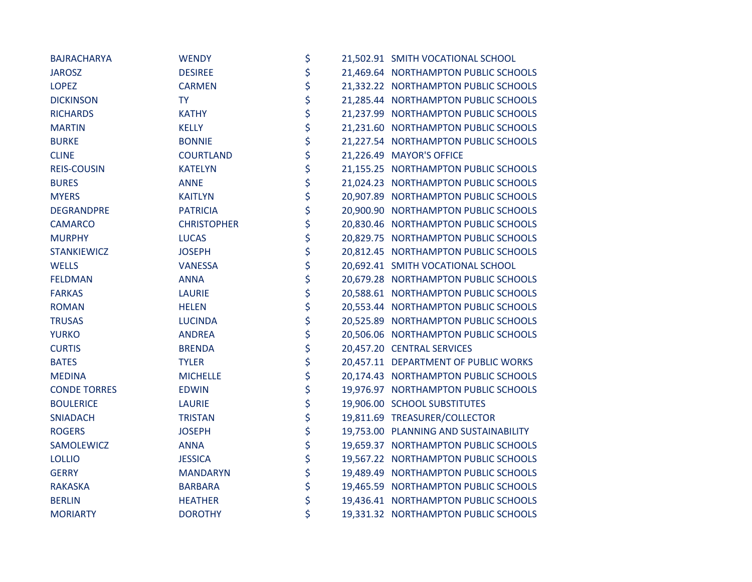| | | | | |
|---|---|---|---|---|
| BAJRACHARYA | WENDY | $ | 21,502.91 | SMITH VOCATIONAL SCHOOL |
| JAROSZ | DESIREE | $ | 21,469.64 | NORTHAMPTON PUBLIC SCHOOLS |
| LOPEZ | CARMEN | $ | 21,332.22 | NORTHAMPTON PUBLIC SCHOOLS |
| DICKINSON | TY | $ | 21,285.44 | NORTHAMPTON PUBLIC SCHOOLS |
| RICHARDS | KATHY | $ | 21,237.99 | NORTHAMPTON PUBLIC SCHOOLS |
| MARTIN | KELLY | $ | 21,231.60 | NORTHAMPTON PUBLIC SCHOOLS |
| BURKE | BONNIE | $ | 21,227.54 | NORTHAMPTON PUBLIC SCHOOLS |
| CLINE | COURTLAND | $ | 21,226.49 | MAYOR'S OFFICE |
| REIS-COUSIN | KATELYN | $ | 21,155.25 | NORTHAMPTON PUBLIC SCHOOLS |
| BURES | ANNE | $ | 21,024.23 | NORTHAMPTON PUBLIC SCHOOLS |
| MYERS | KAITLYN | $ | 20,907.89 | NORTHAMPTON PUBLIC SCHOOLS |
| DEGRANDPRE | PATRICIA | $ | 20,900.90 | NORTHAMPTON PUBLIC SCHOOLS |
| CAMARCO | CHRISTOPHER | $ | 20,830.46 | NORTHAMPTON PUBLIC SCHOOLS |
| MURPHY | LUCAS | $ | 20,829.75 | NORTHAMPTON PUBLIC SCHOOLS |
| STANKIEWICZ | JOSEPH | $ | 20,812.45 | NORTHAMPTON PUBLIC SCHOOLS |
| WELLS | VANESSA | $ | 20,692.41 | SMITH VOCATIONAL SCHOOL |
| FELDMAN | ANNA | $ | 20,679.28 | NORTHAMPTON PUBLIC SCHOOLS |
| FARKAS | LAURIE | $ | 20,588.61 | NORTHAMPTON PUBLIC SCHOOLS |
| ROMAN | HELEN | $ | 20,553.44 | NORTHAMPTON PUBLIC SCHOOLS |
| TRUSAS | LUCINDA | $ | 20,525.89 | NORTHAMPTON PUBLIC SCHOOLS |
| YURKO | ANDREA | $ | 20,506.06 | NORTHAMPTON PUBLIC SCHOOLS |
| CURTIS | BRENDA | $ | 20,457.20 | CENTRAL SERVICES |
| BATES | TYLER | $ | 20,457.11 | DEPARTMENT OF PUBLIC WORKS |
| MEDINA | MICHELLE | $ | 20,174.43 | NORTHAMPTON PUBLIC SCHOOLS |
| CONDE TORRES | EDWIN | $ | 19,976.97 | NORTHAMPTON PUBLIC SCHOOLS |
| BOULERICE | LAURIE | $ | 19,906.00 | SCHOOL SUBSTITUTES |
| SNIADACH | TRISTAN | $ | 19,811.69 | TREASURER/COLLECTOR |
| ROGERS | JOSEPH | $ | 19,753.00 | PLANNING AND SUSTAINABILITY |
| SAMOLEWICZ | ANNA | $ | 19,659.37 | NORTHAMPTON PUBLIC SCHOOLS |
| LOLLIO | JESSICA | $ | 19,567.22 | NORTHAMPTON PUBLIC SCHOOLS |
| GERRY | MANDARYN | $ | 19,489.49 | NORTHAMPTON PUBLIC SCHOOLS |
| RAKASKA | BARBARA | $ | 19,465.59 | NORTHAMPTON PUBLIC SCHOOLS |
| BERLIN | HEATHER | $ | 19,436.41 | NORTHAMPTON PUBLIC SCHOOLS |
| MORIARTY | DOROTHY | $ | 19,331.32 | NORTHAMPTON PUBLIC SCHOOLS |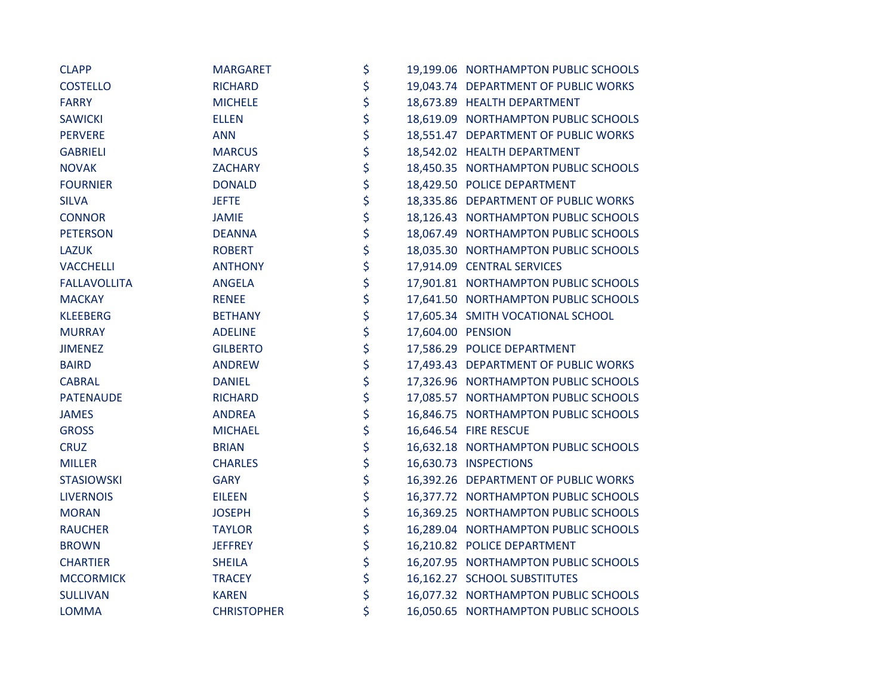| | | | | |
|---|---|---|---|---|
| CLAPP | MARGARET | $ | 19,199.06 | NORTHAMPTON PUBLIC SCHOOLS |
| COSTELLO | RICHARD | $ | 19,043.74 | DEPARTMENT OF PUBLIC WORKS |
| FARRY | MICHELE | $ | 18,673.89 | HEALTH DEPARTMENT |
| SAWICKI | ELLEN | $ | 18,619.09 | NORTHAMPTON PUBLIC SCHOOLS |
| PERVERE | ANN | $ | 18,551.47 | DEPARTMENT OF PUBLIC WORKS |
| GABRIELI | MARCUS | $ | 18,542.02 | HEALTH DEPARTMENT |
| NOVAK | ZACHARY | $ | 18,450.35 | NORTHAMPTON PUBLIC SCHOOLS |
| FOURNIER | DONALD | $ | 18,429.50 | POLICE DEPARTMENT |
| SILVA | JEFTE | $ | 18,335.86 | DEPARTMENT OF PUBLIC WORKS |
| CONNOR | JAMIE | $ | 18,126.43 | NORTHAMPTON PUBLIC SCHOOLS |
| PETERSON | DEANNA | $ | 18,067.49 | NORTHAMPTON PUBLIC SCHOOLS |
| LAZUK | ROBERT | $ | 18,035.30 | NORTHAMPTON PUBLIC SCHOOLS |
| VACCHELLI | ANTHONY | $ | 17,914.09 | CENTRAL SERVICES |
| FALLAVOLLITA | ANGELA | $ | 17,901.81 | NORTHAMPTON PUBLIC SCHOOLS |
| MACKAY | RENEE | $ | 17,641.50 | NORTHAMPTON PUBLIC SCHOOLS |
| KLEEBERG | BETHANY | $ | 17,605.34 | SMITH VOCATIONAL SCHOOL |
| MURRAY | ADELINE | $ | 17,604.00 | PENSION |
| JIMENEZ | GILBERTO | $ | 17,586.29 | POLICE DEPARTMENT |
| BAIRD | ANDREW | $ | 17,493.43 | DEPARTMENT OF PUBLIC WORKS |
| CABRAL | DANIEL | $ | 17,326.96 | NORTHAMPTON PUBLIC SCHOOLS |
| PATENAUDE | RICHARD | $ | 17,085.57 | NORTHAMPTON PUBLIC SCHOOLS |
| JAMES | ANDREA | $ | 16,846.75 | NORTHAMPTON PUBLIC SCHOOLS |
| GROSS | MICHAEL | $ | 16,646.54 | FIRE RESCUE |
| CRUZ | BRIAN | $ | 16,632.18 | NORTHAMPTON PUBLIC SCHOOLS |
| MILLER | CHARLES | $ | 16,630.73 | INSPECTIONS |
| STASIOWSKI | GARY | $ | 16,392.26 | DEPARTMENT OF PUBLIC WORKS |
| LIVERNOIS | EILEEN | $ | 16,377.72 | NORTHAMPTON PUBLIC SCHOOLS |
| MORAN | JOSEPH | $ | 16,369.25 | NORTHAMPTON PUBLIC SCHOOLS |
| RAUCHER | TAYLOR | $ | 16,289.04 | NORTHAMPTON PUBLIC SCHOOLS |
| BROWN | JEFFREY | $ | 16,210.82 | POLICE DEPARTMENT |
| CHARTIER | SHEILA | $ | 16,207.95 | NORTHAMPTON PUBLIC SCHOOLS |
| MCCORMICK | TRACEY | $ | 16,162.27 | SCHOOL SUBSTITUTES |
| SULLIVAN | KAREN | $ | 16,077.32 | NORTHAMPTON PUBLIC SCHOOLS |
| LOMMA | CHRISTOPHER | $ | 16,050.65 | NORTHAMPTON PUBLIC SCHOOLS |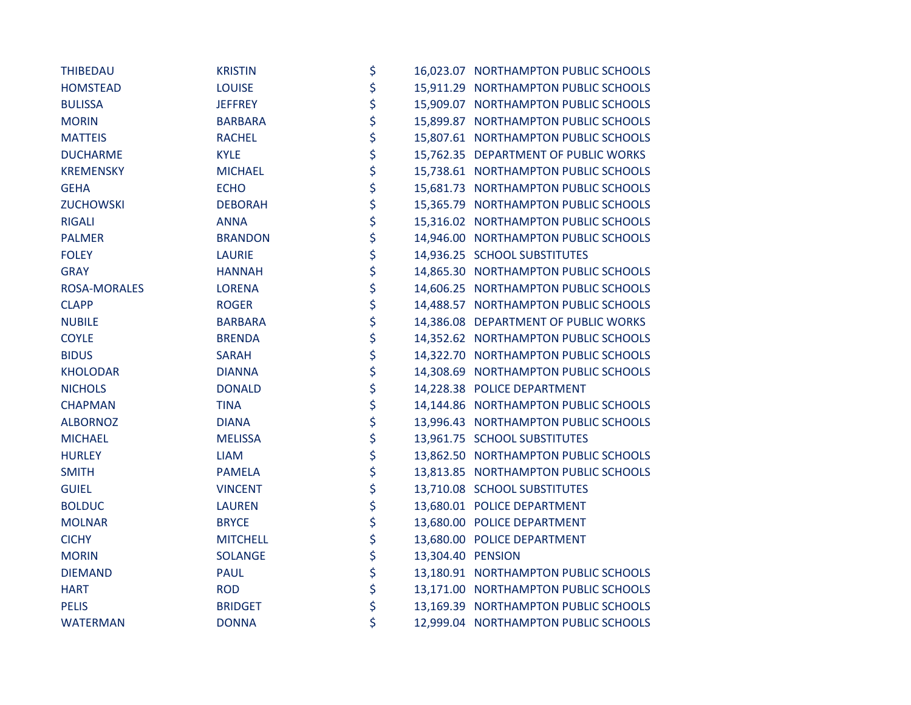| | | | | |
|---|---|---|---|---|
| THIBEDAU | KRISTIN | $ | 16,023.07 | NORTHAMPTON PUBLIC SCHOOLS |
| HOMSTEAD | LOUISE | $ | 15,911.29 | NORTHAMPTON PUBLIC SCHOOLS |
| BULISSA | JEFFREY | $ | 15,909.07 | NORTHAMPTON PUBLIC SCHOOLS |
| MORIN | BARBARA | $ | 15,899.87 | NORTHAMPTON PUBLIC SCHOOLS |
| MATTEIS | RACHEL | $ | 15,807.61 | NORTHAMPTON PUBLIC SCHOOLS |
| DUCHARME | KYLE | $ | 15,762.35 | DEPARTMENT OF PUBLIC WORKS |
| KREMENSKY | MICHAEL | $ | 15,738.61 | NORTHAMPTON PUBLIC SCHOOLS |
| GEHA | ECHO | $ | 15,681.73 | NORTHAMPTON PUBLIC SCHOOLS |
| ZUCHOWSKI | DEBORAH | $ | 15,365.79 | NORTHAMPTON PUBLIC SCHOOLS |
| RIGALI | ANNA | $ | 15,316.02 | NORTHAMPTON PUBLIC SCHOOLS |
| PALMER | BRANDON | $ | 14,946.00 | NORTHAMPTON PUBLIC SCHOOLS |
| FOLEY | LAURIE | $ | 14,936.25 | SCHOOL SUBSTITUTES |
| GRAY | HANNAH | $ | 14,865.30 | NORTHAMPTON PUBLIC SCHOOLS |
| ROSA-MORALES | LORENA | $ | 14,606.25 | NORTHAMPTON PUBLIC SCHOOLS |
| CLAPP | ROGER | $ | 14,488.57 | NORTHAMPTON PUBLIC SCHOOLS |
| NUBILE | BARBARA | $ | 14,386.08 | DEPARTMENT OF PUBLIC WORKS |
| COYLE | BRENDA | $ | 14,352.62 | NORTHAMPTON PUBLIC SCHOOLS |
| BIDUS | SARAH | $ | 14,322.70 | NORTHAMPTON PUBLIC SCHOOLS |
| KHOLODAR | DIANNA | $ | 14,308.69 | NORTHAMPTON PUBLIC SCHOOLS |
| NICHOLS | DONALD | $ | 14,228.38 | POLICE DEPARTMENT |
| CHAPMAN | TINA | $ | 14,144.86 | NORTHAMPTON PUBLIC SCHOOLS |
| ALBORNOZ | DIANA | $ | 13,996.43 | NORTHAMPTON PUBLIC SCHOOLS |
| MICHAEL | MELISSA | $ | 13,961.75 | SCHOOL SUBSTITUTES |
| HURLEY | LIAM | $ | 13,862.50 | NORTHAMPTON PUBLIC SCHOOLS |
| SMITH | PAMELA | $ | 13,813.85 | NORTHAMPTON PUBLIC SCHOOLS |
| GUIEL | VINCENT | $ | 13,710.08 | SCHOOL SUBSTITUTES |
| BOLDUC | LAUREN | $ | 13,680.01 | POLICE DEPARTMENT |
| MOLNAR | BRYCE | $ | 13,680.00 | POLICE DEPARTMENT |
| CICHY | MITCHELL | $ | 13,680.00 | POLICE DEPARTMENT |
| MORIN | SOLANGE | $ | 13,304.40 | PENSION |
| DIEMAND | PAUL | $ | 13,180.91 | NORTHAMPTON PUBLIC SCHOOLS |
| HART | ROD | $ | 13,171.00 | NORTHAMPTON PUBLIC SCHOOLS |
| PELIS | BRIDGET | $ | 13,169.39 | NORTHAMPTON PUBLIC SCHOOLS |
| WATERMAN | DONNA | $ | 12,999.04 | NORTHAMPTON PUBLIC SCHOOLS |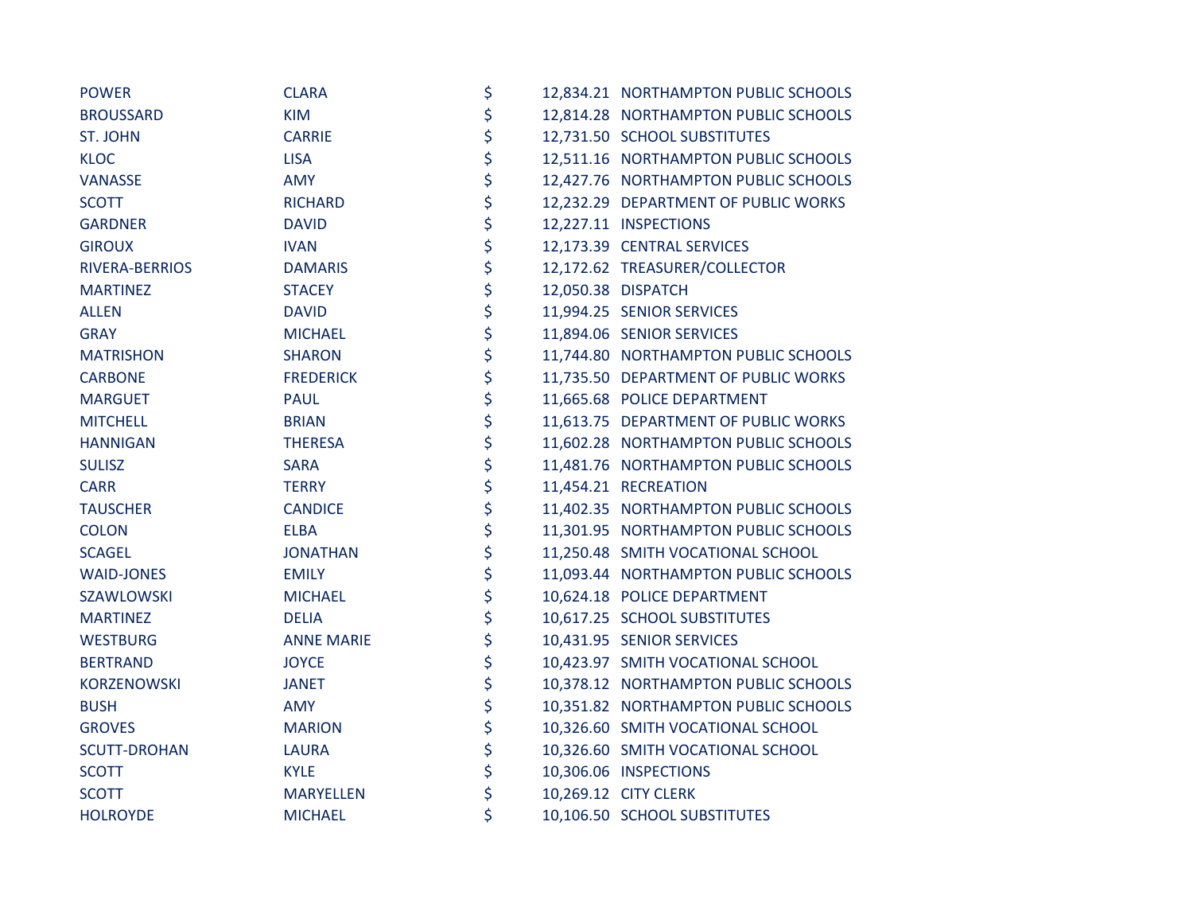| | | | | |
|---|---|---|---|---|
| POWER | CLARA | $ | 12,834.21 | NORTHAMPTON PUBLIC SCHOOLS |
| BROUSSARD | KIM | $ | 12,814.28 | NORTHAMPTON PUBLIC SCHOOLS |
| ST. JOHN | CARRIE | $ | 12,731.50 | SCHOOL SUBSTITUTES |
| KLOC | LISA | $ | 12,511.16 | NORTHAMPTON PUBLIC SCHOOLS |
| VANASSE | AMY | $ | 12,427.76 | NORTHAMPTON PUBLIC SCHOOLS |
| SCOTT | RICHARD | $ | 12,232.29 | DEPARTMENT OF PUBLIC WORKS |
| GARDNER | DAVID | $ | 12,227.11 | INSPECTIONS |
| GIROUX | IVAN | $ | 12,173.39 | CENTRAL SERVICES |
| RIVERA-BERRIOS | DAMARIS | $ | 12,172.62 | TREASURER/COLLECTOR |
| MARTINEZ | STACEY | $ | 12,050.38 | DISPATCH |
| ALLEN | DAVID | $ | 11,994.25 | SENIOR SERVICES |
| GRAY | MICHAEL | $ | 11,894.06 | SENIOR SERVICES |
| MATRISHON | SHARON | $ | 11,744.80 | NORTHAMPTON PUBLIC SCHOOLS |
| CARBONE | FREDERICK | $ | 11,735.50 | DEPARTMENT OF PUBLIC WORKS |
| MARGUET | PAUL | $ | 11,665.68 | POLICE DEPARTMENT |
| MITCHELL | BRIAN | $ | 11,613.75 | DEPARTMENT OF PUBLIC WORKS |
| HANNIGAN | THERESA | $ | 11,602.28 | NORTHAMPTON PUBLIC SCHOOLS |
| SULISZ | SARA | $ | 11,481.76 | NORTHAMPTON PUBLIC SCHOOLS |
| CARR | TERRY | $ | 11,454.21 | RECREATION |
| TAUSCHER | CANDICE | $ | 11,402.35 | NORTHAMPTON PUBLIC SCHOOLS |
| COLON | ELBA | $ | 11,301.95 | NORTHAMPTON PUBLIC SCHOOLS |
| SCAGEL | JONATHAN | $ | 11,250.48 | SMITH VOCATIONAL SCHOOL |
| WAID-JONES | EMILY | $ | 11,093.44 | NORTHAMPTON PUBLIC SCHOOLS |
| SZAWLOWSKI | MICHAEL | $ | 10,624.18 | POLICE DEPARTMENT |
| MARTINEZ | DELIA | $ | 10,617.25 | SCHOOL SUBSTITUTES |
| WESTBURG | ANNE MARIE | $ | 10,431.95 | SENIOR SERVICES |
| BERTRAND | JOYCE | $ | 10,423.97 | SMITH VOCATIONAL SCHOOL |
| KORZENOWSKI | JANET | $ | 10,378.12 | NORTHAMPTON PUBLIC SCHOOLS |
| BUSH | AMY | $ | 10,351.82 | NORTHAMPTON PUBLIC SCHOOLS |
| GROVES | MARION | $ | 10,326.60 | SMITH VOCATIONAL SCHOOL |
| SCUTT-DROHAN | LAURA | $ | 10,326.60 | SMITH VOCATIONAL SCHOOL |
| SCOTT | KYLE | $ | 10,306.06 | INSPECTIONS |
| SCOTT | MARYELLEN | $ | 10,269.12 | CITY CLERK |
| HOLROYDE | MICHAEL | $ | 10,106.50 | SCHOOL SUBSTITUTES |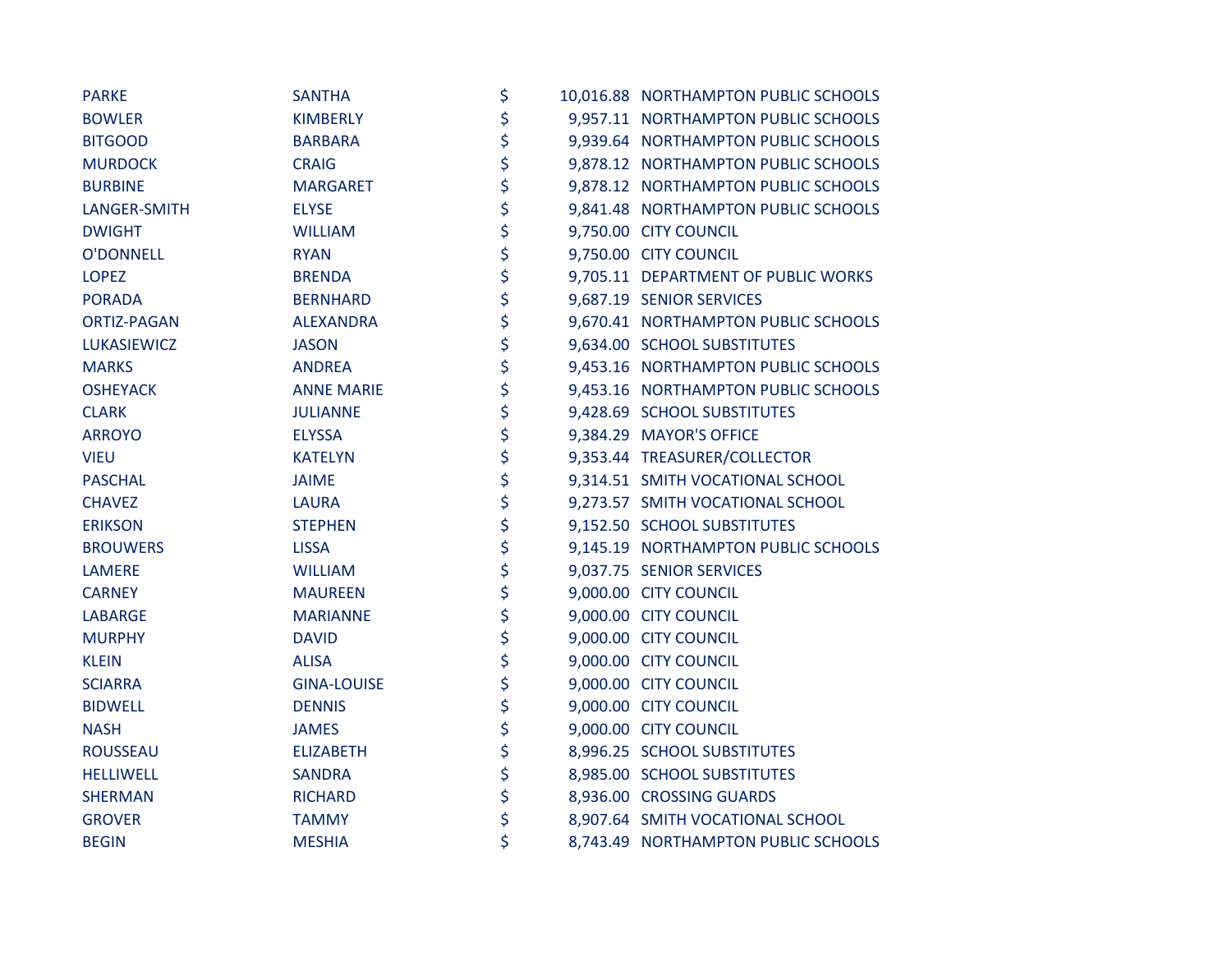| | | | | |
|---|---|---|---|---|
| PARKE | SANTHA | $ | 10,016.88 | NORTHAMPTON PUBLIC SCHOOLS |
| BOWLER | KIMBERLY | $ | 9,957.11 | NORTHAMPTON PUBLIC SCHOOLS |
| BITGOOD | BARBARA | $ | 9,939.64 | NORTHAMPTON PUBLIC SCHOOLS |
| MURDOCK | CRAIG | $ | 9,878.12 | NORTHAMPTON PUBLIC SCHOOLS |
| BURBINE | MARGARET | $ | 9,878.12 | NORTHAMPTON PUBLIC SCHOOLS |
| LANGER-SMITH | ELYSE | $ | 9,841.48 | NORTHAMPTON PUBLIC SCHOOLS |
| DWIGHT | WILLIAM | $ | 9,750.00 | CITY COUNCIL |
| O'DONNELL | RYAN | $ | 9,750.00 | CITY COUNCIL |
| LOPEZ | BRENDA | $ | 9,705.11 | DEPARTMENT OF PUBLIC WORKS |
| PORADA | BERNHARD | $ | 9,687.19 | SENIOR SERVICES |
| ORTIZ-PAGAN | ALEXANDRA | $ | 9,670.41 | NORTHAMPTON PUBLIC SCHOOLS |
| LUKASIEWICZ | JASON | $ | 9,634.00 | SCHOOL SUBSTITUTES |
| MARKS | ANDREA | $ | 9,453.16 | NORTHAMPTON PUBLIC SCHOOLS |
| OSHEYACK | ANNE MARIE | $ | 9,453.16 | NORTHAMPTON PUBLIC SCHOOLS |
| CLARK | JULIANNE | $ | 9,428.69 | SCHOOL SUBSTITUTES |
| ARROYO | ELYSSA | $ | 9,384.29 | MAYOR'S OFFICE |
| VIEU | KATELYN | $ | 9,353.44 | TREASURER/COLLECTOR |
| PASCHAL | JAIME | $ | 9,314.51 | SMITH VOCATIONAL SCHOOL |
| CHAVEZ | LAURA | $ | 9,273.57 | SMITH VOCATIONAL SCHOOL |
| ERIKSON | STEPHEN | $ | 9,152.50 | SCHOOL SUBSTITUTES |
| BROUWERS | LISSA | $ | 9,145.19 | NORTHAMPTON PUBLIC SCHOOLS |
| LAMERE | WILLIAM | $ | 9,037.75 | SENIOR SERVICES |
| CARNEY | MAUREEN | $ | 9,000.00 | CITY COUNCIL |
| LABARGE | MARIANNE | $ | 9,000.00 | CITY COUNCIL |
| MURPHY | DAVID | $ | 9,000.00 | CITY COUNCIL |
| KLEIN | ALISA | $ | 9,000.00 | CITY COUNCIL |
| SCIARRA | GINA-LOUISE | $ | 9,000.00 | CITY COUNCIL |
| BIDWELL | DENNIS | $ | 9,000.00 | CITY COUNCIL |
| NASH | JAMES | $ | 9,000.00 | CITY COUNCIL |
| ROUSSEAU | ELIZABETH | $ | 8,996.25 | SCHOOL SUBSTITUTES |
| HELLIWELL | SANDRA | $ | 8,985.00 | SCHOOL SUBSTITUTES |
| SHERMAN | RICHARD | $ | 8,936.00 | CROSSING GUARDS |
| GROVER | TAMMY | $ | 8,907.64 | SMITH VOCATIONAL SCHOOL |
| BEGIN | MESHIA | $ | 8,743.49 | NORTHAMPTON PUBLIC SCHOOLS |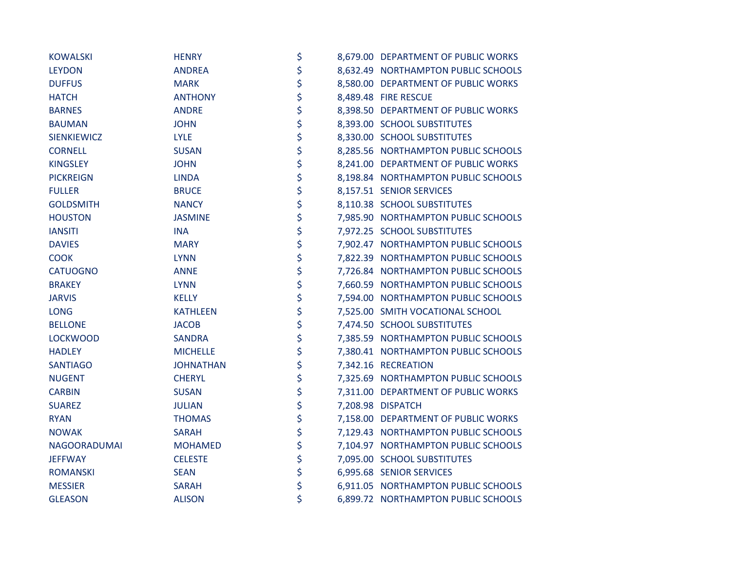| | | | | |
|---|---|---|---|---|
| KOWALSKI | HENRY | $ | 8,679.00 | DEPARTMENT OF PUBLIC WORKS |
| LEYDON | ANDREA | $ | 8,632.49 | NORTHAMPTON PUBLIC SCHOOLS |
| DUFFUS | MARK | $ | 8,580.00 | DEPARTMENT OF PUBLIC WORKS |
| HATCH | ANTHONY | $ | 8,489.48 | FIRE RESCUE |
| BARNES | ANDRE | $ | 8,398.50 | DEPARTMENT OF PUBLIC WORKS |
| BAUMAN | JOHN | $ | 8,393.00 | SCHOOL SUBSTITUTES |
| SIENKIEWICZ | LYLE | $ | 8,330.00 | SCHOOL SUBSTITUTES |
| CORNELL | SUSAN | $ | 8,285.56 | NORTHAMPTON PUBLIC SCHOOLS |
| KINGSLEY | JOHN | $ | 8,241.00 | DEPARTMENT OF PUBLIC WORKS |
| PICKREIGN | LINDA | $ | 8,198.84 | NORTHAMPTON PUBLIC SCHOOLS |
| FULLER | BRUCE | $ | 8,157.51 | SENIOR SERVICES |
| GOLDSMITH | NANCY | $ | 8,110.38 | SCHOOL SUBSTITUTES |
| HOUSTON | JASMINE | $ | 7,985.90 | NORTHAMPTON PUBLIC SCHOOLS |
| IANSITI | INA | $ | 7,972.25 | SCHOOL SUBSTITUTES |
| DAVIES | MARY | $ | 7,902.47 | NORTHAMPTON PUBLIC SCHOOLS |
| COOK | LYNN | $ | 7,822.39 | NORTHAMPTON PUBLIC SCHOOLS |
| CATUOGNO | ANNE | $ | 7,726.84 | NORTHAMPTON PUBLIC SCHOOLS |
| BRAKEY | LYNN | $ | 7,660.59 | NORTHAMPTON PUBLIC SCHOOLS |
| JARVIS | KELLY | $ | 7,594.00 | NORTHAMPTON PUBLIC SCHOOLS |
| LONG | KATHLEEN | $ | 7,525.00 | SMITH VOCATIONAL SCHOOL |
| BELLONE | JACOB | $ | 7,474.50 | SCHOOL SUBSTITUTES |
| LOCKWOOD | SANDRA | $ | 7,385.59 | NORTHAMPTON PUBLIC SCHOOLS |
| HADLEY | MICHELLE | $ | 7,380.41 | NORTHAMPTON PUBLIC SCHOOLS |
| SANTIAGO | JOHNATHAN | $ | 7,342.16 | RECREATION |
| NUGENT | CHERYL | $ | 7,325.69 | NORTHAMPTON PUBLIC SCHOOLS |
| CARBIN | SUSAN | $ | 7,311.00 | DEPARTMENT OF PUBLIC WORKS |
| SUAREZ | JULIAN | $ | 7,208.98 | DISPATCH |
| RYAN | THOMAS | $ | 7,158.00 | DEPARTMENT OF PUBLIC WORKS |
| NOWAK | SARAH | $ | 7,129.43 | NORTHAMPTON PUBLIC SCHOOLS |
| NAGOORADUMAI | MOHAMED | $ | 7,104.97 | NORTHAMPTON PUBLIC SCHOOLS |
| JEFFWAY | CELESTE | $ | 7,095.00 | SCHOOL SUBSTITUTES |
| ROMANSKI | SEAN | $ | 6,995.68 | SENIOR SERVICES |
| MESSIER | SARAH | $ | 6,911.05 | NORTHAMPTON PUBLIC SCHOOLS |
| GLEASON | ALISON | $ | 6,899.72 | NORTHAMPTON PUBLIC SCHOOLS |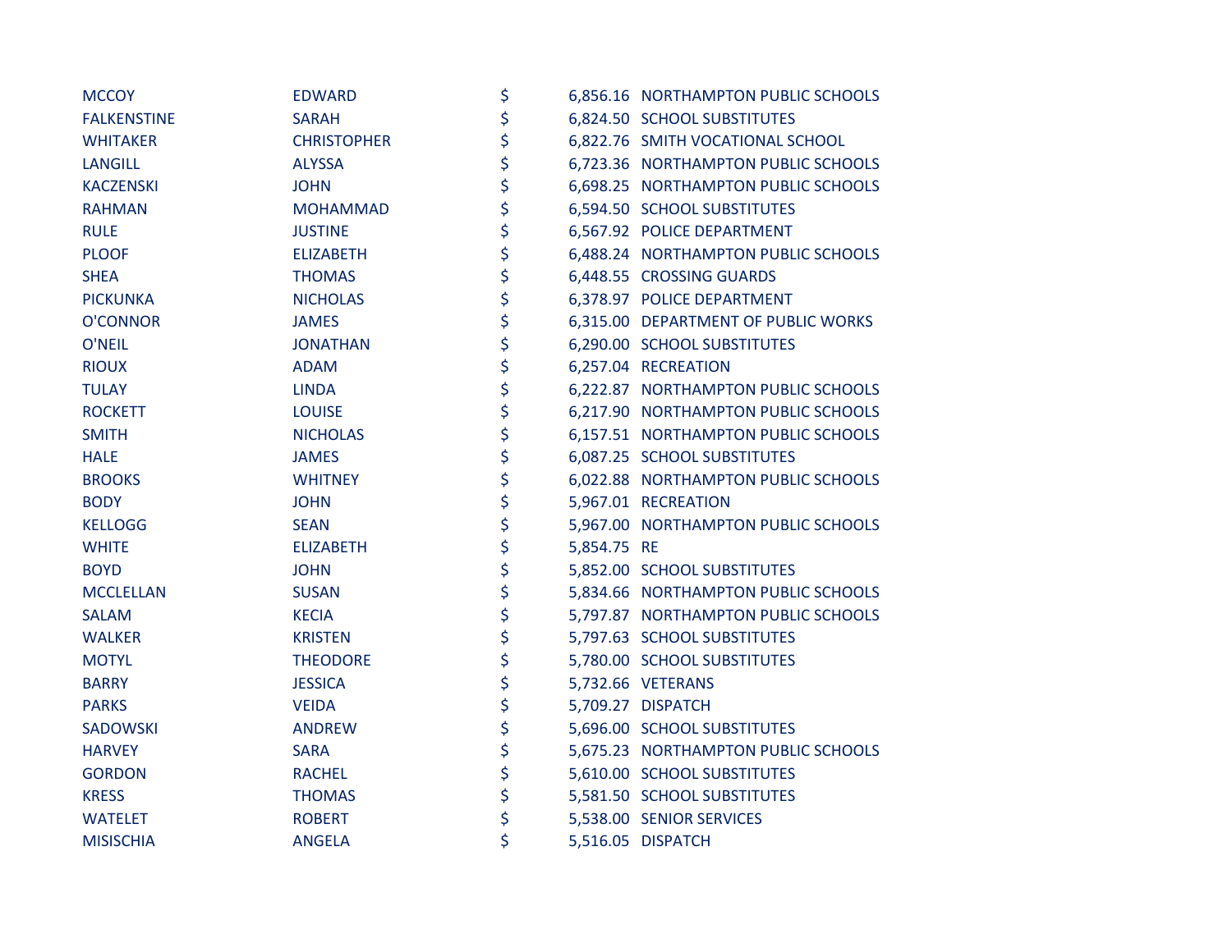| | | | | |
|---|---|---|---|---|
| MCCOY | EDWARD | $ | 6,856.16 | NORTHAMPTON PUBLIC SCHOOLS |
| FALKENSTINE | SARAH | $ | 6,824.50 | SCHOOL SUBSTITUTES |
| WHITAKER | CHRISTOPHER | $ | 6,822.76 | SMITH VOCATIONAL SCHOOL |
| LANGILL | ALYSSA | $ | 6,723.36 | NORTHAMPTON PUBLIC SCHOOLS |
| KACZENSKI | JOHN | $ | 6,698.25 | NORTHAMPTON PUBLIC SCHOOLS |
| RAHMAN | MOHAMMAD | $ | 6,594.50 | SCHOOL SUBSTITUTES |
| RULE | JUSTINE | $ | 6,567.92 | POLICE DEPARTMENT |
| PLOOF | ELIZABETH | $ | 6,488.24 | NORTHAMPTON PUBLIC SCHOOLS |
| SHEA | THOMAS | $ | 6,448.55 | CROSSING GUARDS |
| PICKUNKA | NICHOLAS | $ | 6,378.97 | POLICE DEPARTMENT |
| O'CONNOR | JAMES | $ | 6,315.00 | DEPARTMENT OF PUBLIC WORKS |
| O'NEIL | JONATHAN | $ | 6,290.00 | SCHOOL SUBSTITUTES |
| RIOUX | ADAM | $ | 6,257.04 | RECREATION |
| TULAY | LINDA | $ | 6,222.87 | NORTHAMPTON PUBLIC SCHOOLS |
| ROCKETT | LOUISE | $ | 6,217.90 | NORTHAMPTON PUBLIC SCHOOLS |
| SMITH | NICHOLAS | $ | 6,157.51 | NORTHAMPTON PUBLIC SCHOOLS |
| HALE | JAMES | $ | 6,087.25 | SCHOOL SUBSTITUTES |
| BROOKS | WHITNEY | $ | 6,022.88 | NORTHAMPTON PUBLIC SCHOOLS |
| BODY | JOHN | $ | 5,967.01 | RECREATION |
| KELLOGG | SEAN | $ | 5,967.00 | NORTHAMPTON PUBLIC SCHOOLS |
| WHITE | ELIZABETH | $ | 5,854.75 | RE |
| BOYD | JOHN | $ | 5,852.00 | SCHOOL SUBSTITUTES |
| MCCLELLAN | SUSAN | $ | 5,834.66 | NORTHAMPTON PUBLIC SCHOOLS |
| SALAM | KECIA | $ | 5,797.87 | NORTHAMPTON PUBLIC SCHOOLS |
| WALKER | KRISTEN | $ | 5,797.63 | SCHOOL SUBSTITUTES |
| MOTYL | THEODORE | $ | 5,780.00 | SCHOOL SUBSTITUTES |
| BARRY | JESSICA | $ | 5,732.66 | VETERANS |
| PARKS | VEIDA | $ | 5,709.27 | DISPATCH |
| SADOWSKI | ANDREW | $ | 5,696.00 | SCHOOL SUBSTITUTES |
| HARVEY | SARA | $ | 5,675.23 | NORTHAMPTON PUBLIC SCHOOLS |
| GORDON | RACHEL | $ | 5,610.00 | SCHOOL SUBSTITUTES |
| KRESS | THOMAS | $ | 5,581.50 | SCHOOL SUBSTITUTES |
| WATELET | ROBERT | $ | 5,538.00 | SENIOR SERVICES |
| MISISCHIA | ANGELA | $ | 5,516.05 | DISPATCH |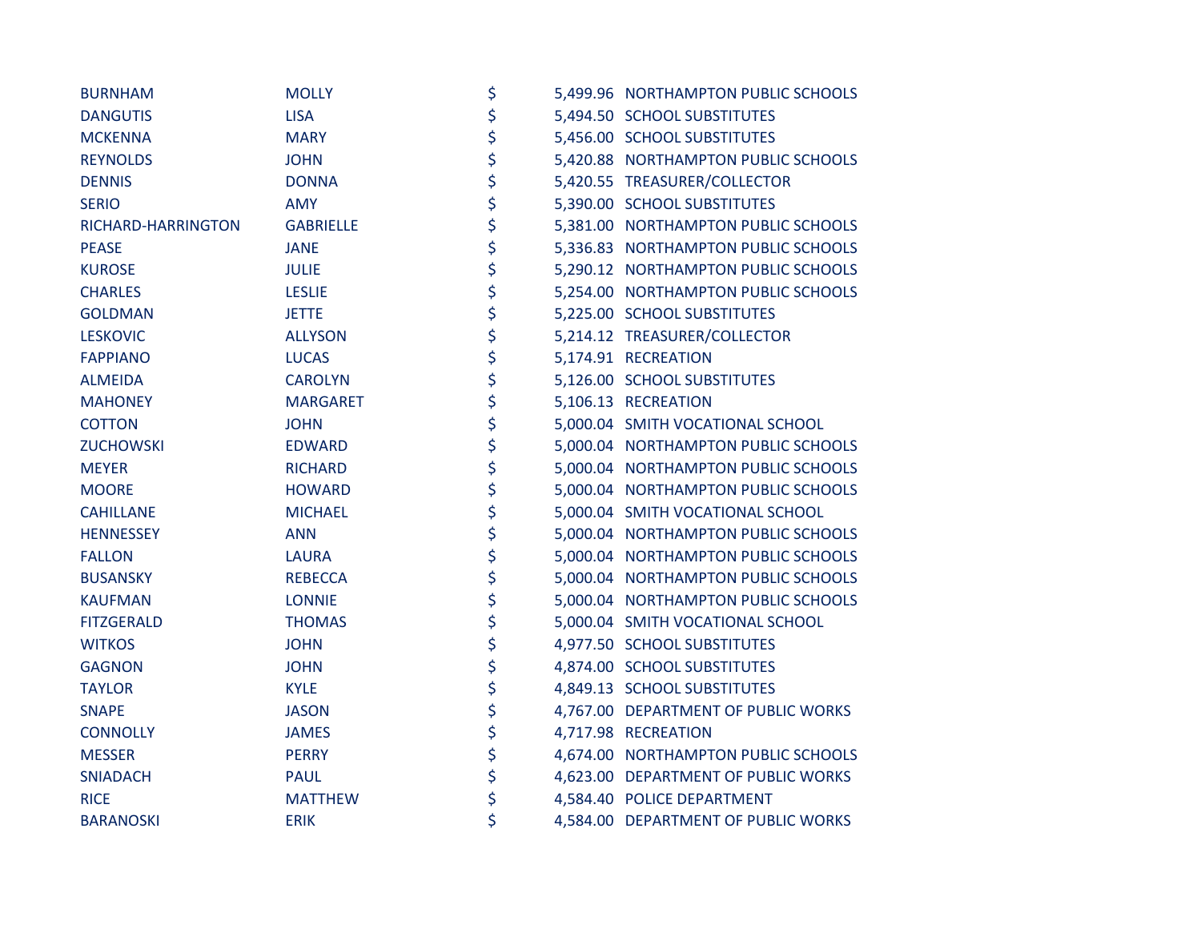| | | | | |
|---|---|---|---|---|
| BURNHAM | MOLLY | $ | 5,499.96 | NORTHAMPTON PUBLIC SCHOOLS |
| DANGUTIS | LISA | $ | 5,494.50 | SCHOOL SUBSTITUTES |
| MCKENNA | MARY | $ | 5,456.00 | SCHOOL SUBSTITUTES |
| REYNOLDS | JOHN | $ | 5,420.88 | NORTHAMPTON PUBLIC SCHOOLS |
| DENNIS | DONNA | $ | 5,420.55 | TREASURER/COLLECTOR |
| SERIO | AMY | $ | 5,390.00 | SCHOOL SUBSTITUTES |
| RICHARD-HARRINGTON | GABRIELLE | $ | 5,381.00 | NORTHAMPTON PUBLIC SCHOOLS |
| PEASE | JANE | $ | 5,336.83 | NORTHAMPTON PUBLIC SCHOOLS |
| KUROSE | JULIE | $ | 5,290.12 | NORTHAMPTON PUBLIC SCHOOLS |
| CHARLES | LESLIE | $ | 5,254.00 | NORTHAMPTON PUBLIC SCHOOLS |
| GOLDMAN | JETTE | $ | 5,225.00 | SCHOOL SUBSTITUTES |
| LESKOVIC | ALLYSON | $ | 5,214.12 | TREASURER/COLLECTOR |
| FAPPIANO | LUCAS | $ | 5,174.91 | RECREATION |
| ALMEIDA | CAROLYN | $ | 5,126.00 | SCHOOL SUBSTITUTES |
| MAHONEY | MARGARET | $ | 5,106.13 | RECREATION |
| COTTON | JOHN | $ | 5,000.04 | SMITH VOCATIONAL SCHOOL |
| ZUCHOWSKI | EDWARD | $ | 5,000.04 | NORTHAMPTON PUBLIC SCHOOLS |
| MEYER | RICHARD | $ | 5,000.04 | NORTHAMPTON PUBLIC SCHOOLS |
| MOORE | HOWARD | $ | 5,000.04 | NORTHAMPTON PUBLIC SCHOOLS |
| CAHILLANE | MICHAEL | $ | 5,000.04 | SMITH VOCATIONAL SCHOOL |
| HENNESSEY | ANN | $ | 5,000.04 | NORTHAMPTON PUBLIC SCHOOLS |
| FALLON | LAURA | $ | 5,000.04 | NORTHAMPTON PUBLIC SCHOOLS |
| BUSANSKY | REBECCA | $ | 5,000.04 | NORTHAMPTON PUBLIC SCHOOLS |
| KAUFMAN | LONNIE | $ | 5,000.04 | NORTHAMPTON PUBLIC SCHOOLS |
| FITZGERALD | THOMAS | $ | 5,000.04 | SMITH VOCATIONAL SCHOOL |
| WITKOS | JOHN | $ | 4,977.50 | SCHOOL SUBSTITUTES |
| GAGNON | JOHN | $ | 4,874.00 | SCHOOL SUBSTITUTES |
| TAYLOR | KYLE | $ | 4,849.13 | SCHOOL SUBSTITUTES |
| SNAPE | JASON | $ | 4,767.00 | DEPARTMENT OF PUBLIC WORKS |
| CONNOLLY | JAMES | $ | 4,717.98 | RECREATION |
| MESSER | PERRY | $ | 4,674.00 | NORTHAMPTON PUBLIC SCHOOLS |
| SNIADACH | PAUL | $ | 4,623.00 | DEPARTMENT OF PUBLIC WORKS |
| RICE | MATTHEW | $ | 4,584.40 | POLICE DEPARTMENT |
| BARANOSKI | ERIK | $ | 4,584.00 | DEPARTMENT OF PUBLIC WORKS |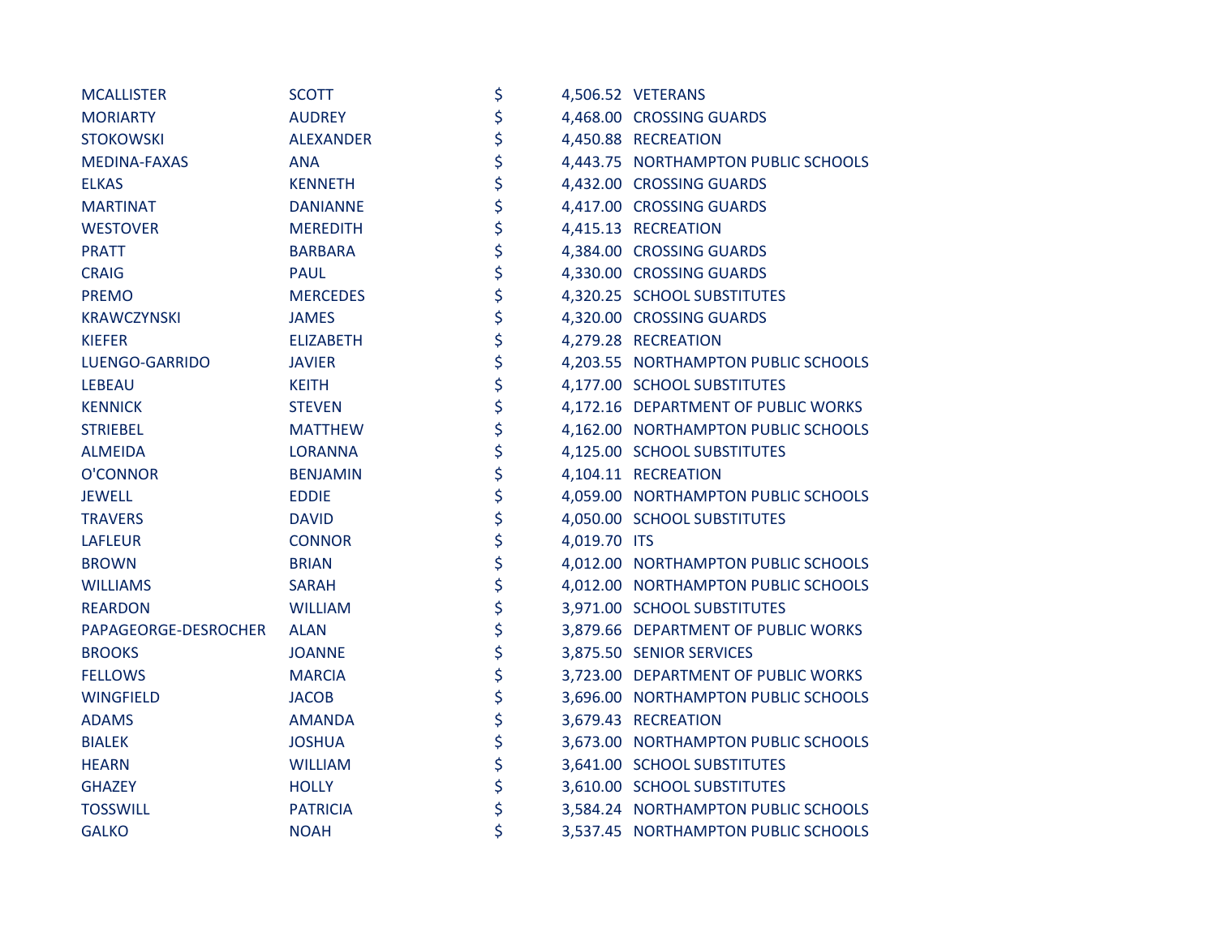| | | | | |
|---|---|---|---|---|
| MCALLISTER | SCOTT | $ | 4,506.52 | VETERANS |
| MORIARTY | AUDREY | $ | 4,468.00 | CROSSING GUARDS |
| STOKOWSKI | ALEXANDER | $ | 4,450.88 | RECREATION |
| MEDINA-FAXAS | ANA | $ | 4,443.75 | NORTHAMPTON PUBLIC SCHOOLS |
| ELKAS | KENNETH | $ | 4,432.00 | CROSSING GUARDS |
| MARTINAT | DANIANNE | $ | 4,417.00 | CROSSING GUARDS |
| WESTOVER | MEREDITH | $ | 4,415.13 | RECREATION |
| PRATT | BARBARA | $ | 4,384.00 | CROSSING GUARDS |
| CRAIG | PAUL | $ | 4,330.00 | CROSSING GUARDS |
| PREMO | MERCEDES | $ | 4,320.25 | SCHOOL SUBSTITUTES |
| KRAWCZYNSKI | JAMES | $ | 4,320.00 | CROSSING GUARDS |
| KIEFER | ELIZABETH | $ | 4,279.28 | RECREATION |
| LUENGO-GARRIDO | JAVIER | $ | 4,203.55 | NORTHAMPTON PUBLIC SCHOOLS |
| LEBEAU | KEITH | $ | 4,177.00 | SCHOOL SUBSTITUTES |
| KENNICK | STEVEN | $ | 4,172.16 | DEPARTMENT OF PUBLIC WORKS |
| STRIEBEL | MATTHEW | $ | 4,162.00 | NORTHAMPTON PUBLIC SCHOOLS |
| ALMEIDA | LORANNA | $ | 4,125.00 | SCHOOL SUBSTITUTES |
| O'CONNOR | BENJAMIN | $ | 4,104.11 | RECREATION |
| JEWELL | EDDIE | $ | 4,059.00 | NORTHAMPTON PUBLIC SCHOOLS |
| TRAVERS | DAVID | $ | 4,050.00 | SCHOOL SUBSTITUTES |
| LAFLEUR | CONNOR | $ | 4,019.70 | ITS |
| BROWN | BRIAN | $ | 4,012.00 | NORTHAMPTON PUBLIC SCHOOLS |
| WILLIAMS | SARAH | $ | 4,012.00 | NORTHAMPTON PUBLIC SCHOOLS |
| REARDON | WILLIAM | $ | 3,971.00 | SCHOOL SUBSTITUTES |
| PAPAGEORGE-DESROCHER | ALAN | $ | 3,879.66 | DEPARTMENT OF PUBLIC WORKS |
| BROOKS | JOANNE | $ | 3,875.50 | SENIOR SERVICES |
| FELLOWS | MARCIA | $ | 3,723.00 | DEPARTMENT OF PUBLIC WORKS |
| WINGFIELD | JACOB | $ | 3,696.00 | NORTHAMPTON PUBLIC SCHOOLS |
| ADAMS | AMANDA | $ | 3,679.43 | RECREATION |
| BIALEK | JOSHUA | $ | 3,673.00 | NORTHAMPTON PUBLIC SCHOOLS |
| HEARN | WILLIAM | $ | 3,641.00 | SCHOOL SUBSTITUTES |
| GHAZEY | HOLLY | $ | 3,610.00 | SCHOOL SUBSTITUTES |
| TOSSWILL | PATRICIA | $ | 3,584.24 | NORTHAMPTON PUBLIC SCHOOLS |
| GALKO | NOAH | $ | 3,537.45 | NORTHAMPTON PUBLIC SCHOOLS |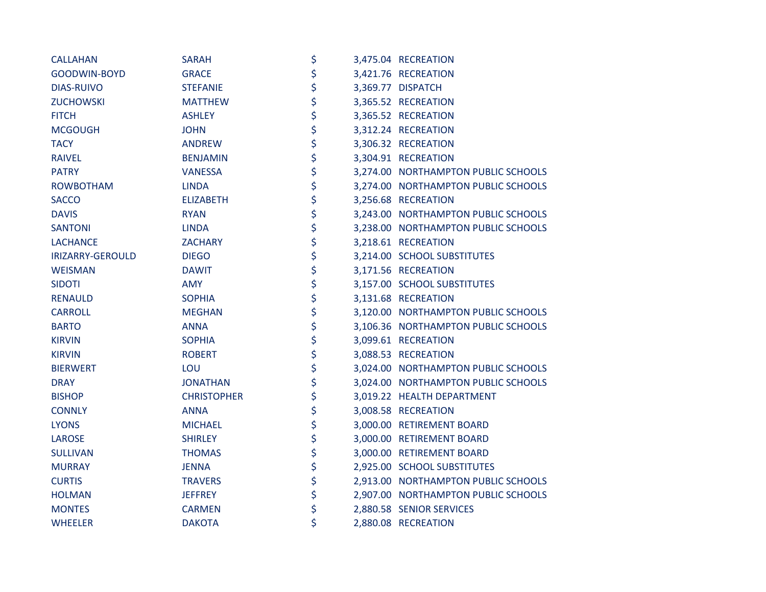| | | | | |
|---|---|---|---|---|
| CALLAHAN | SARAH | $ | 3,475.04 | RECREATION |
| GOODWIN-BOYD | GRACE | $ | 3,421.76 | RECREATION |
| DIAS-RUIVO | STEFANIE | $ | 3,369.77 | DISPATCH |
| ZUCHOWSKI | MATTHEW | $ | 3,365.52 | RECREATION |
| FITCH | ASHLEY | $ | 3,365.52 | RECREATION |
| MCGOUGH | JOHN | $ | 3,312.24 | RECREATION |
| TACY | ANDREW | $ | 3,306.32 | RECREATION |
| RAIVEL | BENJAMIN | $ | 3,304.91 | RECREATION |
| PATRY | VANESSA | $ | 3,274.00 | NORTHAMPTON PUBLIC SCHOOLS |
| ROWBOTHAM | LINDA | $ | 3,274.00 | NORTHAMPTON PUBLIC SCHOOLS |
| SACCO | ELIZABETH | $ | 3,256.68 | RECREATION |
| DAVIS | RYAN | $ | 3,243.00 | NORTHAMPTON PUBLIC SCHOOLS |
| SANTONI | LINDA | $ | 3,238.00 | NORTHAMPTON PUBLIC SCHOOLS |
| LACHANCE | ZACHARY | $ | 3,218.61 | RECREATION |
| IRIZARRY-GEROULD | DIEGO | $ | 3,214.00 | SCHOOL SUBSTITUTES |
| WEISMAN | DAWIT | $ | 3,171.56 | RECREATION |
| SIDOTI | AMY | $ | 3,157.00 | SCHOOL SUBSTITUTES |
| RENAULD | SOPHIA | $ | 3,131.68 | RECREATION |
| CARROLL | MEGHAN | $ | 3,120.00 | NORTHAMPTON PUBLIC SCHOOLS |
| BARTO | ANNA | $ | 3,106.36 | NORTHAMPTON PUBLIC SCHOOLS |
| KIRVIN | SOPHIA | $ | 3,099.61 | RECREATION |
| KIRVIN | ROBERT | $ | 3,088.53 | RECREATION |
| BIERWERT | LOU | $ | 3,024.00 | NORTHAMPTON PUBLIC SCHOOLS |
| DRAY | JONATHAN | $ | 3,024.00 | NORTHAMPTON PUBLIC SCHOOLS |
| BISHOP | CHRISTOPHER | $ | 3,019.22 | HEALTH DEPARTMENT |
| CONNLY | ANNA | $ | 3,008.58 | RECREATION |
| LYONS | MICHAEL | $ | 3,000.00 | RETIREMENT BOARD |
| LAROSE | SHIRLEY | $ | 3,000.00 | RETIREMENT BOARD |
| SULLIVAN | THOMAS | $ | 3,000.00 | RETIREMENT BOARD |
| MURRAY | JENNA | $ | 2,925.00 | SCHOOL SUBSTITUTES |
| CURTIS | TRAVERS | $ | 2,913.00 | NORTHAMPTON PUBLIC SCHOOLS |
| HOLMAN | JEFFREY | $ | 2,907.00 | NORTHAMPTON PUBLIC SCHOOLS |
| MONTES | CARMEN | $ | 2,880.58 | SENIOR SERVICES |
| WHEELER | DAKOTA | $ | 2,880.08 | RECREATION |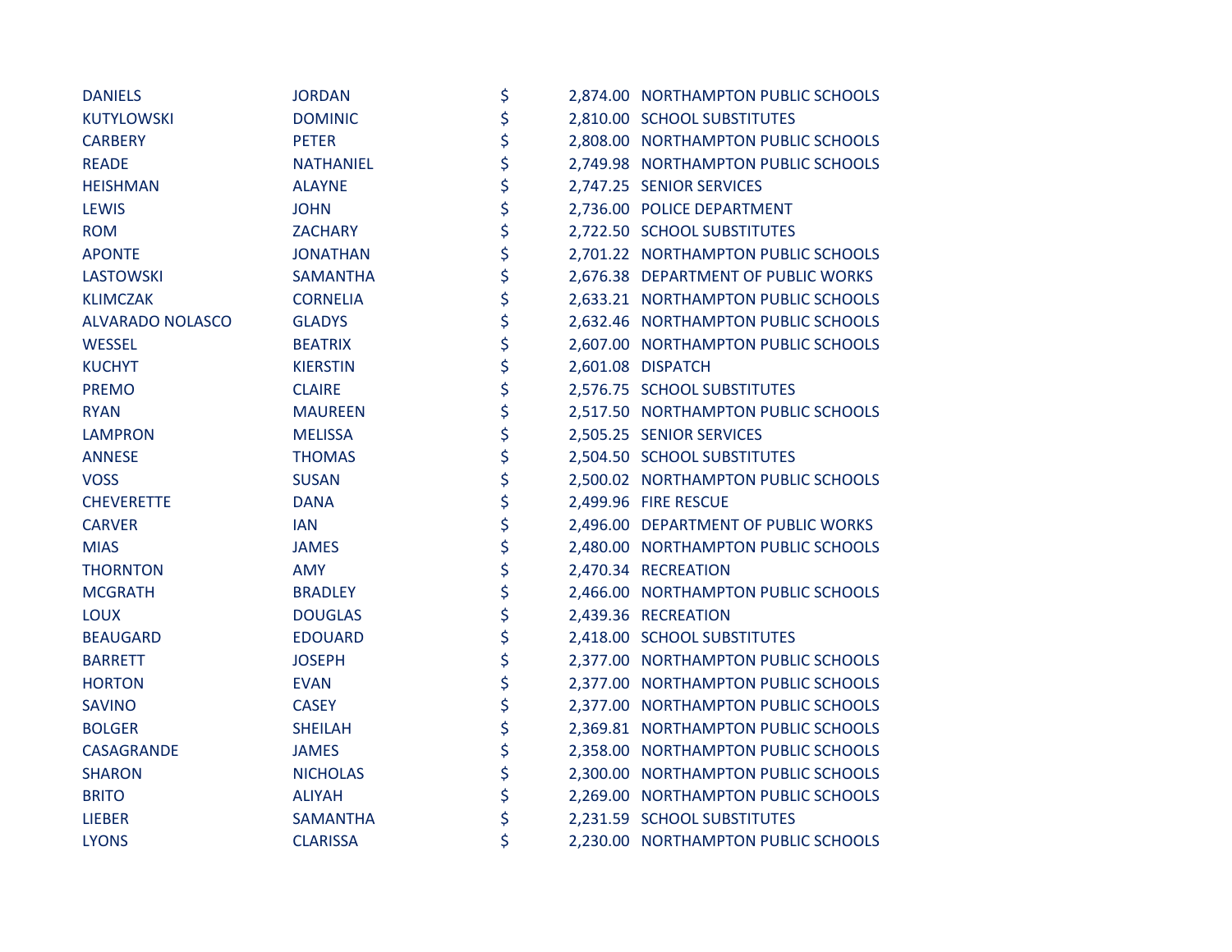| | | | | |
|---|---|---|---|---|
| DANIELS | JORDAN | $ | 2,874.00 | NORTHAMPTON PUBLIC SCHOOLS |
| KUTYLOWSKI | DOMINIC | $ | 2,810.00 | SCHOOL SUBSTITUTES |
| CARBERY | PETER | $ | 2,808.00 | NORTHAMPTON PUBLIC SCHOOLS |
| READE | NATHANIEL | $ | 2,749.98 | NORTHAMPTON PUBLIC SCHOOLS |
| HEISHMAN | ALAYNE | $ | 2,747.25 | SENIOR SERVICES |
| LEWIS | JOHN | $ | 2,736.00 | POLICE DEPARTMENT |
| ROM | ZACHARY | $ | 2,722.50 | SCHOOL SUBSTITUTES |
| APONTE | JONATHAN | $ | 2,701.22 | NORTHAMPTON PUBLIC SCHOOLS |
| LASTOWSKI | SAMANTHA | $ | 2,676.38 | DEPARTMENT OF PUBLIC WORKS |
| KLIMCZAK | CORNELIA | $ | 2,633.21 | NORTHAMPTON PUBLIC SCHOOLS |
| ALVARADO NOLASCO | GLADYS | $ | 2,632.46 | NORTHAMPTON PUBLIC SCHOOLS |
| WESSEL | BEATRIX | $ | 2,607.00 | NORTHAMPTON PUBLIC SCHOOLS |
| KUCHYT | KIERSTIN | $ | 2,601.08 | DISPATCH |
| PREMO | CLAIRE | $ | 2,576.75 | SCHOOL SUBSTITUTES |
| RYAN | MAUREEN | $ | 2,517.50 | NORTHAMPTON PUBLIC SCHOOLS |
| LAMPRON | MELISSA | $ | 2,505.25 | SENIOR SERVICES |
| ANNESE | THOMAS | $ | 2,504.50 | SCHOOL SUBSTITUTES |
| VOSS | SUSAN | $ | 2,500.02 | NORTHAMPTON PUBLIC SCHOOLS |
| CHEVERETTE | DANA | $ | 2,499.96 | FIRE RESCUE |
| CARVER | IAN | $ | 2,496.00 | DEPARTMENT OF PUBLIC WORKS |
| MIAS | JAMES | $ | 2,480.00 | NORTHAMPTON PUBLIC SCHOOLS |
| THORNTON | AMY | $ | 2,470.34 | RECREATION |
| MCGRATH | BRADLEY | $ | 2,466.00 | NORTHAMPTON PUBLIC SCHOOLS |
| LOUX | DOUGLAS | $ | 2,439.36 | RECREATION |
| BEAUGARD | EDOUARD | $ | 2,418.00 | SCHOOL SUBSTITUTES |
| BARRETT | JOSEPH | $ | 2,377.00 | NORTHAMPTON PUBLIC SCHOOLS |
| HORTON | EVAN | $ | 2,377.00 | NORTHAMPTON PUBLIC SCHOOLS |
| SAVINO | CASEY | $ | 2,377.00 | NORTHAMPTON PUBLIC SCHOOLS |
| BOLGER | SHEILAH | $ | 2,369.81 | NORTHAMPTON PUBLIC SCHOOLS |
| CASAGRANDE | JAMES | $ | 2,358.00 | NORTHAMPTON PUBLIC SCHOOLS |
| SHARON | NICHOLAS | $ | 2,300.00 | NORTHAMPTON PUBLIC SCHOOLS |
| BRITO | ALIYAH | $ | 2,269.00 | NORTHAMPTON PUBLIC SCHOOLS |
| LIEBER | SAMANTHA | $ | 2,231.59 | SCHOOL SUBSTITUTES |
| LYONS | CLARISSA | $ | 2,230.00 | NORTHAMPTON PUBLIC SCHOOLS |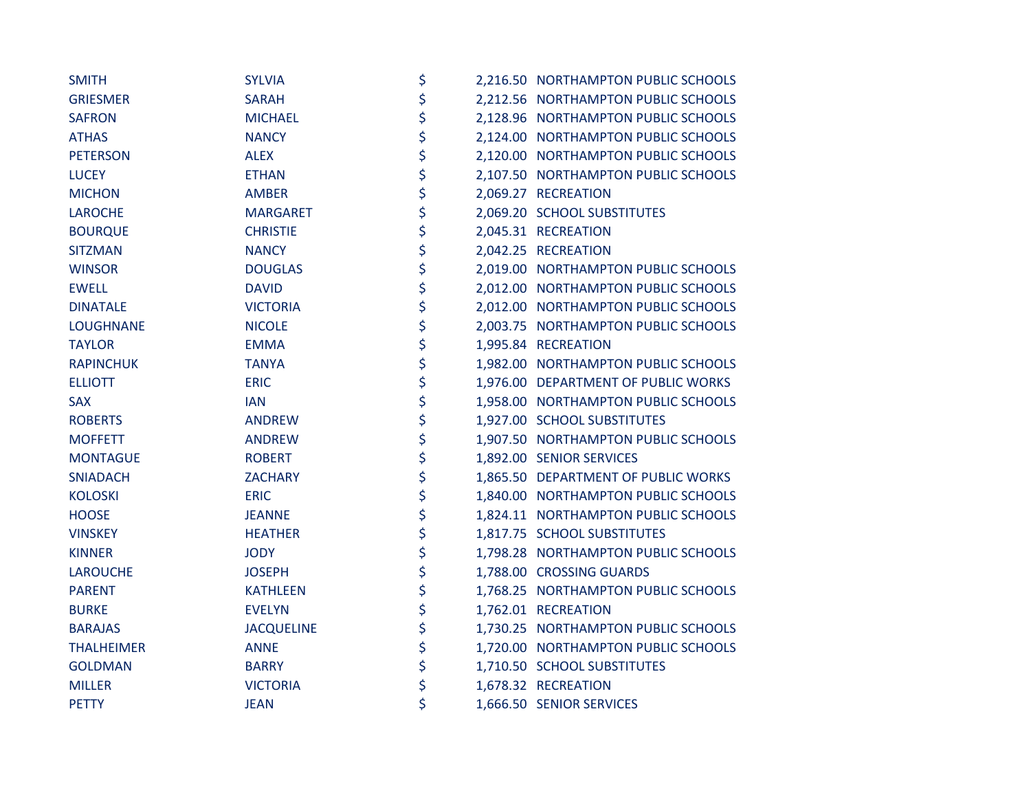| | | | | |
|---|---|---|---|---|
| SMITH | SYLVIA | $ | 2,216.50 | NORTHAMPTON PUBLIC SCHOOLS |
| GRIESMER | SARAH | $ | 2,212.56 | NORTHAMPTON PUBLIC SCHOOLS |
| SAFRON | MICHAEL | $ | 2,128.96 | NORTHAMPTON PUBLIC SCHOOLS |
| ATHAS | NANCY | $ | 2,124.00 | NORTHAMPTON PUBLIC SCHOOLS |
| PETERSON | ALEX | $ | 2,120.00 | NORTHAMPTON PUBLIC SCHOOLS |
| LUCEY | ETHAN | $ | 2,107.50 | NORTHAMPTON PUBLIC SCHOOLS |
| MICHON | AMBER | $ | 2,069.27 | RECREATION |
| LAROCHE | MARGARET | $ | 2,069.20 | SCHOOL SUBSTITUTES |
| BOURQUE | CHRISTIE | $ | 2,045.31 | RECREATION |
| SITZMAN | NANCY | $ | 2,042.25 | RECREATION |
| WINSOR | DOUGLAS | $ | 2,019.00 | NORTHAMPTON PUBLIC SCHOOLS |
| EWELL | DAVID | $ | 2,012.00 | NORTHAMPTON PUBLIC SCHOOLS |
| DINATALE | VICTORIA | $ | 2,012.00 | NORTHAMPTON PUBLIC SCHOOLS |
| LOUGHNANE | NICOLE | $ | 2,003.75 | NORTHAMPTON PUBLIC SCHOOLS |
| TAYLOR | EMMA | $ | 1,995.84 | RECREATION |
| RAPINCHUK | TANYA | $ | 1,982.00 | NORTHAMPTON PUBLIC SCHOOLS |
| ELLIOTT | ERIC | $ | 1,976.00 | DEPARTMENT OF PUBLIC WORKS |
| SAX | IAN | $ | 1,958.00 | NORTHAMPTON PUBLIC SCHOOLS |
| ROBERTS | ANDREW | $ | 1,927.00 | SCHOOL SUBSTITUTES |
| MOFFETT | ANDREW | $ | 1,907.50 | NORTHAMPTON PUBLIC SCHOOLS |
| MONTAGUE | ROBERT | $ | 1,892.00 | SENIOR SERVICES |
| SNIADACH | ZACHARY | $ | 1,865.50 | DEPARTMENT OF PUBLIC WORKS |
| KOLOSKI | ERIC | $ | 1,840.00 | NORTHAMPTON PUBLIC SCHOOLS |
| HOOSE | JEANNE | $ | 1,824.11 | NORTHAMPTON PUBLIC SCHOOLS |
| VINSKEY | HEATHER | $ | 1,817.75 | SCHOOL SUBSTITUTES |
| KINNER | JODY | $ | 1,798.28 | NORTHAMPTON PUBLIC SCHOOLS |
| LAROUCHE | JOSEPH | $ | 1,788.00 | CROSSING GUARDS |
| PARENT | KATHLEEN | $ | 1,768.25 | NORTHAMPTON PUBLIC SCHOOLS |
| BURKE | EVELYN | $ | 1,762.01 | RECREATION |
| BARAJAS | JACQUELINE | $ | 1,730.25 | NORTHAMPTON PUBLIC SCHOOLS |
| THALHEIMER | ANNE | $ | 1,720.00 | NORTHAMPTON PUBLIC SCHOOLS |
| GOLDMAN | BARRY | $ | 1,710.50 | SCHOOL SUBSTITUTES |
| MILLER | VICTORIA | $ | 1,678.32 | RECREATION |
| PETTY | JEAN | $ | 1,666.50 | SENIOR SERVICES |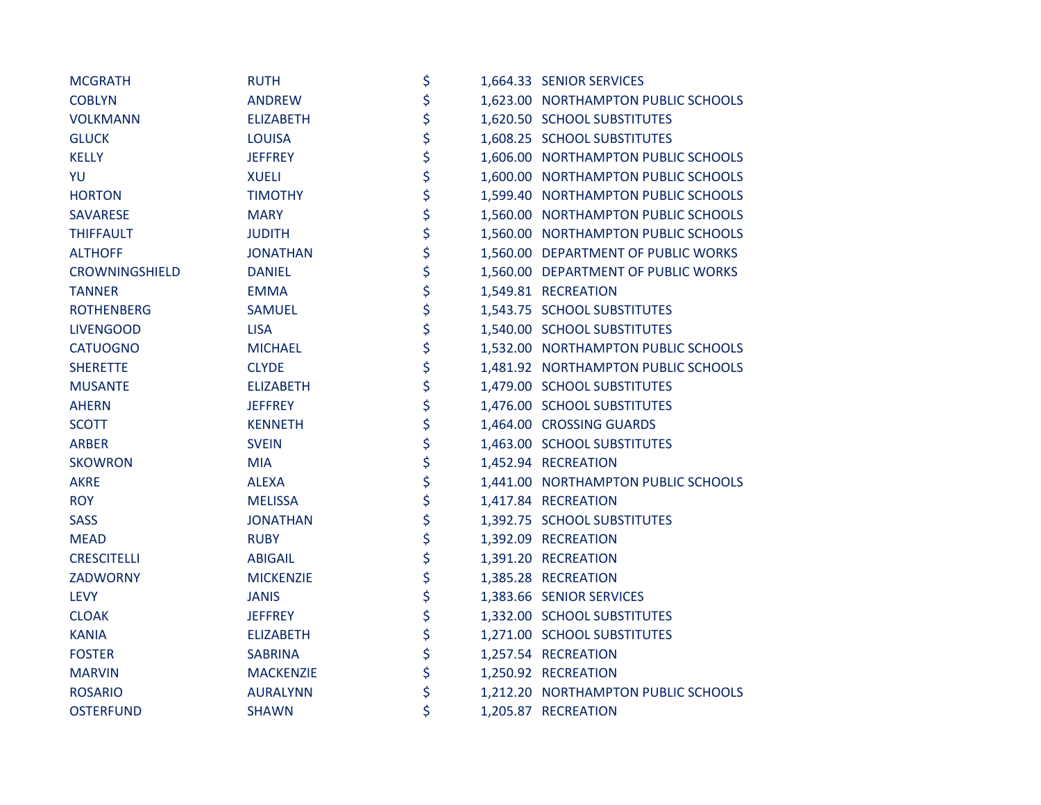| | | | | |
|---|---|---|---|---|
| MCGRATH | RUTH | $ | 1,664.33 | SENIOR SERVICES |
| COBLYN | ANDREW | $ | 1,623.00 | NORTHAMPTON PUBLIC SCHOOLS |
| VOLKMANN | ELIZABETH | $ | 1,620.50 | SCHOOL SUBSTITUTES |
| GLUCK | LOUISA | $ | 1,608.25 | SCHOOL SUBSTITUTES |
| KELLY | JEFFREY | $ | 1,606.00 | NORTHAMPTON PUBLIC SCHOOLS |
| YU | XUELI | $ | 1,600.00 | NORTHAMPTON PUBLIC SCHOOLS |
| HORTON | TIMOTHY | $ | 1,599.40 | NORTHAMPTON PUBLIC SCHOOLS |
| SAVARESE | MARY | $ | 1,560.00 | NORTHAMPTON PUBLIC SCHOOLS |
| THIFFAULT | JUDITH | $ | 1,560.00 | NORTHAMPTON PUBLIC SCHOOLS |
| ALTHOFF | JONATHAN | $ | 1,560.00 | DEPARTMENT OF PUBLIC WORKS |
| CROWNINGSHIELD | DANIEL | $ | 1,560.00 | DEPARTMENT OF PUBLIC WORKS |
| TANNER | EMMA | $ | 1,549.81 | RECREATION |
| ROTHENBERG | SAMUEL | $ | 1,543.75 | SCHOOL SUBSTITUTES |
| LIVENGOOD | LISA | $ | 1,540.00 | SCHOOL SUBSTITUTES |
| CATUOGNO | MICHAEL | $ | 1,532.00 | NORTHAMPTON PUBLIC SCHOOLS |
| SHERETTE | CLYDE | $ | 1,481.92 | NORTHAMPTON PUBLIC SCHOOLS |
| MUSANTE | ELIZABETH | $ | 1,479.00 | SCHOOL SUBSTITUTES |
| AHERN | JEFFREY | $ | 1,476.00 | SCHOOL SUBSTITUTES |
| SCOTT | KENNETH | $ | 1,464.00 | CROSSING GUARDS |
| ARBER | SVEIN | $ | 1,463.00 | SCHOOL SUBSTITUTES |
| SKOWRON | MIA | $ | 1,452.94 | RECREATION |
| AKRE | ALEXA | $ | 1,441.00 | NORTHAMPTON PUBLIC SCHOOLS |
| ROY | MELISSA | $ | 1,417.84 | RECREATION |
| SASS | JONATHAN | $ | 1,392.75 | SCHOOL SUBSTITUTES |
| MEAD | RUBY | $ | 1,392.09 | RECREATION |
| CRESCITELLI | ABIGAIL | $ | 1,391.20 | RECREATION |
| ZADWORNY | MICKENZIE | $ | 1,385.28 | RECREATION |
| LEVY | JANIS | $ | 1,383.66 | SENIOR SERVICES |
| CLOAK | JEFFREY | $ | 1,332.00 | SCHOOL SUBSTITUTES |
| KANIA | ELIZABETH | $ | 1,271.00 | SCHOOL SUBSTITUTES |
| FOSTER | SABRINA | $ | 1,257.54 | RECREATION |
| MARVIN | MACKENZIE | $ | 1,250.92 | RECREATION |
| ROSARIO | AURALYNN | $ | 1,212.20 | NORTHAMPTON PUBLIC SCHOOLS |
| OSTERFUND | SHAWN | $ | 1,205.87 | RECREATION |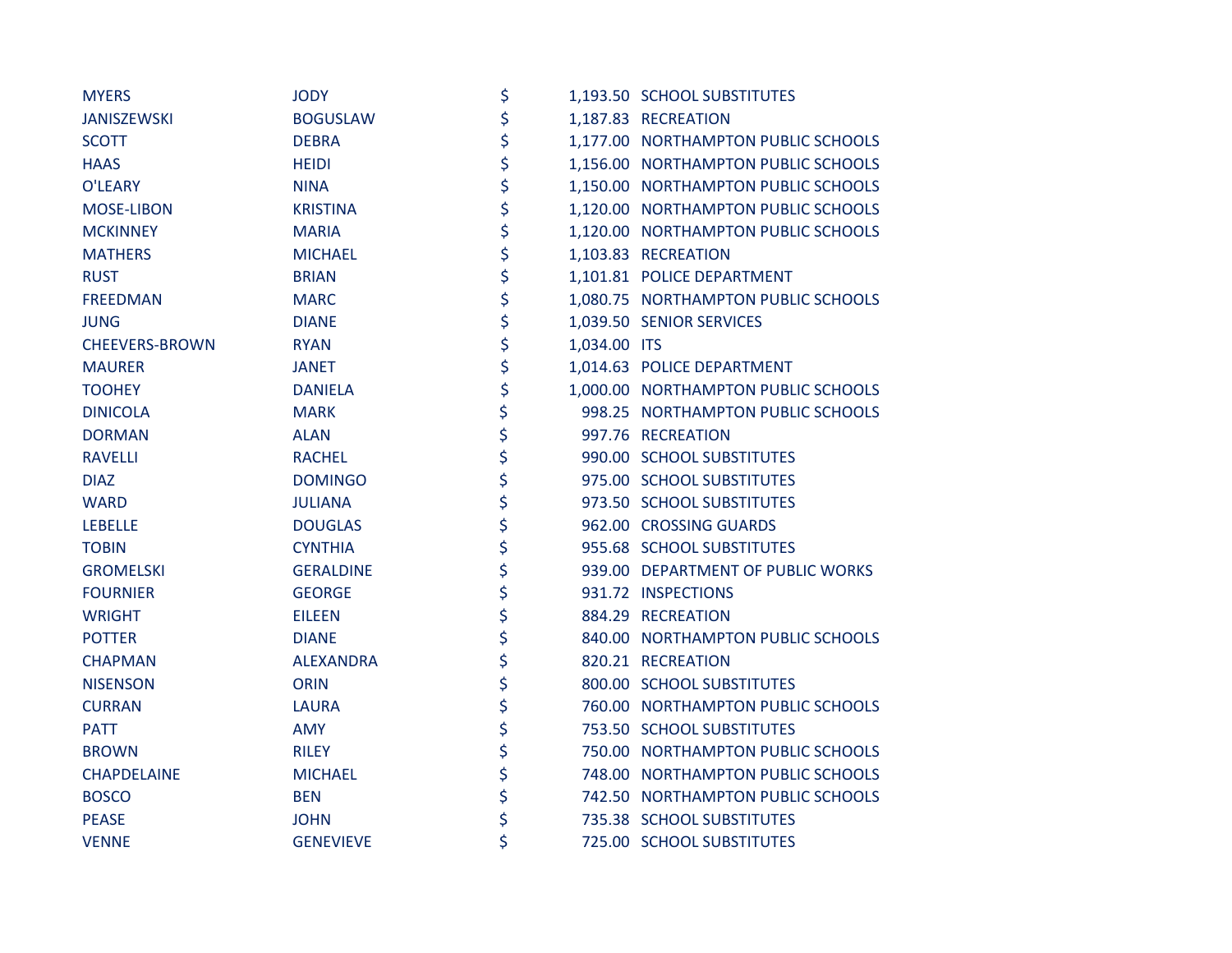| | | | | |
|---|---|---|---|---|
| MYERS | JODY | $ | 1,193.50 | SCHOOL SUBSTITUTES |
| JANISZEWSKI | BOGUSLAW | $ | 1,187.83 | RECREATION |
| SCOTT | DEBRA | $ | 1,177.00 | NORTHAMPTON PUBLIC SCHOOLS |
| HAAS | HEIDI | $ | 1,156.00 | NORTHAMPTON PUBLIC SCHOOLS |
| O'LEARY | NINA | $ | 1,150.00 | NORTHAMPTON PUBLIC SCHOOLS |
| MOSE-LIBON | KRISTINA | $ | 1,120.00 | NORTHAMPTON PUBLIC SCHOOLS |
| MCKINNEY | MARIA | $ | 1,120.00 | NORTHAMPTON PUBLIC SCHOOLS |
| MATHERS | MICHAEL | $ | 1,103.83 | RECREATION |
| RUST | BRIAN | $ | 1,101.81 | POLICE DEPARTMENT |
| FREEDMAN | MARC | $ | 1,080.75 | NORTHAMPTON PUBLIC SCHOOLS |
| JUNG | DIANE | $ | 1,039.50 | SENIOR SERVICES |
| CHEEVERS-BROWN | RYAN | $ | 1,034.00 | ITS |
| MAURER | JANET | $ | 1,014.63 | POLICE DEPARTMENT |
| TOOHEY | DANIELA | $ | 1,000.00 | NORTHAMPTON PUBLIC SCHOOLS |
| DINICOLA | MARK | $ | 998.25 | NORTHAMPTON PUBLIC SCHOOLS |
| DORMAN | ALAN | $ | 997.76 | RECREATION |
| RAVELLI | RACHEL | $ | 990.00 | SCHOOL SUBSTITUTES |
| DIAZ | DOMINGO | $ | 975.00 | SCHOOL SUBSTITUTES |
| WARD | JULIANA | $ | 973.50 | SCHOOL SUBSTITUTES |
| LEBELLE | DOUGLAS | $ | 962.00 | CROSSING GUARDS |
| TOBIN | CYNTHIA | $ | 955.68 | SCHOOL SUBSTITUTES |
| GROMELSKI | GERALDINE | $ | 939.00 | DEPARTMENT OF PUBLIC WORKS |
| FOURNIER | GEORGE | $ | 931.72 | INSPECTIONS |
| WRIGHT | EILEEN | $ | 884.29 | RECREATION |
| POTTER | DIANE | $ | 840.00 | NORTHAMPTON PUBLIC SCHOOLS |
| CHAPMAN | ALEXANDRA | $ | 820.21 | RECREATION |
| NISENSON | ORIN | $ | 800.00 | SCHOOL SUBSTITUTES |
| CURRAN | LAURA | $ | 760.00 | NORTHAMPTON PUBLIC SCHOOLS |
| PATT | AMY | $ | 753.50 | SCHOOL SUBSTITUTES |
| BROWN | RILEY | $ | 750.00 | NORTHAMPTON PUBLIC SCHOOLS |
| CHAPDELAINE | MICHAEL | $ | 748.00 | NORTHAMPTON PUBLIC SCHOOLS |
| BOSCO | BEN | $ | 742.50 | NORTHAMPTON PUBLIC SCHOOLS |
| PEASE | JOHN | $ | 735.38 | SCHOOL SUBSTITUTES |
| VENNE | GENEVIEVE | $ | 725.00 | SCHOOL SUBSTITUTES |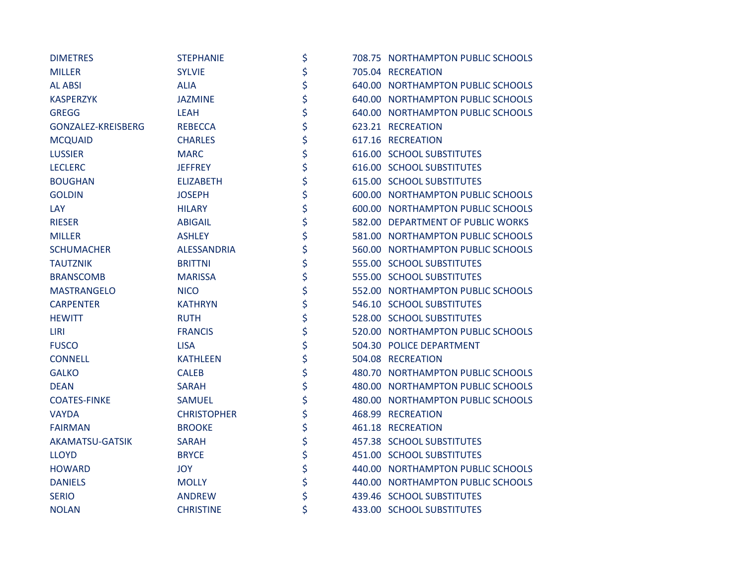| | | | | |
|---|---|---|---|---|
| DIMETRES | STEPHANIE | $ | 708.75 | NORTHAMPTON PUBLIC SCHOOLS |
| MILLER | SYLVIE | $ | 705.04 | RECREATION |
| AL ABSI | ALIA | $ | 640.00 | NORTHAMPTON PUBLIC SCHOOLS |
| KASPERZYK | JAZMINE | $ | 640.00 | NORTHAMPTON PUBLIC SCHOOLS |
| GREGG | LEAH | $ | 640.00 | NORTHAMPTON PUBLIC SCHOOLS |
| GONZALEZ-KREISBERG | REBECCA | $ | 623.21 | RECREATION |
| MCQUAID | CHARLES | $ | 617.16 | RECREATION |
| LUSSIER | MARC | $ | 616.00 | SCHOOL SUBSTITUTES |
| LECLERC | JEFFREY | $ | 616.00 | SCHOOL SUBSTITUTES |
| BOUGHAN | ELIZABETH | $ | 615.00 | SCHOOL SUBSTITUTES |
| GOLDIN | JOSEPH | $ | 600.00 | NORTHAMPTON PUBLIC SCHOOLS |
| LAY | HILARY | $ | 600.00 | NORTHAMPTON PUBLIC SCHOOLS |
| RIESER | ABIGAIL | $ | 582.00 | DEPARTMENT OF PUBLIC WORKS |
| MILLER | ASHLEY | $ | 581.00 | NORTHAMPTON PUBLIC SCHOOLS |
| SCHUMACHER | ALESSANDRIA | $ | 560.00 | NORTHAMPTON PUBLIC SCHOOLS |
| TAUTZNIK | BRITTNI | $ | 555.00 | SCHOOL SUBSTITUTES |
| BRANSCOMB | MARISSA | $ | 555.00 | SCHOOL SUBSTITUTES |
| MASTRANGELO | NICO | $ | 552.00 | NORTHAMPTON PUBLIC SCHOOLS |
| CARPENTER | KATHRYN | $ | 546.10 | SCHOOL SUBSTITUTES |
| HEWITT | RUTH | $ | 528.00 | SCHOOL SUBSTITUTES |
| LIRI | FRANCIS | $ | 520.00 | NORTHAMPTON PUBLIC SCHOOLS |
| FUSCO | LISA | $ | 504.30 | POLICE DEPARTMENT |
| CONNELL | KATHLEEN | $ | 504.08 | RECREATION |
| GALKO | CALEB | $ | 480.70 | NORTHAMPTON PUBLIC SCHOOLS |
| DEAN | SARAH | $ | 480.00 | NORTHAMPTON PUBLIC SCHOOLS |
| COATES-FINKE | SAMUEL | $ | 480.00 | NORTHAMPTON PUBLIC SCHOOLS |
| VAYDA | CHRISTOPHER | $ | 468.99 | RECREATION |
| FAIRMAN | BROOKE | $ | 461.18 | RECREATION |
| AKAMATSU-GATSIK | SARAH | $ | 457.38 | SCHOOL SUBSTITUTES |
| LLOYD | BRYCE | $ | 451.00 | SCHOOL SUBSTITUTES |
| HOWARD | JOY | $ | 440.00 | NORTHAMPTON PUBLIC SCHOOLS |
| DANIELS | MOLLY | $ | 440.00 | NORTHAMPTON PUBLIC SCHOOLS |
| SERIO | ANDREW | $ | 439.46 | SCHOOL SUBSTITUTES |
| NOLAN | CHRISTINE | $ | 433.00 | SCHOOL SUBSTITUTES |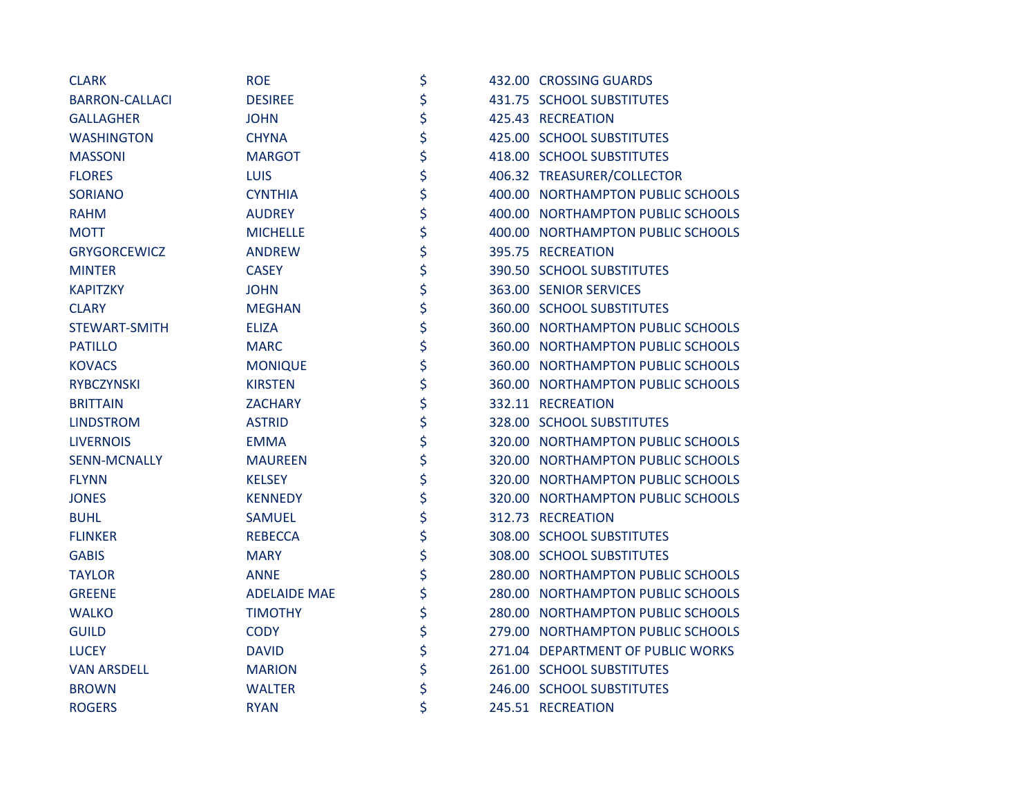| | | | | |
|---|---|---|---|---|
| CLARK | ROE | $ | 432.00 | CROSSING GUARDS |
| BARRON-CALLACI | DESIREE | $ | 431.75 | SCHOOL SUBSTITUTES |
| GALLAGHER | JOHN | $ | 425.43 | RECREATION |
| WASHINGTON | CHYNA | $ | 425.00 | SCHOOL SUBSTITUTES |
| MASSONI | MARGOT | $ | 418.00 | SCHOOL SUBSTITUTES |
| FLORES | LUIS | $ | 406.32 | TREASURER/COLLECTOR |
| SORIANO | CYNTHIA | $ | 400.00 | NORTHAMPTON PUBLIC SCHOOLS |
| RAHM | AUDREY | $ | 400.00 | NORTHAMPTON PUBLIC SCHOOLS |
| MOTT | MICHELLE | $ | 400.00 | NORTHAMPTON PUBLIC SCHOOLS |
| GRYGORCEWICZ | ANDREW | $ | 395.75 | RECREATION |
| MINTER | CASEY | $ | 390.50 | SCHOOL SUBSTITUTES |
| KAPITZKY | JOHN | $ | 363.00 | SENIOR SERVICES |
| CLARY | MEGHAN | $ | 360.00 | SCHOOL SUBSTITUTES |
| STEWART-SMITH | ELIZA | $ | 360.00 | NORTHAMPTON PUBLIC SCHOOLS |
| PATILLO | MARC | $ | 360.00 | NORTHAMPTON PUBLIC SCHOOLS |
| KOVACS | MONIQUE | $ | 360.00 | NORTHAMPTON PUBLIC SCHOOLS |
| RYBCZYNSKI | KIRSTEN | $ | 360.00 | NORTHAMPTON PUBLIC SCHOOLS |
| BRITTAIN | ZACHARY | $ | 332.11 | RECREATION |
| LINDSTROM | ASTRID | $ | 328.00 | SCHOOL SUBSTITUTES |
| LIVERNOIS | EMMA | $ | 320.00 | NORTHAMPTON PUBLIC SCHOOLS |
| SENN-MCNALLY | MAUREEN | $ | 320.00 | NORTHAMPTON PUBLIC SCHOOLS |
| FLYNN | KELSEY | $ | 320.00 | NORTHAMPTON PUBLIC SCHOOLS |
| JONES | KENNEDY | $ | 320.00 | NORTHAMPTON PUBLIC SCHOOLS |
| BUHL | SAMUEL | $ | 312.73 | RECREATION |
| FLINKER | REBECCA | $ | 308.00 | SCHOOL SUBSTITUTES |
| GABIS | MARY | $ | 308.00 | SCHOOL SUBSTITUTES |
| TAYLOR | ANNE | $ | 280.00 | NORTHAMPTON PUBLIC SCHOOLS |
| GREENE | ADELAIDE MAE | $ | 280.00 | NORTHAMPTON PUBLIC SCHOOLS |
| WALKO | TIMOTHY | $ | 280.00 | NORTHAMPTON PUBLIC SCHOOLS |
| GUILD | CODY | $ | 279.00 | NORTHAMPTON PUBLIC SCHOOLS |
| LUCEY | DAVID | $ | 271.04 | DEPARTMENT OF PUBLIC WORKS |
| VAN ARSDELL | MARION | $ | 261.00 | SCHOOL SUBSTITUTES |
| BROWN | WALTER | $ | 246.00 | SCHOOL SUBSTITUTES |
| ROGERS | RYAN | $ | 245.51 | RECREATION |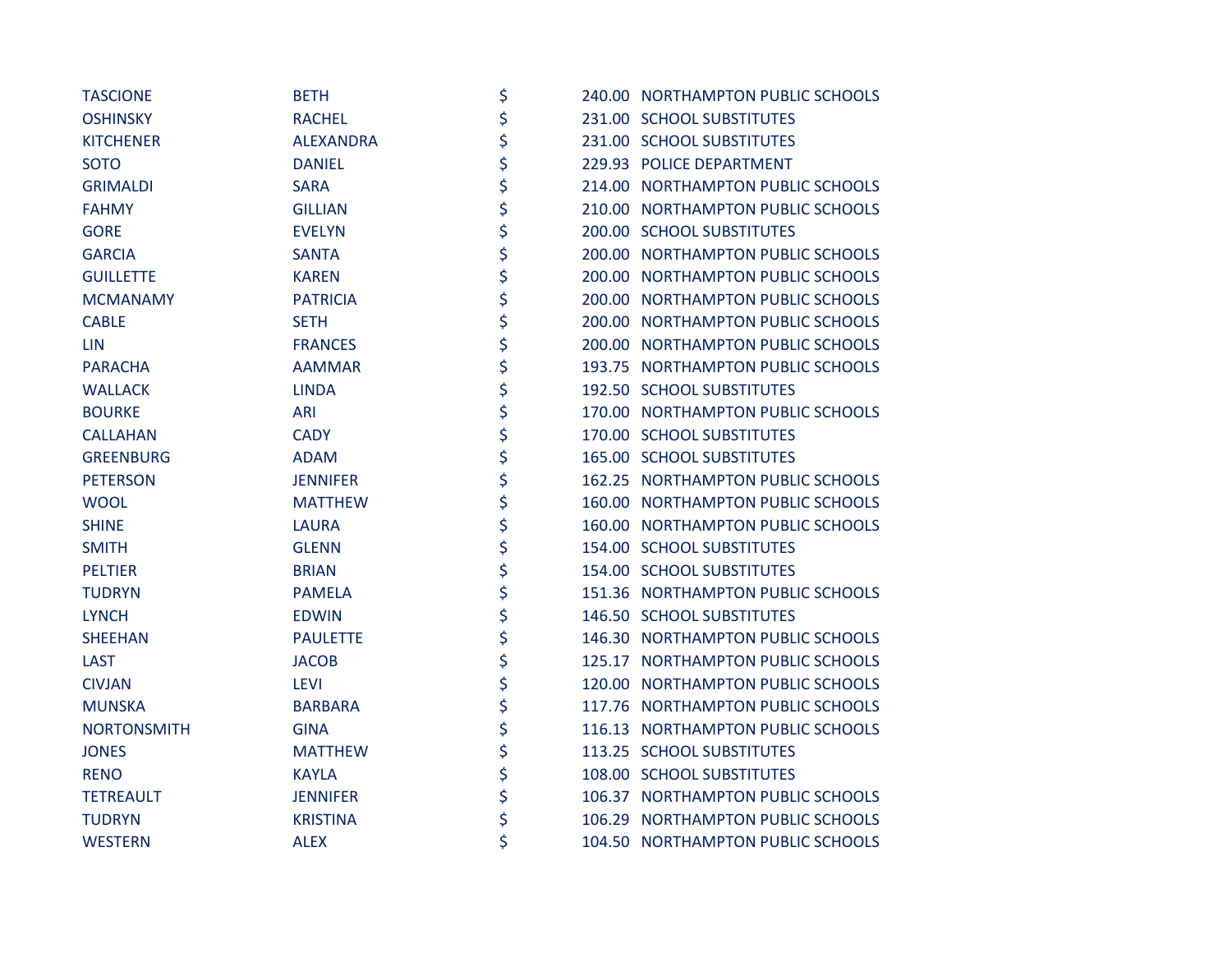| | | | | |
|---|---|---|---|---|
| TASCIONE | BETH | $ | 240.00 | NORTHAMPTON PUBLIC SCHOOLS |
| OSHINSKY | RACHEL | $ | 231.00 | SCHOOL SUBSTITUTES |
| KITCHENER | ALEXANDRA | $ | 231.00 | SCHOOL SUBSTITUTES |
| SOTO | DANIEL | $ | 229.93 | POLICE DEPARTMENT |
| GRIMALDI | SARA | $ | 214.00 | NORTHAMPTON PUBLIC SCHOOLS |
| FAHMY | GILLIAN | $ | 210.00 | NORTHAMPTON PUBLIC SCHOOLS |
| GORE | EVELYN | $ | 200.00 | SCHOOL SUBSTITUTES |
| GARCIA | SANTA | $ | 200.00 | NORTHAMPTON PUBLIC SCHOOLS |
| GUILLETTE | KAREN | $ | 200.00 | NORTHAMPTON PUBLIC SCHOOLS |
| MCMANAMY | PATRICIA | $ | 200.00 | NORTHAMPTON PUBLIC SCHOOLS |
| CABLE | SETH | $ | 200.00 | NORTHAMPTON PUBLIC SCHOOLS |
| LIN | FRANCES | $ | 200.00 | NORTHAMPTON PUBLIC SCHOOLS |
| PARACHA | AAMMAR | $ | 193.75 | NORTHAMPTON PUBLIC SCHOOLS |
| WALLACK | LINDA | $ | 192.50 | SCHOOL SUBSTITUTES |
| BOURKE | ARI | $ | 170.00 | NORTHAMPTON PUBLIC SCHOOLS |
| CALLAHAN | CADY | $ | 170.00 | SCHOOL SUBSTITUTES |
| GREENBURG | ADAM | $ | 165.00 | SCHOOL SUBSTITUTES |
| PETERSON | JENNIFER | $ | 162.25 | NORTHAMPTON PUBLIC SCHOOLS |
| WOOL | MATTHEW | $ | 160.00 | NORTHAMPTON PUBLIC SCHOOLS |
| SHINE | LAURA | $ | 160.00 | NORTHAMPTON PUBLIC SCHOOLS |
| SMITH | GLENN | $ | 154.00 | SCHOOL SUBSTITUTES |
| PELTIER | BRIAN | $ | 154.00 | SCHOOL SUBSTITUTES |
| TUDRYN | PAMELA | $ | 151.36 | NORTHAMPTON PUBLIC SCHOOLS |
| LYNCH | EDWIN | $ | 146.50 | SCHOOL SUBSTITUTES |
| SHEEHAN | PAULETTE | $ | 146.30 | NORTHAMPTON PUBLIC SCHOOLS |
| LAST | JACOB | $ | 125.17 | NORTHAMPTON PUBLIC SCHOOLS |
| CIVJAN | LEVI | $ | 120.00 | NORTHAMPTON PUBLIC SCHOOLS |
| MUNSKA | BARBARA | $ | 117.76 | NORTHAMPTON PUBLIC SCHOOLS |
| NORTONSMITH | GINA | $ | 116.13 | NORTHAMPTON PUBLIC SCHOOLS |
| JONES | MATTHEW | $ | 113.25 | SCHOOL SUBSTITUTES |
| RENO | KAYLA | $ | 108.00 | SCHOOL SUBSTITUTES |
| TETREAULT | JENNIFER | $ | 106.37 | NORTHAMPTON PUBLIC SCHOOLS |
| TUDRYN | KRISTINA | $ | 106.29 | NORTHAMPTON PUBLIC SCHOOLS |
| WESTERN | ALEX | $ | 104.50 | NORTHAMPTON PUBLIC SCHOOLS |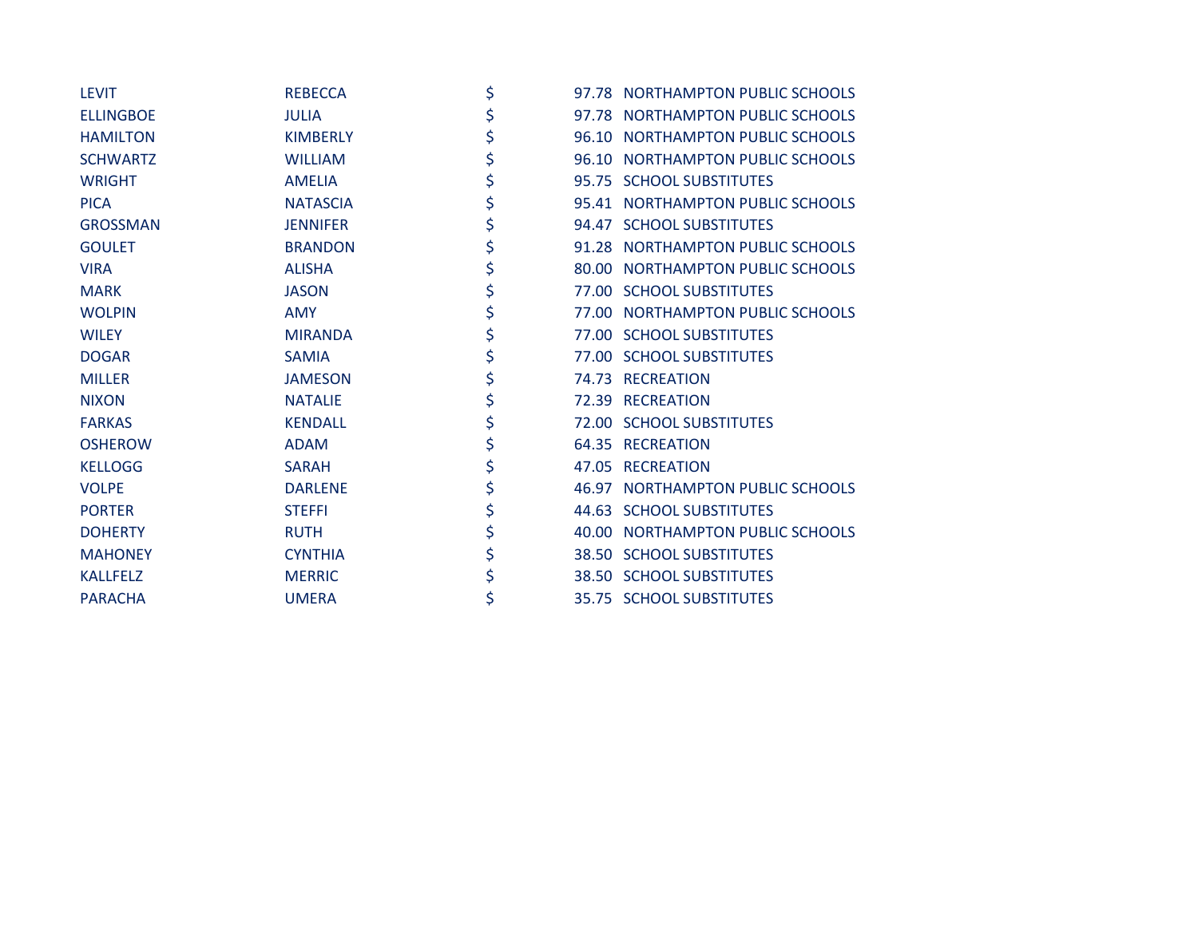| | | | | |
|---|---|---|---|---|
| LEVIT | REBECCA | $ | 97.78 | NORTHAMPTON PUBLIC SCHOOLS |
| ELLINGBOE | JULIA | $ | 97.78 | NORTHAMPTON PUBLIC SCHOOLS |
| HAMILTON | KIMBERLY | $ | 96.10 | NORTHAMPTON PUBLIC SCHOOLS |
| SCHWARTZ | WILLIAM | $ | 96.10 | NORTHAMPTON PUBLIC SCHOOLS |
| WRIGHT | AMELIA | $ | 95.75 | SCHOOL SUBSTITUTES |
| PICA | NATASCIA | $ | 95.41 | NORTHAMPTON PUBLIC SCHOOLS |
| GROSSMAN | JENNIFER | $ | 94.47 | SCHOOL SUBSTITUTES |
| GOULET | BRANDON | $ | 91.28 | NORTHAMPTON PUBLIC SCHOOLS |
| VIRA | ALISHA | $ | 80.00 | NORTHAMPTON PUBLIC SCHOOLS |
| MARK | JASON | $ | 77.00 | SCHOOL SUBSTITUTES |
| WOLPIN | AMY | $ | 77.00 | NORTHAMPTON PUBLIC SCHOOLS |
| WILEY | MIRANDA | $ | 77.00 | SCHOOL SUBSTITUTES |
| DOGAR | SAMIA | $ | 77.00 | SCHOOL SUBSTITUTES |
| MILLER | JAMESON | $ | 74.73 | RECREATION |
| NIXON | NATALIE | $ | 72.39 | RECREATION |
| FARKAS | KENDALL | $ | 72.00 | SCHOOL SUBSTITUTES |
| OSHEROW | ADAM | $ | 64.35 | RECREATION |
| KELLOGG | SARAH | $ | 47.05 | RECREATION |
| VOLPE | DARLENE | $ | 46.97 | NORTHAMPTON PUBLIC SCHOOLS |
| PORTER | STEFFI | $ | 44.63 | SCHOOL SUBSTITUTES |
| DOHERTY | RUTH | $ | 40.00 | NORTHAMPTON PUBLIC SCHOOLS |
| MAHONEY | CYNTHIA | $ | 38.50 | SCHOOL SUBSTITUTES |
| KALLFELZ | MERRIC | $ | 38.50 | SCHOOL SUBSTITUTES |
| PARACHA | UMERA | $ | 35.75 | SCHOOL SUBSTITUTES |